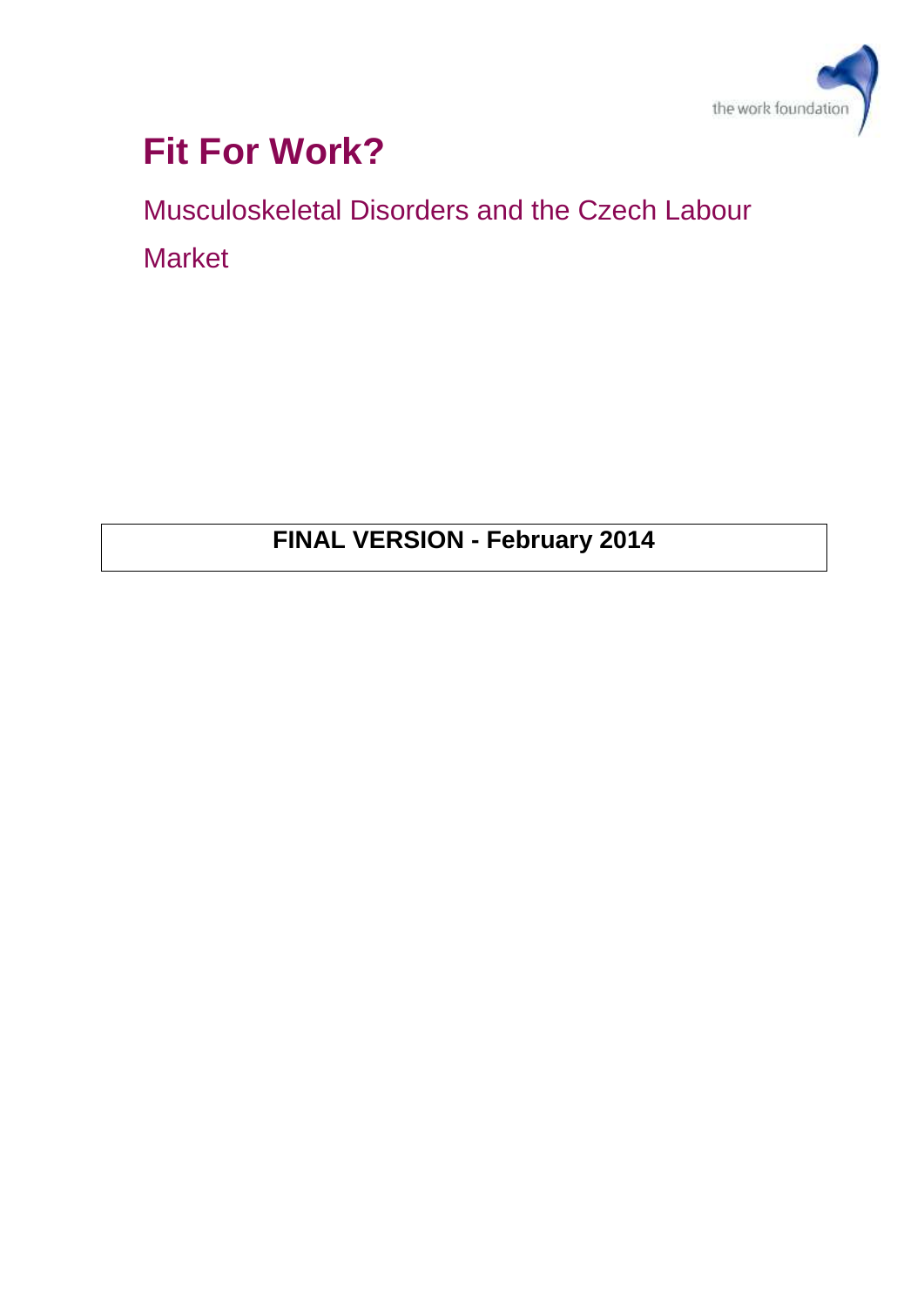the work foundation

# Fit For Work?

## Musculoskeletal Disorders and the Czech Labour Market

**FINAL VERSION - February 2014**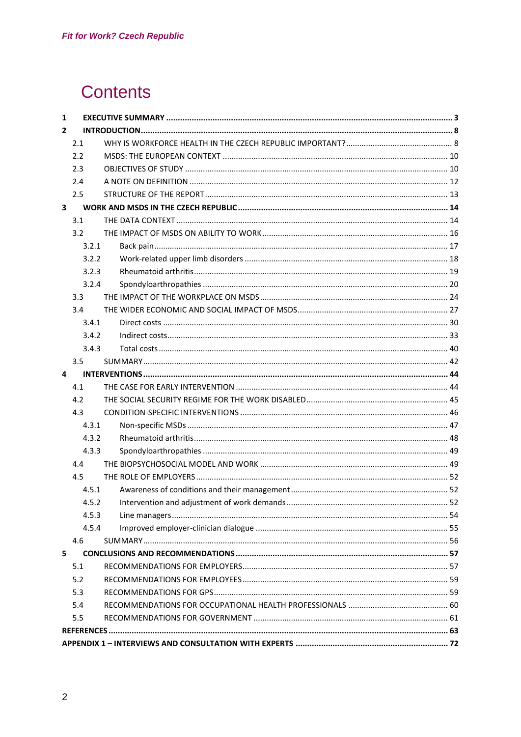# Contents

**1 EXECUTIVE SUMMARY ........ 3**

**2 INTRODUCTION ........ 8**

- 2.1 WHY IS WORKFORCE HEALTH IN THE CZECH REPUBLIC IMPORTANT? ........ 8
- 2.2 MSDS: THE EUROPEAN CONTEXT ........ 10
- 2.3 OBJECTIVES OF STUDY ........ 10
- 2.4 A NOTE ON DEFINITION ........ 12
- 2.5 STRUCTURE OF THE REPORT ........ 13

**3 WORK AND MSDS IN THE CZECH REPUBLIC ........ 14**

- 3.1 THE DATA CONTEXT ........ 14
- 3.2 THE IMPACT OF MSDS ON ABILITY TO WORK ........ 16
  - 3.2.1 Back pain ........ 17
  - 3.2.2 Work-related upper limb disorders ........ 18
  - 3.2.3 Rheumatoid arthritis ........ 19
  - 3.2.4 Spondyloarthropathies ........ 20
- 3.3 THE IMPACT OF THE WORKPLACE ON MSDS ........ 24
- 3.4 THE WIDER ECONOMIC AND SOCIAL IMPACT OF MSDS ........ 27
  - 3.4.1 Direct costs ........ 30
  - 3.4.2 Indirect costs ........ 33
  - 3.4.3 Total costs ........ 40
- 3.5 SUMMARY ........ 42

**4 INTERVENTIONS ........ 44**

- 4.1 THE CASE FOR EARLY INTERVENTION ........ 44
- 4.2 THE SOCIAL SECURITY REGIME FOR THE WORK DISABLED ........ 45
- 4.3 CONDITION-SPECIFIC INTERVENTIONS ........ 46
  - 4.3.1 Non-specific MSDs ........ 47
  - 4.3.2 Rheumatoid arthritis ........ 48
  - 4.3.3 Spondyloarthropathies ........ 49
- 4.4 THE BIOPSYCHOSOCIAL MODEL AND WORK ........ 49
- 4.5 THE ROLE OF EMPLOYERS ........ 52
  - 4.5.1 Awareness of conditions and their management ........ 52
  - 4.5.2 Intervention and adjustment of work demands ........ 52
  - 4.5.3 Line managers ........ 54
  - 4.5.4 Improved employer-clinician dialogue ........ 55
- 4.6 SUMMARY ........ 56

**5 CONCLUSIONS AND RECOMMENDATIONS ........ 57**

- 5.1 RECOMMENDATIONS FOR EMPLOYERS ........ 57
- 5.2 RECOMMENDATIONS FOR EMPLOYEES ........ 59
- 5.3 RECOMMENDATIONS FOR GPS ........ 59
- 5.4 RECOMMENDATIONS FOR OCCUPATIONAL HEALTH PROFESSIONALS ........ 60
- 5.5 RECOMMENDATIONS FOR GOVERNMENT ........ 61

**REFERENCES ........ 63**

**APPENDIX 1 – INTERVIEWS AND CONSULTATION WITH EXPERTS ........ 72**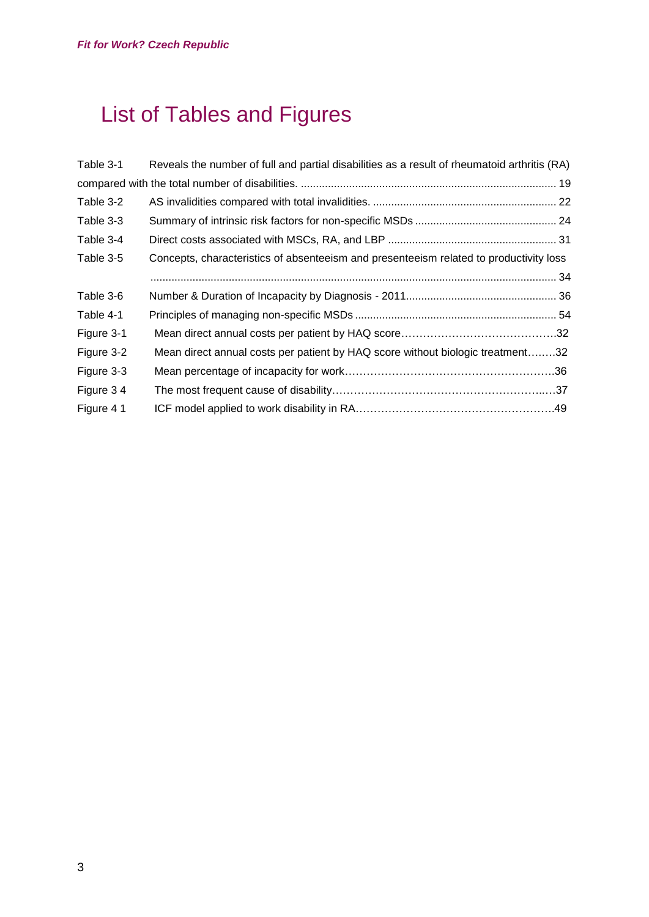# List of Tables and Figures

Table 3-1 Reveals the number of full and partial disabilities as a result of rheumatoid arthritis (RA) compared with the total number of disabilities. .................................................................................... 19

Table 3-2 AS invalidities compared with total invalidities. ............................................................ 22

Table 3-3 Summary of intrinsic risk factors for non-specific MSDs .............................................. 24

Table 3-4 Direct costs associated with MSCs, RA, and LBP ....................................................... 31

Table 3-5 Concepts, characteristics of absenteeism and presenteeism related to productivity loss ....................................................................................................................................... 34

Table 3-6 Number & Duration of Incapacity by Diagnosis - 2011................................................. 36

Table 4-1 Principles of managing non-specific MSDs .................................................................. 54

Figure 3-1 Mean direct annual costs per patient by HAQ score……………………………………..32

Figure 3-2 Mean direct annual costs per patient by HAQ score without biologic treatment……..32

Figure 3-3 Mean percentage of incapacity for work…………………………………………………..36

Figure 3 4 The most frequent cause of disability……………………………………………………..…37

Figure 4 1 ICF model applied to work disability in RA……………………………………………….49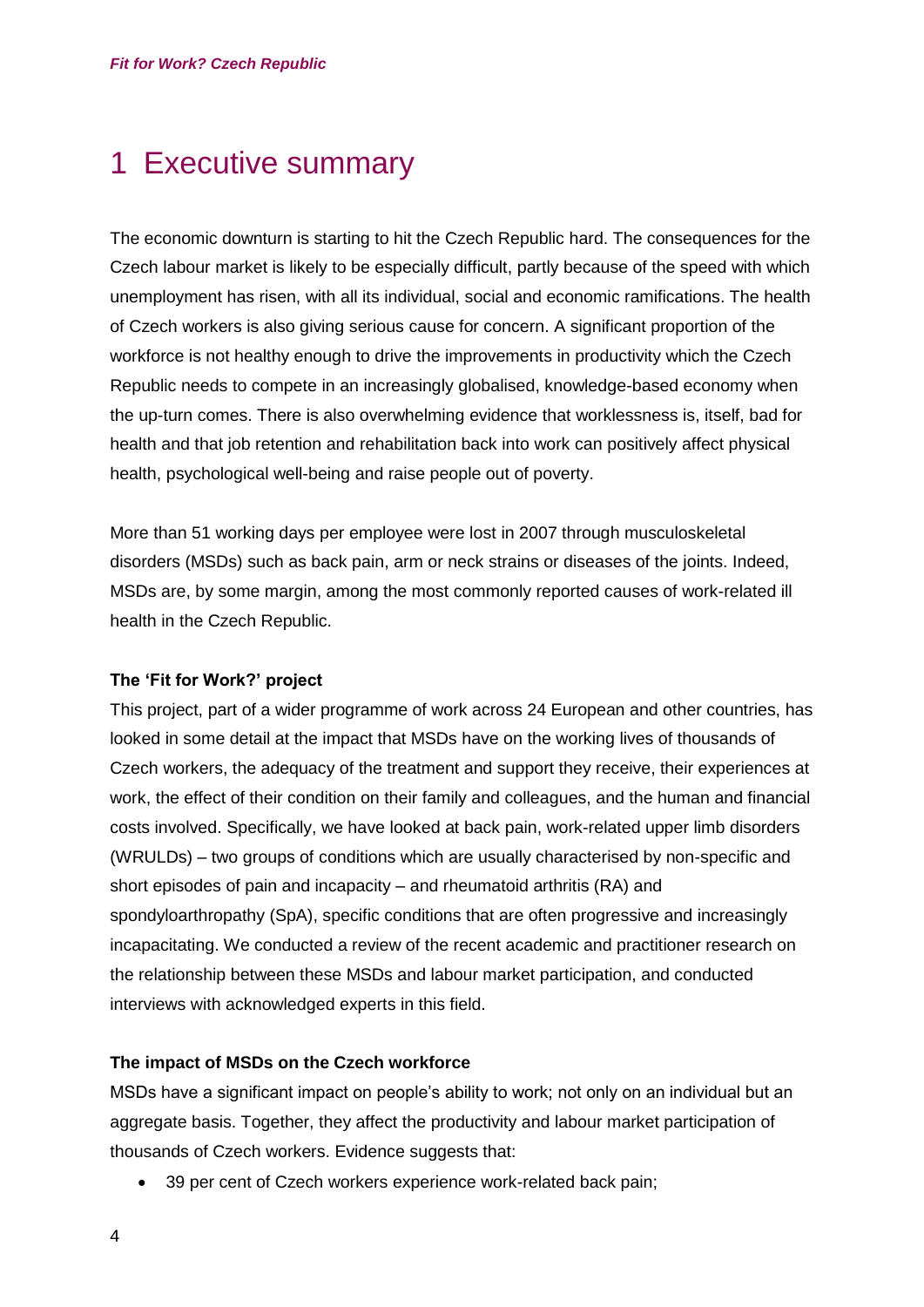# 1 Executive summary

The economic downturn is starting to hit the Czech Republic hard. The consequences for the Czech labour market is likely to be especially difficult, partly because of the speed with which unemployment has risen, with all its individual, social and economic ramifications. The health of Czech workers is also giving serious cause for concern. A significant proportion of the workforce is not healthy enough to drive the improvements in productivity which the Czech Republic needs to compete in an increasingly globalised, knowledge-based economy when the up-turn comes. There is also overwhelming evidence that worklessness is, itself, bad for health and that job retention and rehabilitation back into work can positively affect physical health, psychological well-being and raise people out of poverty.

More than 51 working days per employee were lost in 2007 through musculoskeletal disorders (MSDs) such as back pain, arm or neck strains or diseases of the joints. Indeed, MSDs are, by some margin, among the most commonly reported causes of work-related ill health in the Czech Republic.

**The 'Fit for Work?' project**

This project, part of a wider programme of work across 24 European and other countries, has looked in some detail at the impact that MSDs have on the working lives of thousands of Czech workers, the adequacy of the treatment and support they receive, their experiences at work, the effect of their condition on their family and colleagues, and the human and financial costs involved. Specifically, we have looked at back pain, work-related upper limb disorders (WRULDs) – two groups of conditions which are usually characterised by non-specific and short episodes of pain and incapacity – and rheumatoid arthritis (RA) and spondyloarthropathy (SpA), specific conditions that are often progressive and increasingly incapacitating. We conducted a review of the recent academic and practitioner research on the relationship between these MSDs and labour market participation, and conducted interviews with acknowledged experts in this field.

**The impact of MSDs on the Czech workforce**

MSDs have a significant impact on people's ability to work; not only on an individual but an aggregate basis. Together, they affect the productivity and labour market participation of thousands of Czech workers. Evidence suggests that:

- 39 per cent of Czech workers experience work-related back pain;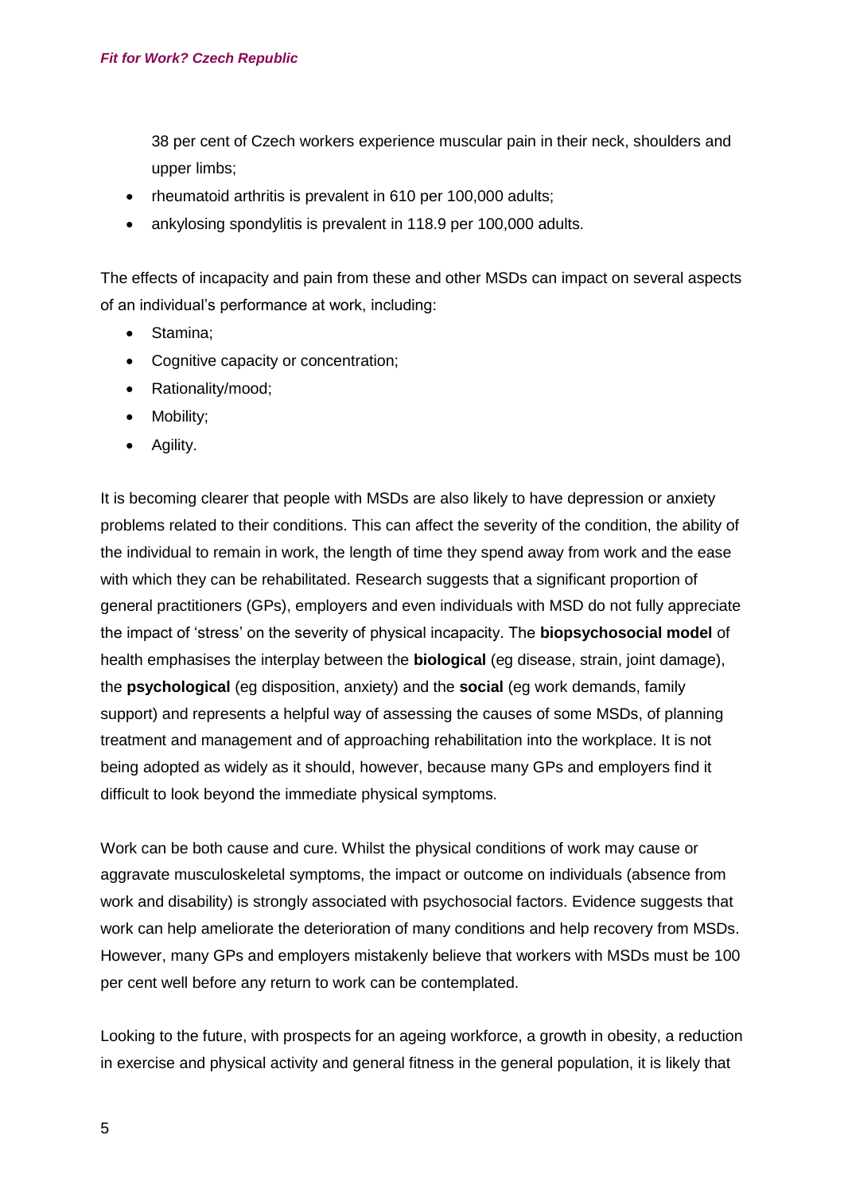38 per cent of Czech workers experience muscular pain in their neck, shoulders and upper limbs;

- rheumatoid arthritis is prevalent in 610 per 100,000 adults;
- ankylosing spondylitis is prevalent in 118.9 per 100,000 adults.

The effects of incapacity and pain from these and other MSDs can impact on several aspects of an individual's performance at work, including:

- Stamina;
- Cognitive capacity or concentration;
- Rationality/mood;
- Mobility;
- Agility.

It is becoming clearer that people with MSDs are also likely to have depression or anxiety problems related to their conditions. This can affect the severity of the condition, the ability of the individual to remain in work, the length of time they spend away from work and the ease with which they can be rehabilitated. Research suggests that a significant proportion of general practitioners (GPs), employers and even individuals with MSD do not fully appreciate the impact of 'stress' on the severity of physical incapacity. The **biopsychosocial model** of health emphasises the interplay between the **biological** (eg disease, strain, joint damage), the **psychological** (eg disposition, anxiety) and the **social** (eg work demands, family support) and represents a helpful way of assessing the causes of some MSDs, of planning treatment and management and of approaching rehabilitation into the workplace. It is not being adopted as widely as it should, however, because many GPs and employers find it difficult to look beyond the immediate physical symptoms.

Work can be both cause and cure. Whilst the physical conditions of work may cause or aggravate musculoskeletal symptoms, the impact or outcome on individuals (absence from work and disability) is strongly associated with psychosocial factors. Evidence suggests that work can help ameliorate the deterioration of many conditions and help recovery from MSDs. However, many GPs and employers mistakenly believe that workers with MSDs must be 100 per cent well before any return to work can be contemplated.

Looking to the future, with prospects for an ageing workforce, a growth in obesity, a reduction in exercise and physical activity and general fitness in the general population, it is likely that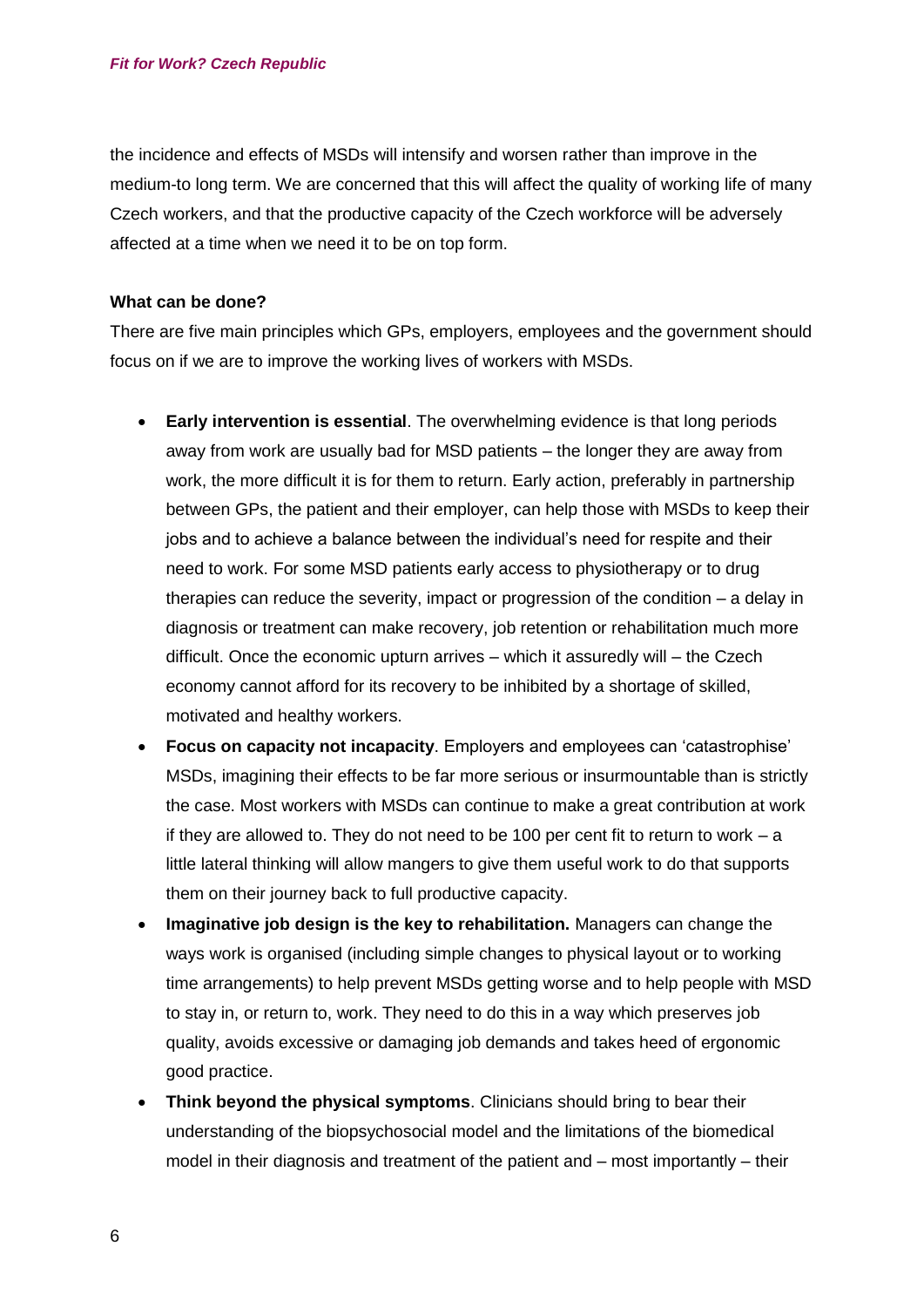the incidence and effects of MSDs will intensify and worsen rather than improve in the medium-to long term. We are concerned that this will affect the quality of working life of many Czech workers, and that the productive capacity of the Czech workforce will be adversely affected at a time when we need it to be on top form.

**What can be done?**

There are five main principles which GPs, employers, employees and the government should focus on if we are to improve the working lives of workers with MSDs.

- **Early intervention is essential**. The overwhelming evidence is that long periods away from work are usually bad for MSD patients – the longer they are away from work, the more difficult it is for them to return. Early action, preferably in partnership between GPs, the patient and their employer, can help those with MSDs to keep their jobs and to achieve a balance between the individual's need for respite and their need to work. For some MSD patients early access to physiotherapy or to drug therapies can reduce the severity, impact or progression of the condition – a delay in diagnosis or treatment can make recovery, job retention or rehabilitation much more difficult. Once the economic upturn arrives – which it assuredly will – the Czech economy cannot afford for its recovery to be inhibited by a shortage of skilled, motivated and healthy workers.
- **Focus on capacity not incapacity**. Employers and employees can 'catastrophise' MSDs, imagining their effects to be far more serious or insurmountable than is strictly the case. Most workers with MSDs can continue to make a great contribution at work if they are allowed to. They do not need to be 100 per cent fit to return to work – a little lateral thinking will allow mangers to give them useful work to do that supports them on their journey back to full productive capacity.
- **Imaginative job design is the key to rehabilitation.** Managers can change the ways work is organised (including simple changes to physical layout or to working time arrangements) to help prevent MSDs getting worse and to help people with MSD to stay in, or return to, work. They need to do this in a way which preserves job quality, avoids excessive or damaging job demands and takes heed of ergonomic good practice.
- **Think beyond the physical symptoms**. Clinicians should bring to bear their understanding of the biopsychosocial model and the limitations of the biomedical model in their diagnosis and treatment of the patient and – most importantly – their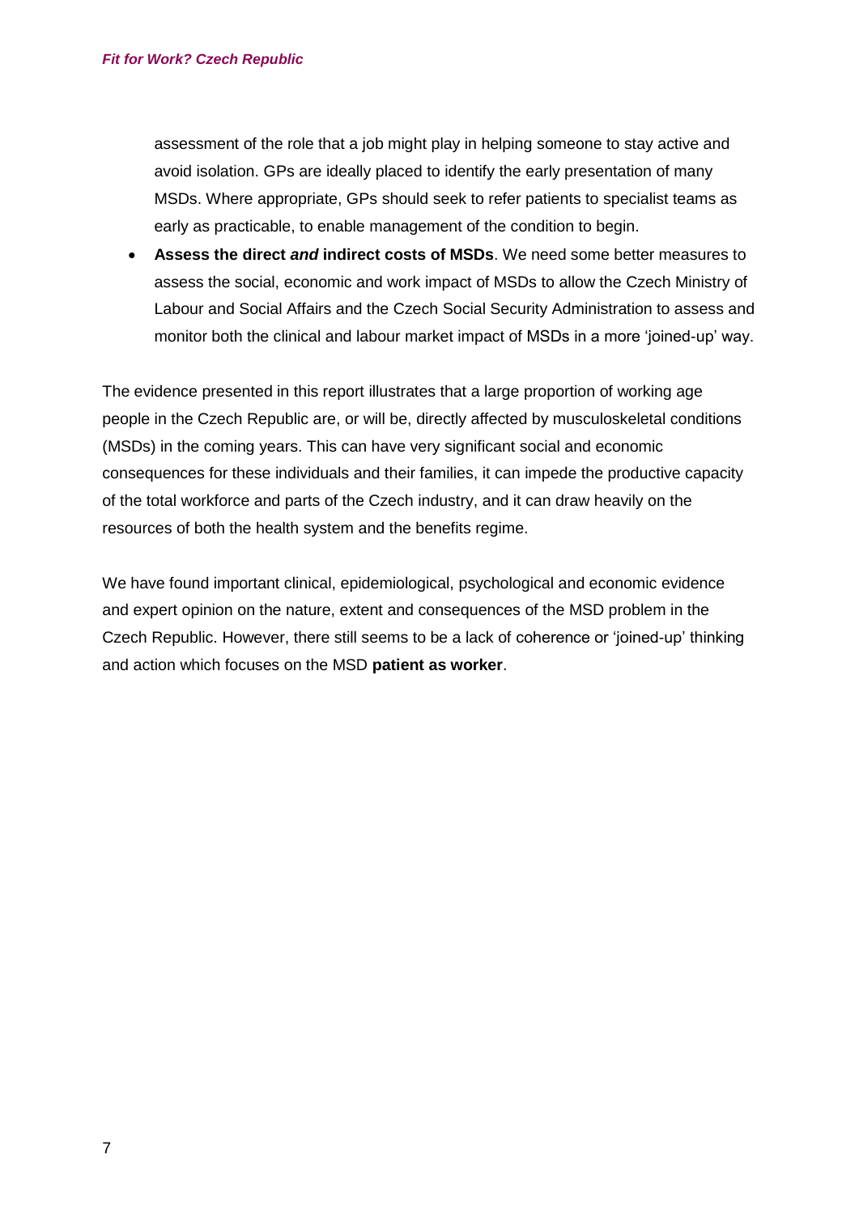assessment of the role that a job might play in helping someone to stay active and avoid isolation. GPs are ideally placed to identify the early presentation of many MSDs. Where appropriate, GPs should seek to refer patients to specialist teams as early as practicable, to enable management of the condition to begin.

- **Assess the direct *and* indirect costs of MSDs**. We need some better measures to assess the social, economic and work impact of MSDs to allow the Czech Ministry of Labour and Social Affairs and the Czech Social Security Administration to assess and monitor both the clinical and labour market impact of MSDs in a more 'joined-up' way.

The evidence presented in this report illustrates that a large proportion of working age people in the Czech Republic are, or will be, directly affected by musculoskeletal conditions (MSDs) in the coming years. This can have very significant social and economic consequences for these individuals and their families, it can impede the productive capacity of the total workforce and parts of the Czech industry, and it can draw heavily on the resources of both the health system and the benefits regime.

We have found important clinical, epidemiological, psychological and economic evidence and expert opinion on the nature, extent and consequences of the MSD problem in the Czech Republic. However, there still seems to be a lack of coherence or 'joined-up' thinking and action which focuses on the MSD **patient as worker**.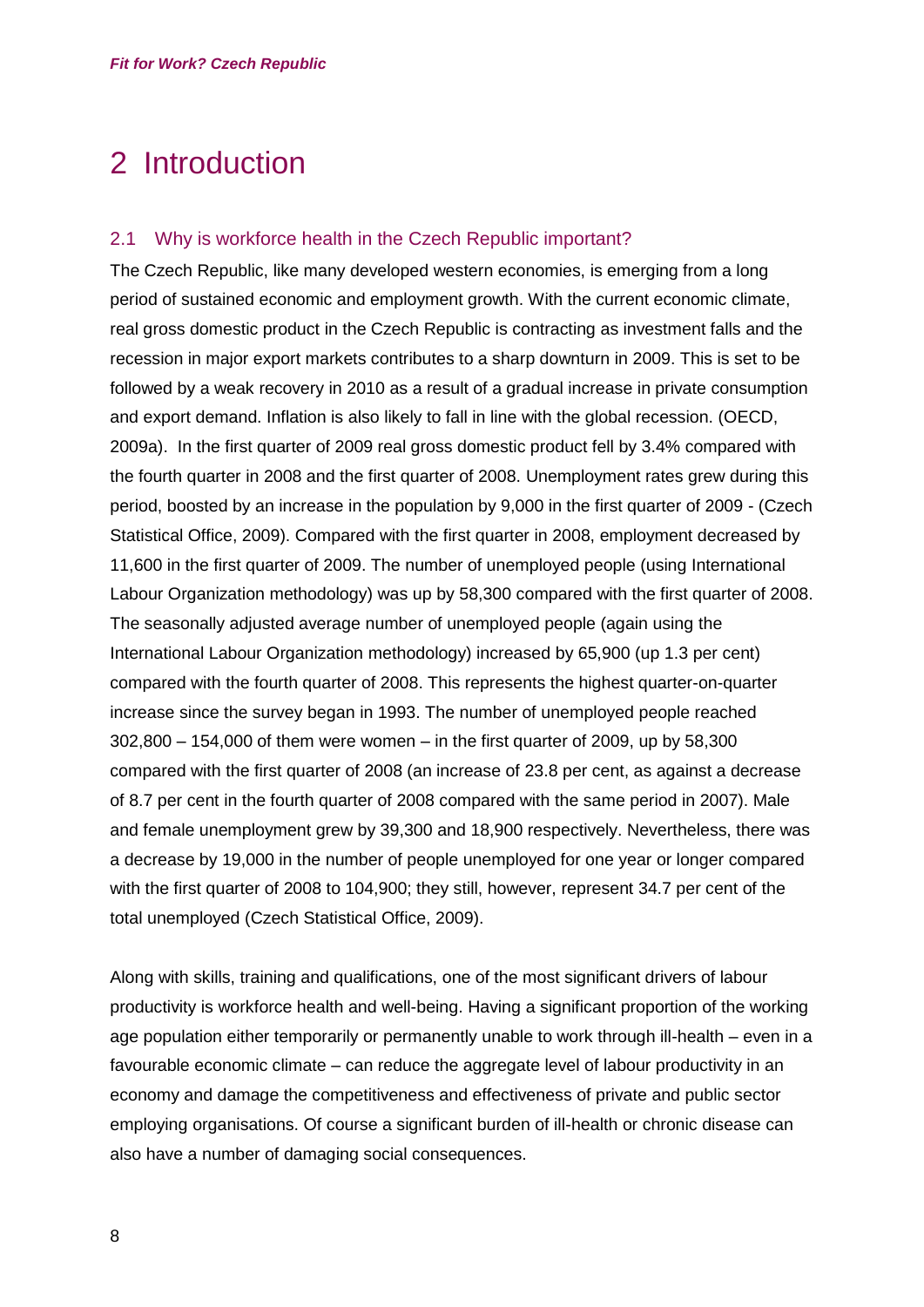# 2 Introduction

## 2.1 Why is workforce health in the Czech Republic important?

The Czech Republic, like many developed western economies, is emerging from a long period of sustained economic and employment growth. With the current economic climate, real gross domestic product in the Czech Republic is contracting as investment falls and the recession in major export markets contributes to a sharp downturn in 2009. This is set to be followed by a weak recovery in 2010 as a result of a gradual increase in private consumption and export demand. Inflation is also likely to fall in line with the global recession. (OECD, 2009a). In the first quarter of 2009 real gross domestic product fell by 3.4% compared with the fourth quarter in 2008 and the first quarter of 2008. Unemployment rates grew during this period, boosted by an increase in the population by 9,000 in the first quarter of 2009 - (Czech Statistical Office, 2009). Compared with the first quarter in 2008, employment decreased by 11,600 in the first quarter of 2009. The number of unemployed people (using International Labour Organization methodology) was up by 58,300 compared with the first quarter of 2008. The seasonally adjusted average number of unemployed people (again using the International Labour Organization methodology) increased by 65,900 (up 1.3 per cent) compared with the fourth quarter of 2008. This represents the highest quarter-on-quarter increase since the survey began in 1993. The number of unemployed people reached 302,800 – 154,000 of them were women – in the first quarter of 2009, up by 58,300 compared with the first quarter of 2008 (an increase of 23.8 per cent, as against a decrease of 8.7 per cent in the fourth quarter of 2008 compared with the same period in 2007). Male and female unemployment grew by 39,300 and 18,900 respectively. Nevertheless, there was a decrease by 19,000 in the number of people unemployed for one year or longer compared with the first quarter of 2008 to 104,900; they still, however, represent 34.7 per cent of the total unemployed (Czech Statistical Office, 2009).

Along with skills, training and qualifications, one of the most significant drivers of labour productivity is workforce health and well-being. Having a significant proportion of the working age population either temporarily or permanently unable to work through ill-health – even in a favourable economic climate – can reduce the aggregate level of labour productivity in an economy and damage the competitiveness and effectiveness of private and public sector employing organisations. Of course a significant burden of ill-health or chronic disease can also have a number of damaging social consequences.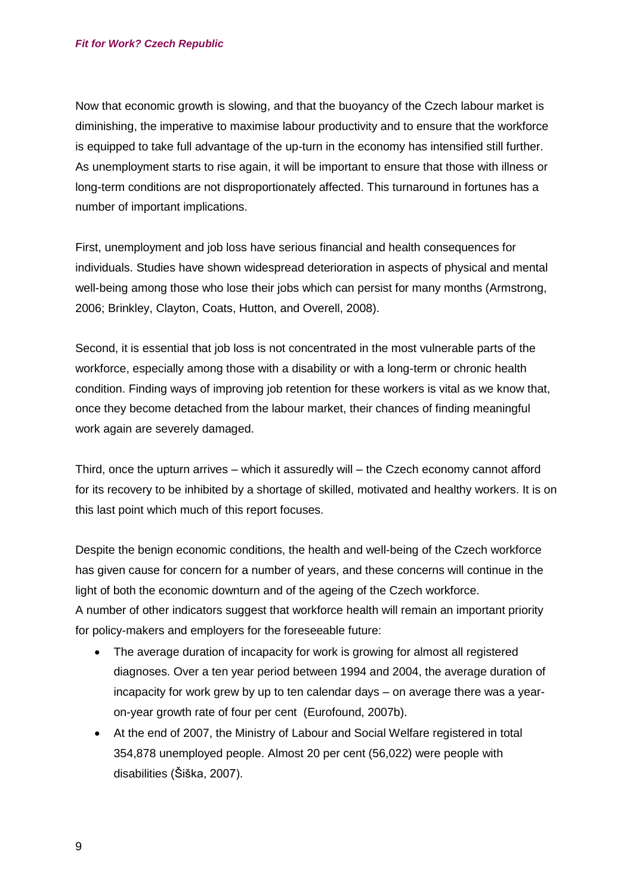Now that economic growth is slowing, and that the buoyancy of the Czech labour market is diminishing, the imperative to maximise labour productivity and to ensure that the workforce is equipped to take full advantage of the up-turn in the economy has intensified still further. As unemployment starts to rise again, it will be important to ensure that those with illness or long-term conditions are not disproportionately affected. This turnaround in fortunes has a number of important implications.

First, unemployment and job loss have serious financial and health consequences for individuals. Studies have shown widespread deterioration in aspects of physical and mental well-being among those who lose their jobs which can persist for many months (Armstrong, 2006; Brinkley, Clayton, Coats, Hutton, and Overell, 2008).

Second, it is essential that job loss is not concentrated in the most vulnerable parts of the workforce, especially among those with a disability or with a long-term or chronic health condition. Finding ways of improving job retention for these workers is vital as we know that, once they become detached from the labour market, their chances of finding meaningful work again are severely damaged.

Third, once the upturn arrives – which it assuredly will – the Czech economy cannot afford for its recovery to be inhibited by a shortage of skilled, motivated and healthy workers. It is on this last point which much of this report focuses.

Despite the benign economic conditions, the health and well-being of the Czech workforce has given cause for concern for a number of years, and these concerns will continue in the light of both the economic downturn and of the ageing of the Czech workforce.
A number of other indicators suggest that workforce health will remain an important priority for policy-makers and employers for the foreseeable future:

- The average duration of incapacity for work is growing for almost all registered diagnoses. Over a ten year period between 1994 and 2004, the average duration of incapacity for work grew by up to ten calendar days – on average there was a year-on-year growth rate of four per cent (Eurofound, 2007b).
- At the end of 2007, the Ministry of Labour and Social Welfare registered in total 354,878 unemployed people. Almost 20 per cent (56,022) were people with disabilities (Šiška, 2007).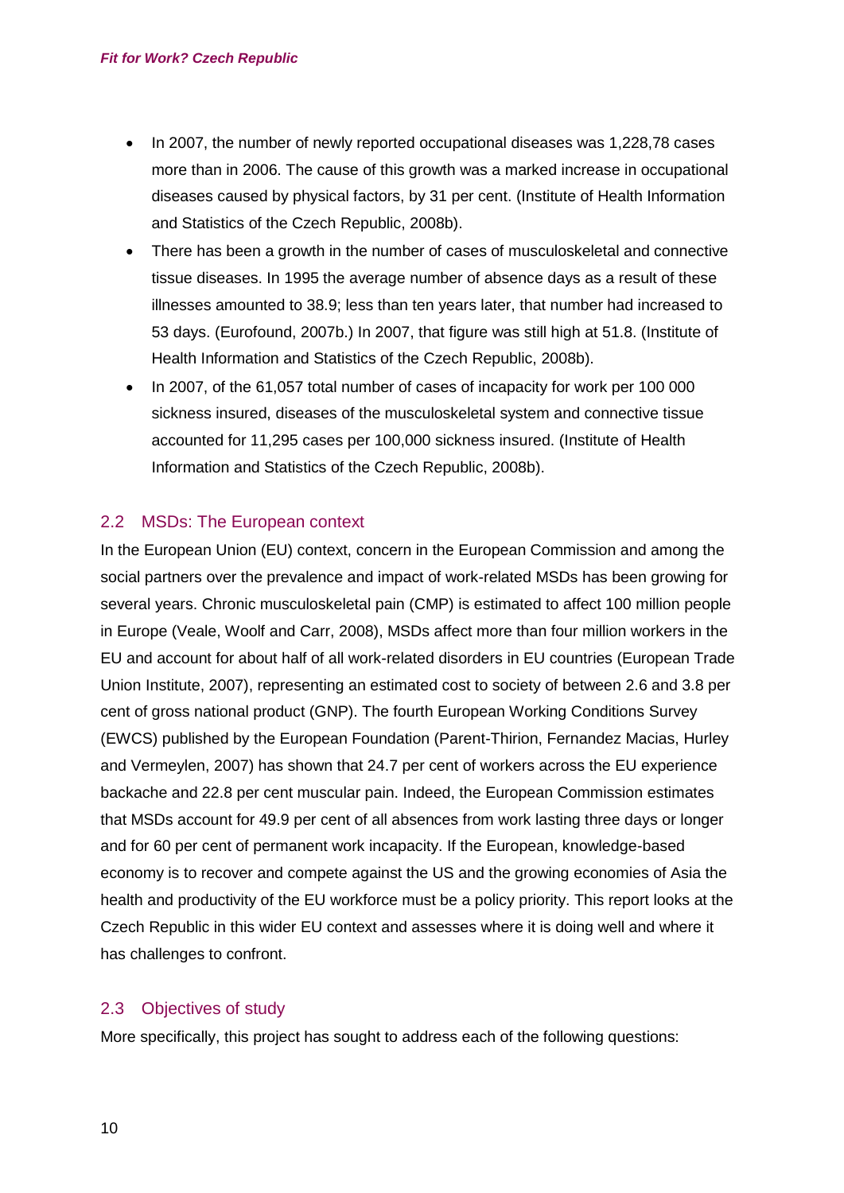- In 2007, the number of newly reported occupational diseases was 1,228,78 cases more than in 2006. The cause of this growth was a marked increase in occupational diseases caused by physical factors, by 31 per cent. (Institute of Health Information and Statistics of the Czech Republic, 2008b).
- There has been a growth in the number of cases of musculoskeletal and connective tissue diseases. In 1995 the average number of absence days as a result of these illnesses amounted to 38.9; less than ten years later, that number had increased to 53 days. (Eurofound, 2007b.) In 2007, that figure was still high at 51.8. (Institute of Health Information and Statistics of the Czech Republic, 2008b).
- In 2007, of the 61,057 total number of cases of incapacity for work per 100 000 sickness insured, diseases of the musculoskeletal system and connective tissue accounted for 11,295 cases per 100,000 sickness insured. (Institute of Health Information and Statistics of the Czech Republic, 2008b).

## 2.2 MSDs: The European context

In the European Union (EU) context, concern in the European Commission and among the social partners over the prevalence and impact of work-related MSDs has been growing for several years. Chronic musculoskeletal pain (CMP) is estimated to affect 100 million people in Europe (Veale, Woolf and Carr, 2008), MSDs affect more than four million workers in the EU and account for about half of all work-related disorders in EU countries (European Trade Union Institute, 2007), representing an estimated cost to society of between 2.6 and 3.8 per cent of gross national product (GNP). The fourth European Working Conditions Survey (EWCS) published by the European Foundation (Parent-Thirion, Fernandez Macias, Hurley and Vermeylen, 2007) has shown that 24.7 per cent of workers across the EU experience backache and 22.8 per cent muscular pain. Indeed, the European Commission estimates that MSDs account for 49.9 per cent of all absences from work lasting three days or longer and for 60 per cent of permanent work incapacity. If the European, knowledge-based economy is to recover and compete against the US and the growing economies of Asia the health and productivity of the EU workforce must be a policy priority. This report looks at the Czech Republic in this wider EU context and assesses where it is doing well and where it has challenges to confront.

## 2.3 Objectives of study

More specifically, this project has sought to address each of the following questions: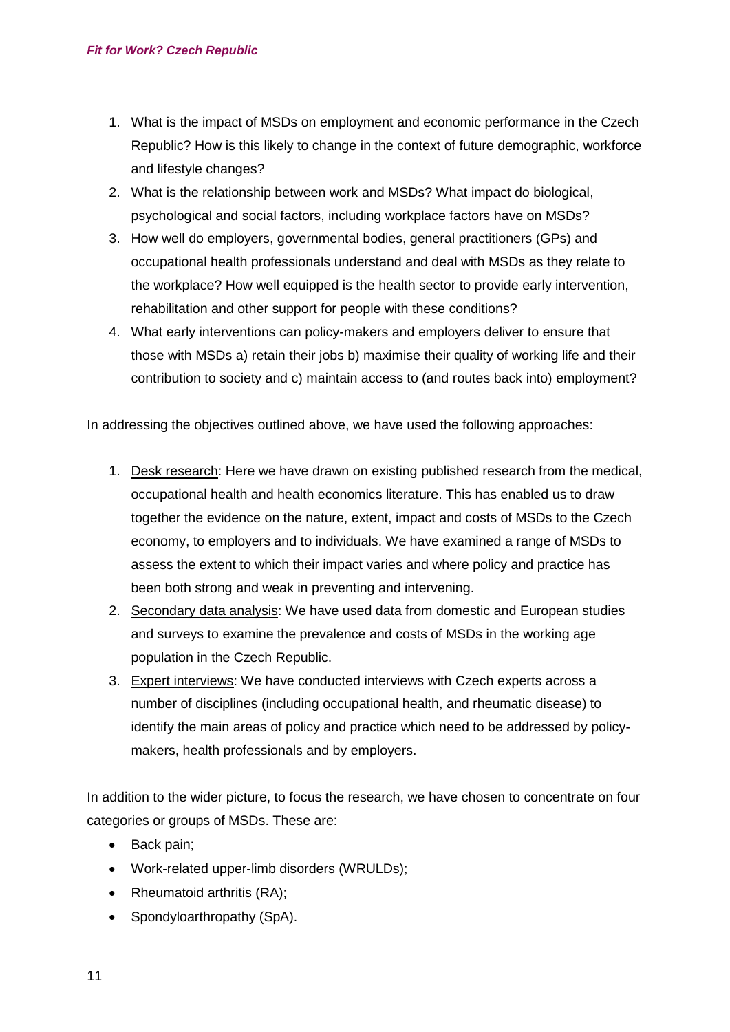1. What is the impact of MSDs on employment and economic performance in the Czech Republic? How is this likely to change in the context of future demographic, workforce and lifestyle changes?
2. What is the relationship between work and MSDs? What impact do biological, psychological and social factors, including workplace factors have on MSDs?
3. How well do employers, governmental bodies, general practitioners (GPs) and occupational health professionals understand and deal with MSDs as they relate to the workplace? How well equipped is the health sector to provide early intervention, rehabilitation and other support for people with these conditions?
4. What early interventions can policy-makers and employers deliver to ensure that those with MSDs a) retain their jobs b) maximise their quality of working life and their contribution to society and c) maintain access to (and routes back into) employment?

In addressing the objectives outlined above, we have used the following approaches:

1. <u>Desk research</u>: Here we have drawn on existing published research from the medical, occupational health and health economics literature. This has enabled us to draw together the evidence on the nature, extent, impact and costs of MSDs to the Czech economy, to employers and to individuals. We have examined a range of MSDs to assess the extent to which their impact varies and where policy and practice has been both strong and weak in preventing and intervening.
2. <u>Secondary data analysis</u>: We have used data from domestic and European studies and surveys to examine the prevalence and costs of MSDs in the working age population in the Czech Republic.
3. <u>Expert interviews</u>: We have conducted interviews with Czech experts across a number of disciplines (including occupational health, and rheumatic disease) to identify the main areas of policy and practice which need to be addressed by policy-makers, health professionals and by employers.

In addition to the wider picture, to focus the research, we have chosen to concentrate on four categories or groups of MSDs. These are:

- Back pain;
- Work-related upper-limb disorders (WRULDs);
- Rheumatoid arthritis (RA);
- Spondyloarthropathy (SpA).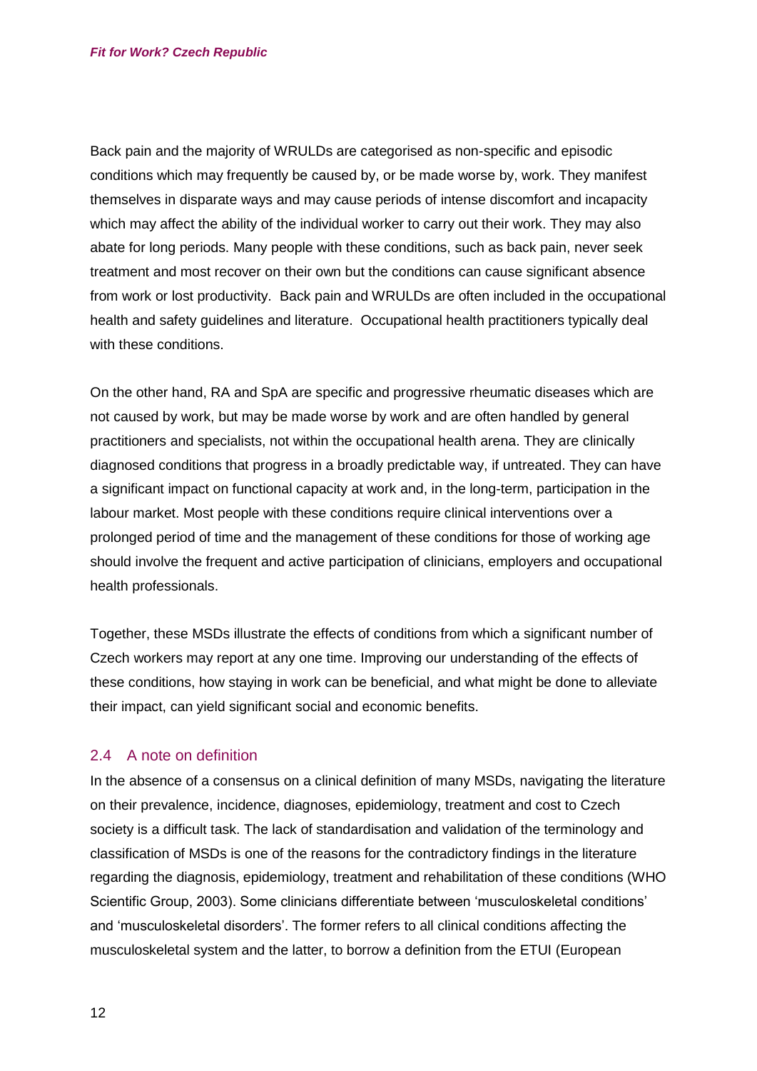Back pain and the majority of WRULDs are categorised as non-specific and episodic conditions which may frequently be caused by, or be made worse by, work. They manifest themselves in disparate ways and may cause periods of intense discomfort and incapacity which may affect the ability of the individual worker to carry out their work. They may also abate for long periods. Many people with these conditions, such as back pain, never seek treatment and most recover on their own but the conditions can cause significant absence from work or lost productivity. Back pain and WRULDs are often included in the occupational health and safety guidelines and literature. Occupational health practitioners typically deal with these conditions.

On the other hand, RA and SpA are specific and progressive rheumatic diseases which are not caused by work, but may be made worse by work and are often handled by general practitioners and specialists, not within the occupational health arena. They are clinically diagnosed conditions that progress in a broadly predictable way, if untreated. They can have a significant impact on functional capacity at work and, in the long-term, participation in the labour market. Most people with these conditions require clinical interventions over a prolonged period of time and the management of these conditions for those of working age should involve the frequent and active participation of clinicians, employers and occupational health professionals.

Together, these MSDs illustrate the effects of conditions from which a significant number of Czech workers may report at any one time. Improving our understanding of the effects of these conditions, how staying in work can be beneficial, and what might be done to alleviate their impact, can yield significant social and economic benefits.

## 2.4 A note on definition

In the absence of a consensus on a clinical definition of many MSDs, navigating the literature on their prevalence, incidence, diagnoses, epidemiology, treatment and cost to Czech society is a difficult task. The lack of standardisation and validation of the terminology and classification of MSDs is one of the reasons for the contradictory findings in the literature regarding the diagnosis, epidemiology, treatment and rehabilitation of these conditions (WHO Scientific Group, 2003). Some clinicians differentiate between 'musculoskeletal conditions' and 'musculoskeletal disorders'. The former refers to all clinical conditions affecting the musculoskeletal system and the latter, to borrow a definition from the ETUI (European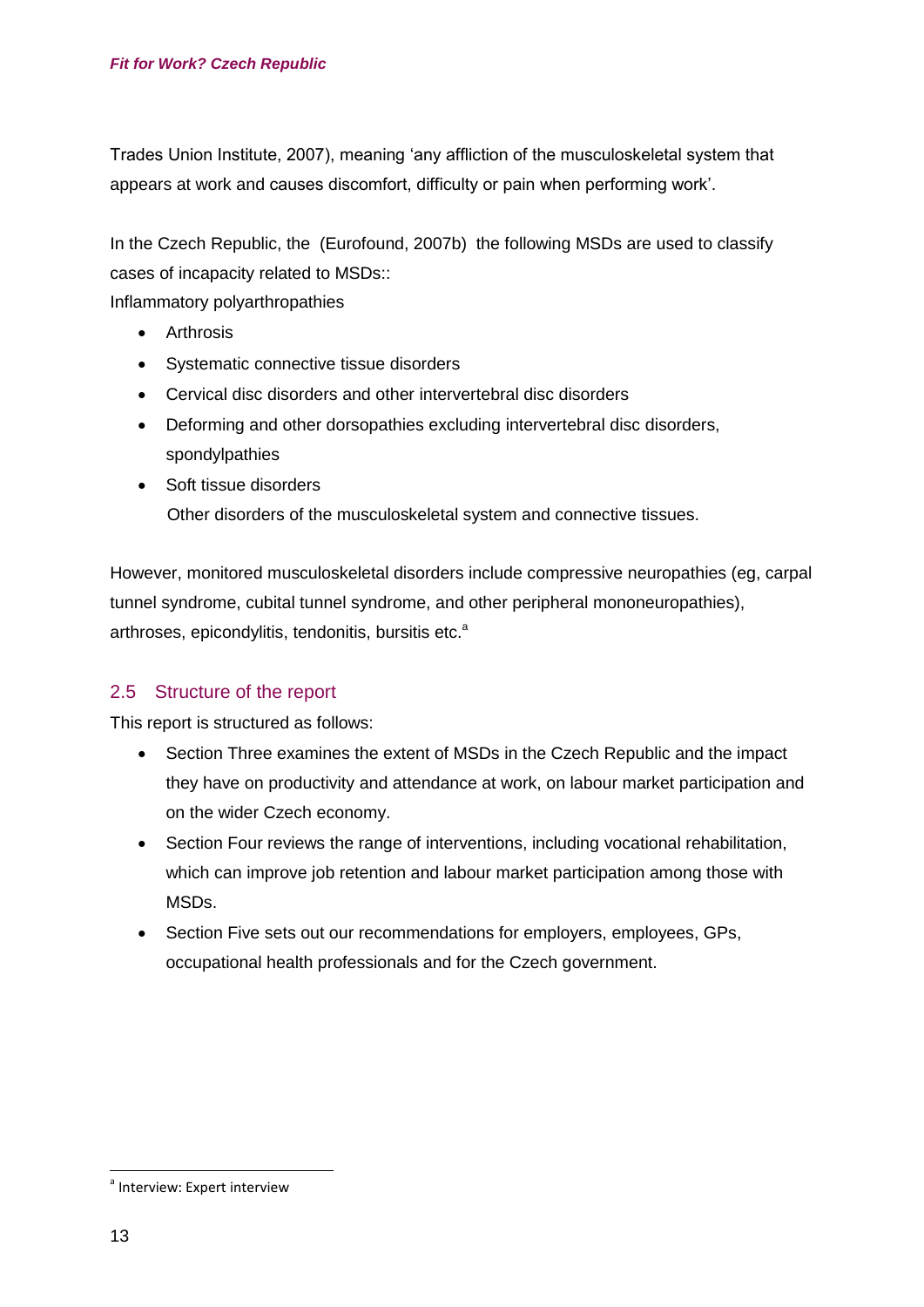Trades Union Institute, 2007), meaning 'any affliction of the musculoskeletal system that appears at work and causes discomfort, difficulty or pain when performing work'.

In the Czech Republic, the (Eurofound, 2007b) the following MSDs are used to classify cases of incapacity related to MSDs::

Inflammatory polyarthropathies

- Arthrosis
- Systematic connective tissue disorders
- Cervical disc disorders and other intervertebral disc disorders
- Deforming and other dorsopathies excluding intervertebral disc disorders, spondylpathies
- Soft tissue disorders
  Other disorders of the musculoskeletal system and connective tissues.

However, monitored musculoskeletal disorders include compressive neuropathies (eg, carpal tunnel syndrome, cubital tunnel syndrome, and other peripheral mononeuropathies), arthroses, epicondylitis, tendonitis, bursitis etc.[a]

## 2.5 Structure of the report

This report is structured as follows:

- Section Three examines the extent of MSDs in the Czech Republic and the impact they have on productivity and attendance at work, on labour market participation and on the wider Czech economy.
- Section Four reviews the range of interventions, including vocational rehabilitation, which can improve job retention and labour market participation among those with MSDs.
- Section Five sets out our recommendations for employers, employees, GPs, occupational health professionals and for the Czech government.

[a] Interview: Expert interview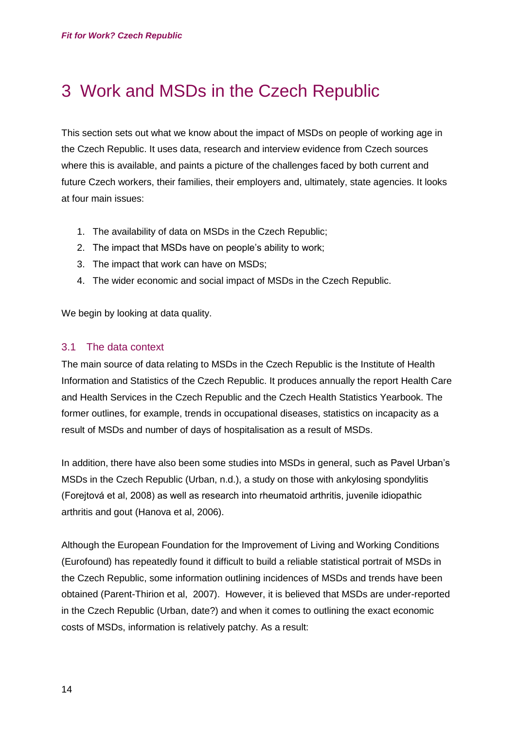# 3 Work and MSDs in the Czech Republic

This section sets out what we know about the impact of MSDs on people of working age in the Czech Republic. It uses data, research and interview evidence from Czech sources where this is available, and paints a picture of the challenges faced by both current and future Czech workers, their families, their employers and, ultimately, state agencies. It looks at four main issues:

1. The availability of data on MSDs in the Czech Republic;
2. The impact that MSDs have on people's ability to work;
3. The impact that work can have on MSDs;
4. The wider economic and social impact of MSDs in the Czech Republic.

We begin by looking at data quality.

## 3.1 The data context

The main source of data relating to MSDs in the Czech Republic is the Institute of Health Information and Statistics of the Czech Republic. It produces annually the report Health Care and Health Services in the Czech Republic and the Czech Health Statistics Yearbook. The former outlines, for example, trends in occupational diseases, statistics on incapacity as a result of MSDs and number of days of hospitalisation as a result of MSDs.

In addition, there have also been some studies into MSDs in general, such as Pavel Urban's MSDs in the Czech Republic (Urban, n.d.), a study on those with ankylosing spondylitis (Forejtová et al, 2008) as well as research into rheumatoid arthritis, juvenile idiopathic arthritis and gout (Hanova et al, 2006).

Although the European Foundation for the Improvement of Living and Working Conditions (Eurofound) has repeatedly found it difficult to build a reliable statistical portrait of MSDs in the Czech Republic, some information outlining incidences of MSDs and trends have been obtained (Parent-Thirion et al, 2007). However, it is believed that MSDs are under-reported in the Czech Republic (Urban, date?) and when it comes to outlining the exact economic costs of MSDs, information is relatively patchy. As a result: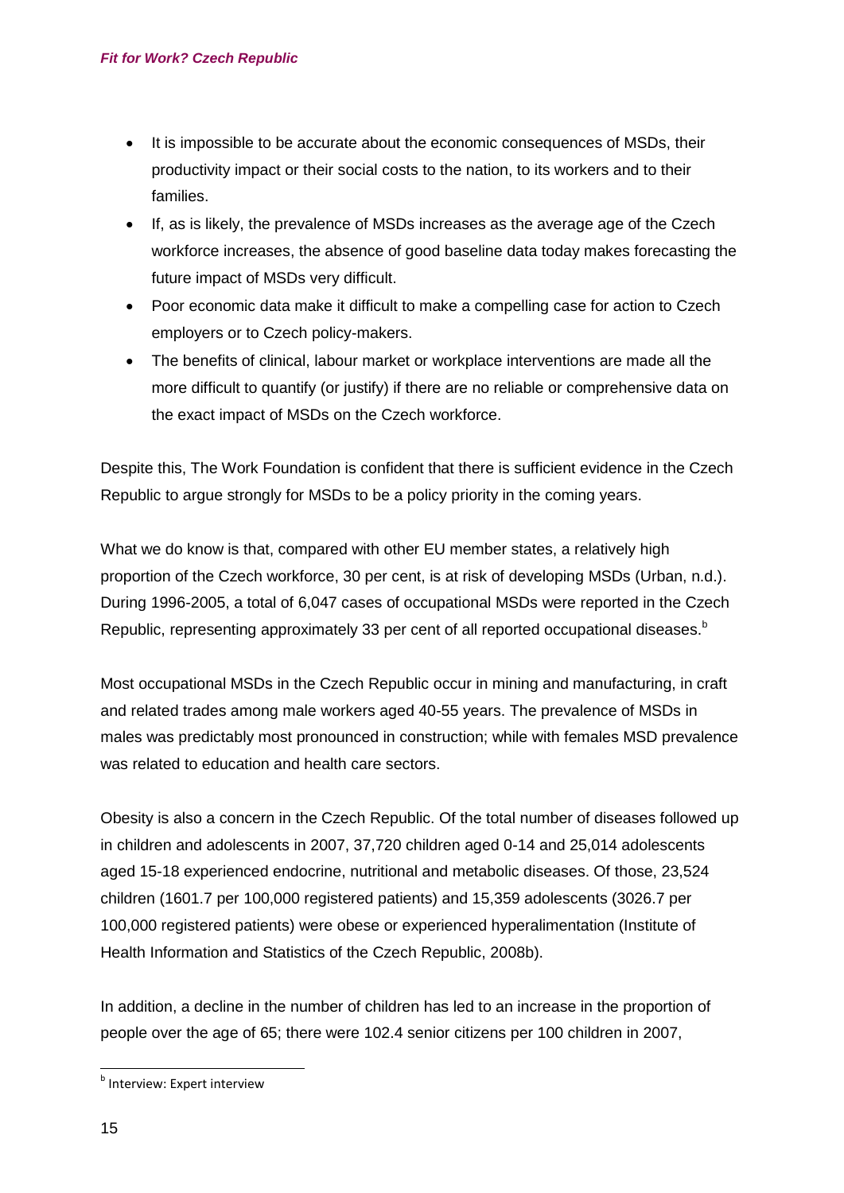- It is impossible to be accurate about the economic consequences of MSDs, their productivity impact or their social costs to the nation, to its workers and to their families.
- If, as is likely, the prevalence of MSDs increases as the average age of the Czech workforce increases, the absence of good baseline data today makes forecasting the future impact of MSDs very difficult.
- Poor economic data make it difficult to make a compelling case for action to Czech employers or to Czech policy-makers.
- The benefits of clinical, labour market or workplace interventions are made all the more difficult to quantify (or justify) if there are no reliable or comprehensive data on the exact impact of MSDs on the Czech workforce.

Despite this, The Work Foundation is confident that there is sufficient evidence in the Czech Republic to argue strongly for MSDs to be a policy priority in the coming years.

What we do know is that, compared with other EU member states, a relatively high proportion of the Czech workforce, 30 per cent, is at risk of developing MSDs (Urban, n.d.). During 1996-2005, a total of 6,047 cases of occupational MSDs were reported in the Czech Republic, representing approximately 33 per cent of all reported occupational diseases.[b]

Most occupational MSDs in the Czech Republic occur in mining and manufacturing, in craft and related trades among male workers aged 40-55 years. The prevalence of MSDs in males was predictably most pronounced in construction; while with females MSD prevalence was related to education and health care sectors.

Obesity is also a concern in the Czech Republic. Of the total number of diseases followed up in children and adolescents in 2007, 37,720 children aged 0-14 and 25,014 adolescents aged 15-18 experienced endocrine, nutritional and metabolic diseases. Of those, 23,524 children (1601.7 per 100,000 registered patients) and 15,359 adolescents (3026.7 per 100,000 registered patients) were obese or experienced hyperalimentation (Institute of Health Information and Statistics of the Czech Republic, 2008b).

In addition, a decline in the number of children has led to an increase in the proportion of people over the age of 65; there were 102.4 senior citizens per 100 children in 2007,

[b] Interview: Expert interview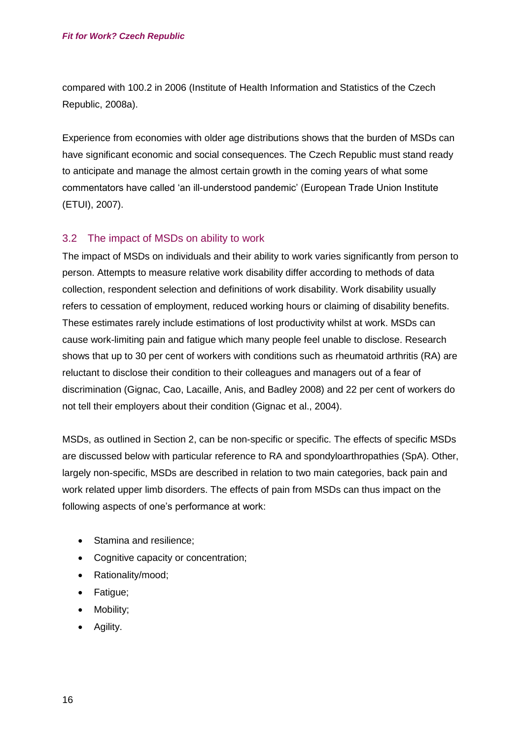compared with 100.2 in 2006 (Institute of Health Information and Statistics of the Czech Republic, 2008a).

Experience from economies with older age distributions shows that the burden of MSDs can have significant economic and social consequences. The Czech Republic must stand ready to anticipate and manage the almost certain growth in the coming years of what some commentators have called 'an ill-understood pandemic' (European Trade Union Institute (ETUI), 2007).

## 3.2 The impact of MSDs on ability to work

The impact of MSDs on individuals and their ability to work varies significantly from person to person. Attempts to measure relative work disability differ according to methods of data collection, respondent selection and definitions of work disability. Work disability usually refers to cessation of employment, reduced working hours or claiming of disability benefits. These estimates rarely include estimations of lost productivity whilst at work. MSDs can cause work-limiting pain and fatigue which many people feel unable to disclose. Research shows that up to 30 per cent of workers with conditions such as rheumatoid arthritis (RA) are reluctant to disclose their condition to their colleagues and managers out of a fear of discrimination (Gignac, Cao, Lacaille, Anis, and Badley 2008) and 22 per cent of workers do not tell their employers about their condition (Gignac et al., 2004).

MSDs, as outlined in Section 2, can be non-specific or specific. The effects of specific MSDs are discussed below with particular reference to RA and spondyloarthropathies (SpA). Other, largely non-specific, MSDs are described in relation to two main categories, back pain and work related upper limb disorders. The effects of pain from MSDs can thus impact on the following aspects of one's performance at work:

- Stamina and resilience;
- Cognitive capacity or concentration;
- Rationality/mood;
- Fatigue;
- Mobility;
- Agility.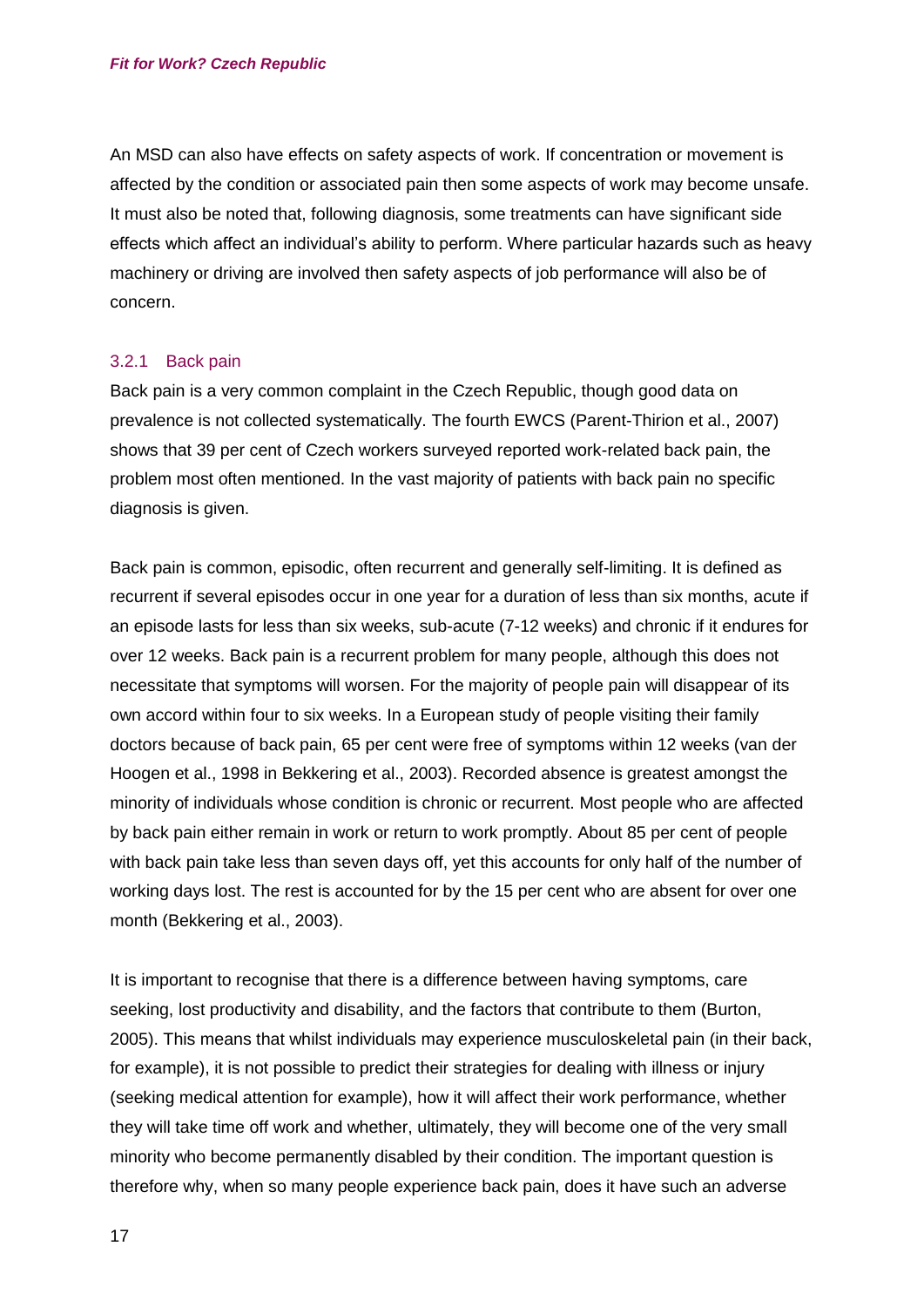An MSD can also have effects on safety aspects of work. If concentration or movement is affected by the condition or associated pain then some aspects of work may become unsafe. It must also be noted that, following diagnosis, some treatments can have significant side effects which affect an individual's ability to perform. Where particular hazards such as heavy machinery or driving are involved then safety aspects of job performance will also be of concern.

### 3.2.1 Back pain

Back pain is a very common complaint in the Czech Republic, though good data on prevalence is not collected systematically. The fourth EWCS (Parent-Thirion et al., 2007) shows that 39 per cent of Czech workers surveyed reported work-related back pain, the problem most often mentioned. In the vast majority of patients with back pain no specific diagnosis is given.

Back pain is common, episodic, often recurrent and generally self-limiting. It is defined as recurrent if several episodes occur in one year for a duration of less than six months, acute if an episode lasts for less than six weeks, sub-acute (7-12 weeks) and chronic if it endures for over 12 weeks. Back pain is a recurrent problem for many people, although this does not necessitate that symptoms will worsen. For the majority of people pain will disappear of its own accord within four to six weeks. In a European study of people visiting their family doctors because of back pain, 65 per cent were free of symptoms within 12 weeks (van der Hoogen et al., 1998 in Bekkering et al., 2003). Recorded absence is greatest amongst the minority of individuals whose condition is chronic or recurrent. Most people who are affected by back pain either remain in work or return to work promptly. About 85 per cent of people with back pain take less than seven days off, yet this accounts for only half of the number of working days lost. The rest is accounted for by the 15 per cent who are absent for over one month (Bekkering et al., 2003).

It is important to recognise that there is a difference between having symptoms, care seeking, lost productivity and disability, and the factors that contribute to them (Burton, 2005). This means that whilst individuals may experience musculoskeletal pain (in their back, for example), it is not possible to predict their strategies for dealing with illness or injury (seeking medical attention for example), how it will affect their work performance, whether they will take time off work and whether, ultimately, they will become one of the very small minority who become permanently disabled by their condition. The important question is therefore why, when so many people experience back pain, does it have such an adverse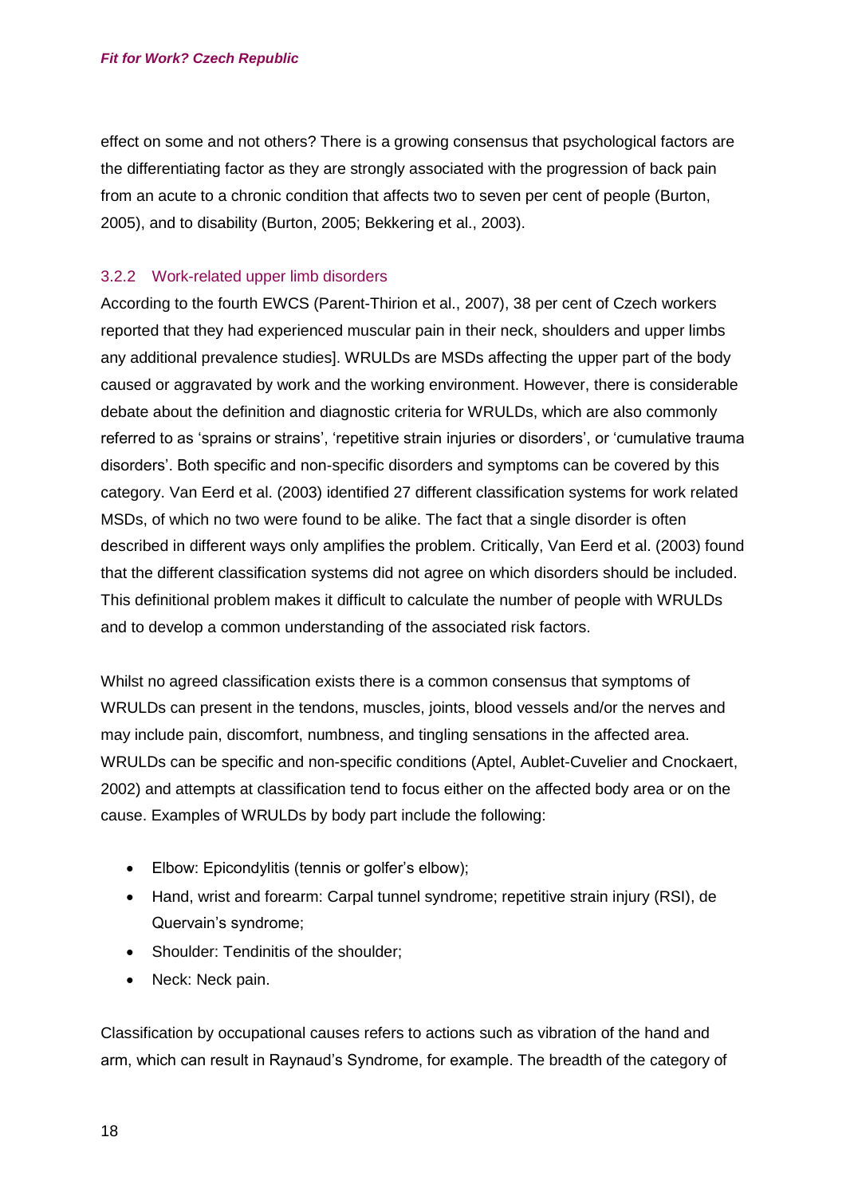effect on some and not others? There is a growing consensus that psychological factors are the differentiating factor as they are strongly associated with the progression of back pain from an acute to a chronic condition that affects two to seven per cent of people (Burton, 2005), and to disability (Burton, 2005; Bekkering et al., 2003).

### 3.2.2 Work-related upper limb disorders

According to the fourth EWCS (Parent-Thirion et al., 2007), 38 per cent of Czech workers reported that they had experienced muscular pain in their neck, shoulders and upper limbs any additional prevalence studies]. WRULDs are MSDs affecting the upper part of the body caused or aggravated by work and the working environment. However, there is considerable debate about the definition and diagnostic criteria for WRULDs, which are also commonly referred to as 'sprains or strains', 'repetitive strain injuries or disorders', or 'cumulative trauma disorders'. Both specific and non-specific disorders and symptoms can be covered by this category. Van Eerd et al. (2003) identified 27 different classification systems for work related MSDs, of which no two were found to be alike. The fact that a single disorder is often described in different ways only amplifies the problem. Critically, Van Eerd et al. (2003) found that the different classification systems did not agree on which disorders should be included. This definitional problem makes it difficult to calculate the number of people with WRULDs and to develop a common understanding of the associated risk factors.

Whilst no agreed classification exists there is a common consensus that symptoms of WRULDs can present in the tendons, muscles, joints, blood vessels and/or the nerves and may include pain, discomfort, numbness, and tingling sensations in the affected area. WRULDs can be specific and non-specific conditions (Aptel, Aublet-Cuvelier and Cnockaert, 2002) and attempts at classification tend to focus either on the affected body area or on the cause. Examples of WRULDs by body part include the following:

- Elbow: Epicondylitis (tennis or golfer's elbow);
- Hand, wrist and forearm: Carpal tunnel syndrome; repetitive strain injury (RSI), de Quervain's syndrome;
- Shoulder: Tendinitis of the shoulder;
- Neck: Neck pain.

Classification by occupational causes refers to actions such as vibration of the hand and arm, which can result in Raynaud's Syndrome, for example. The breadth of the category of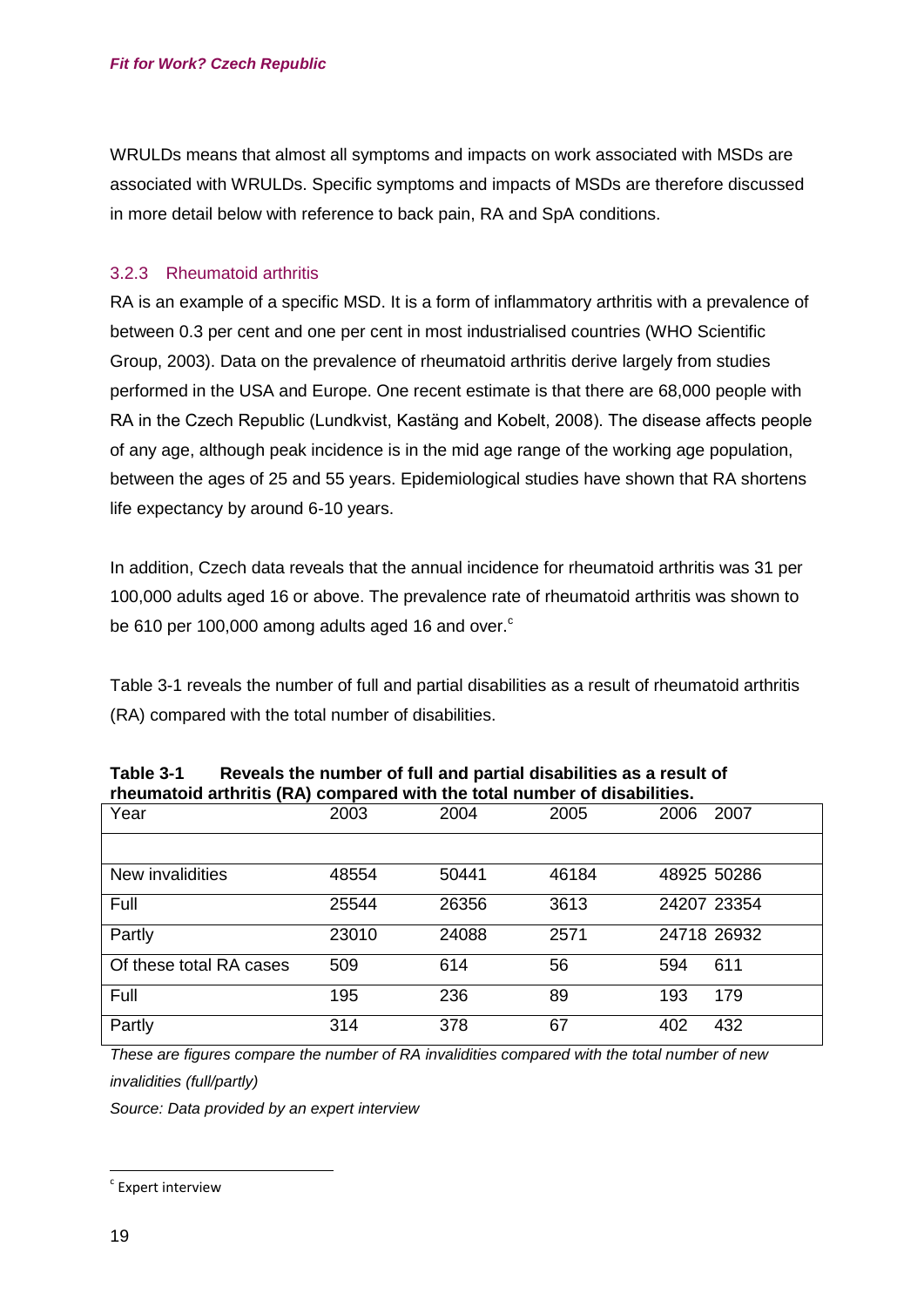WRULDs means that almost all symptoms and impacts on work associated with MSDs are associated with WRULDs. Specific symptoms and impacts of MSDs are therefore discussed in more detail below with reference to back pain, RA and SpA conditions.

### 3.2.3 Rheumatoid arthritis

RA is an example of a specific MSD. It is a form of inflammatory arthritis with a prevalence of between 0.3 per cent and one per cent in most industrialised countries (WHO Scientific Group, 2003). Data on the prevalence of rheumatoid arthritis derive largely from studies performed in the USA and Europe. One recent estimate is that there are 68,000 people with RA in the Czech Republic (Lundkvist, Kastäng and Kobelt, 2008). The disease affects people of any age, although peak incidence is in the mid age range of the working age population, between the ages of 25 and 55 years. Epidemiological studies have shown that RA shortens life expectancy by around 6-10 years.

In addition, Czech data reveals that the annual incidence for rheumatoid arthritis was 31 per 100,000 adults aged 16 or above. The prevalence rate of rheumatoid arthritis was shown to be 610 per 100,000 among adults aged 16 and over.[c]

Table 3-1 reveals the number of full and partial disabilities as a result of rheumatoid arthritis (RA) compared with the total number of disabilities.

**Table 3-1 Reveals the number of full and partial disabilities as a result of rheumatoid arthritis (RA) compared with the total number of disabilities.**

| Year | 2003 | 2004 | 2005 | 2006 | 2007 |
|---|---|---|---|---|---|
| | | | | | |
| New invalidities | 48554 | 50441 | 46184 | 48925 | 50286 |
| Full | 25544 | 26356 | 3613 | 24207 | 23354 |
| Partly | 23010 | 24088 | 2571 | 24718 | 26932 |
| Of these total RA cases | 509 | 614 | 56 | 594 | 611 |
| Full | 195 | 236 | 89 | 193 | 179 |
| Partly | 314 | 378 | 67 | 402 | 432 |

*These are figures compare the number of RA invalidities compared with the total number of new invalidities (full/partly)*

*Source: Data provided by an expert interview*

[c] Expert interview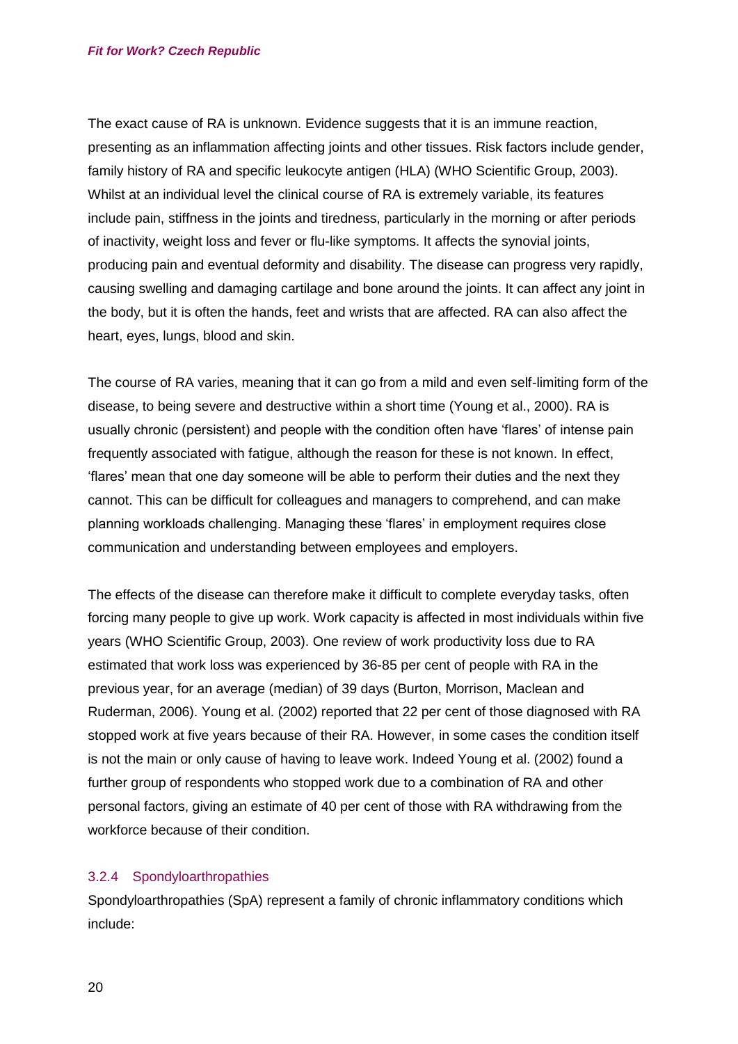The exact cause of RA is unknown. Evidence suggests that it is an immune reaction, presenting as an inflammation affecting joints and other tissues. Risk factors include gender, family history of RA and specific leukocyte antigen (HLA) (WHO Scientific Group, 2003). Whilst at an individual level the clinical course of RA is extremely variable, its features include pain, stiffness in the joints and tiredness, particularly in the morning or after periods of inactivity, weight loss and fever or flu-like symptoms. It affects the synovial joints, producing pain and eventual deformity and disability. The disease can progress very rapidly, causing swelling and damaging cartilage and bone around the joints. It can affect any joint in the body, but it is often the hands, feet and wrists that are affected. RA can also affect the heart, eyes, lungs, blood and skin.

The course of RA varies, meaning that it can go from a mild and even self-limiting form of the disease, to being severe and destructive within a short time (Young et al., 2000). RA is usually chronic (persistent) and people with the condition often have 'flares' of intense pain frequently associated with fatigue, although the reason for these is not known. In effect, 'flares' mean that one day someone will be able to perform their duties and the next they cannot. This can be difficult for colleagues and managers to comprehend, and can make planning workloads challenging. Managing these 'flares' in employment requires close communication and understanding between employees and employers.

The effects of the disease can therefore make it difficult to complete everyday tasks, often forcing many people to give up work. Work capacity is affected in most individuals within five years (WHO Scientific Group, 2003). One review of work productivity loss due to RA estimated that work loss was experienced by 36-85 per cent of people with RA in the previous year, for an average (median) of 39 days (Burton, Morrison, Maclean and Ruderman, 2006). Young et al. (2002) reported that 22 per cent of those diagnosed with RA stopped work at five years because of their RA. However, in some cases the condition itself is not the main or only cause of having to leave work. Indeed Young et al. (2002) found a further group of respondents who stopped work due to a combination of RA and other personal factors, giving an estimate of 40 per cent of those with RA withdrawing from the workforce because of their condition.

### 3.2.4 Spondyloarthropathies

Spondyloarthropathies (SpA) represent a family of chronic inflammatory conditions which include: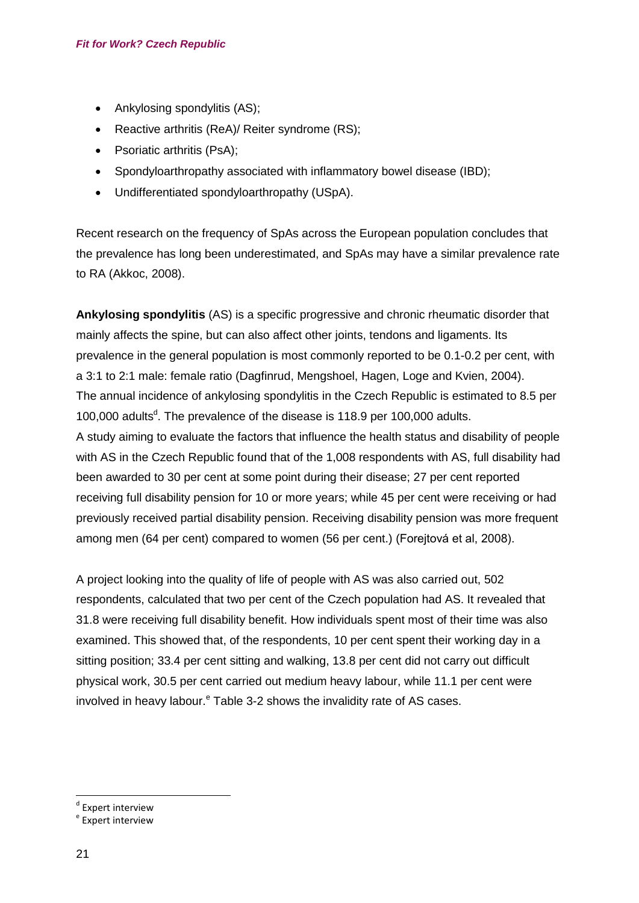- Ankylosing spondylitis (AS);
- Reactive arthritis (ReA)/ Reiter syndrome (RS);
- Psoriatic arthritis (PsA);
- Spondyloarthropathy associated with inflammatory bowel disease (IBD);
- Undifferentiated spondyloarthropathy (USpA).

Recent research on the frequency of SpAs across the European population concludes that the prevalence has long been underestimated, and SpAs may have a similar prevalence rate to RA (Akkoc, 2008).

**Ankylosing spondylitis** (AS) is a specific progressive and chronic rheumatic disorder that mainly affects the spine, but can also affect other joints, tendons and ligaments. Its prevalence in the general population is most commonly reported to be 0.1-0.2 per cent, with a 3:1 to 2:1 male: female ratio (Dagfinrud, Mengshoel, Hagen, Loge and Kvien, 2004). The annual incidence of ankylosing spondylitis in the Czech Republic is estimated to 8.5 per 100,000 adults[d]. The prevalence of the disease is 118.9 per 100,000 adults.
A study aiming to evaluate the factors that influence the health status and disability of people with AS in the Czech Republic found that of the 1,008 respondents with AS, full disability had been awarded to 30 per cent at some point during their disease; 27 per cent reported receiving full disability pension for 10 or more years; while 45 per cent were receiving or had previously received partial disability pension. Receiving disability pension was more frequent among men (64 per cent) compared to women (56 per cent.) (Forejtová et al, 2008).

A project looking into the quality of life of people with AS was also carried out, 502 respondents, calculated that two per cent of the Czech population had AS. It revealed that 31.8 were receiving full disability benefit. How individuals spent most of their time was also examined. This showed that, of the respondents, 10 per cent spent their working day in a sitting position; 33.4 per cent sitting and walking, 13.8 per cent did not carry out difficult physical work, 30.5 per cent carried out medium heavy labour, while 11.1 per cent were involved in heavy labour.[e] Table 3-2 shows the invalidity rate of AS cases.

---

[d] Expert interview

[e] Expert interview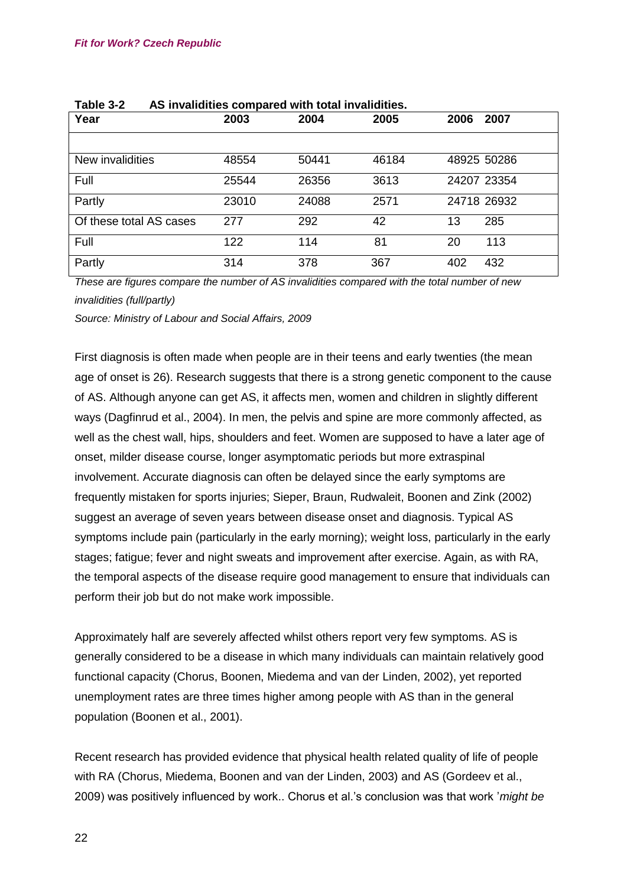**Table 3-2 AS invalidities compared with total invalidities.**

| Year | 2003 | 2004 | 2005 | 2006 | 2007 |
|---|---|---|---|---|---|
| | | | | | |
| New invalidities | 48554 | 50441 | 46184 | 48925 | 50286 |
| Full | 25544 | 26356 | 3613 | 24207 | 23354 |
| Partly | 23010 | 24088 | 2571 | 24718 | 26932 |
| Of these total AS cases | 277 | 292 | 42 | 13 | 285 |
| Full | 122 | 114 | 81 | 20 | 113 |
| Partly | 314 | 378 | 367 | 402 | 432 |

*These are figures compare the number of AS invalidities compared with the total number of new invalidities (full/partly)*

*Source: Ministry of Labour and Social Affairs, 2009*

First diagnosis is often made when people are in their teens and early twenties (the mean age of onset is 26). Research suggests that there is a strong genetic component to the cause of AS. Although anyone can get AS, it affects men, women and children in slightly different ways (Dagfinrud et al., 2004). In men, the pelvis and spine are more commonly affected, as well as the chest wall, hips, shoulders and feet. Women are supposed to have a later age of onset, milder disease course, longer asymptomatic periods but more extraspinal involvement. Accurate diagnosis can often be delayed since the early symptoms are frequently mistaken for sports injuries; Sieper, Braun, Rudwaleit, Boonen and Zink (2002) suggest an average of seven years between disease onset and diagnosis. Typical AS symptoms include pain (particularly in the early morning); weight loss, particularly in the early stages; fatigue; fever and night sweats and improvement after exercise. Again, as with RA, the temporal aspects of the disease require good management to ensure that individuals can perform their job but do not make work impossible.

Approximately half are severely affected whilst others report very few symptoms. AS is generally considered to be a disease in which many individuals can maintain relatively good functional capacity (Chorus, Boonen, Miedema and van der Linden, 2002), yet reported unemployment rates are three times higher among people with AS than in the general population (Boonen et al., 2001).

Recent research has provided evidence that physical health related quality of life of people with RA (Chorus, Miedema, Boonen and van der Linden, 2003) and AS (Gordeev et al., 2009) was positively influenced by work.. Chorus et al.'s conclusion was that work '*might be*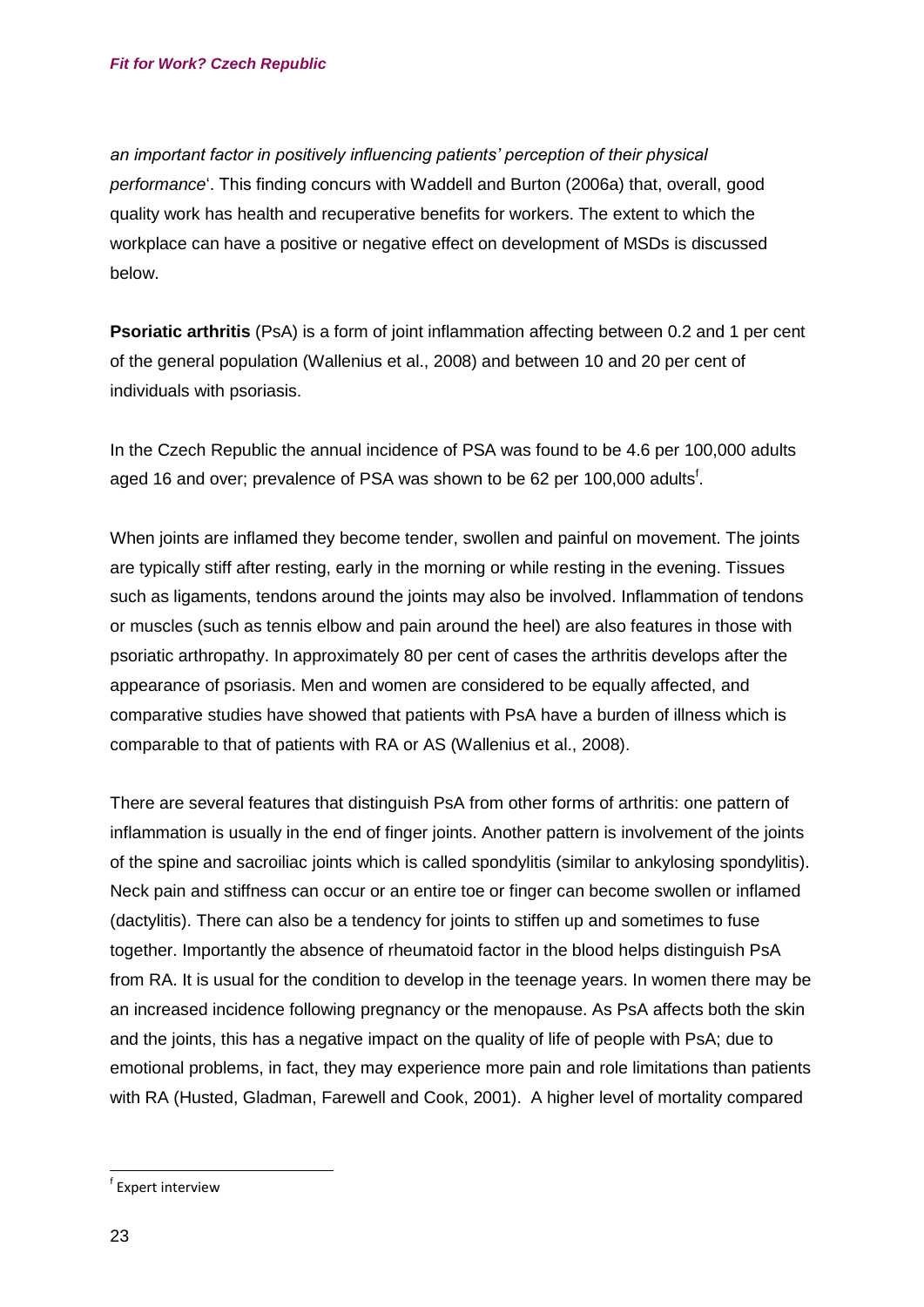*an important factor in positively influencing patients' perception of their physical performance*'. This finding concurs with Waddell and Burton (2006a) that, overall, good quality work has health and recuperative benefits for workers. The extent to which the workplace can have a positive or negative effect on development of MSDs is discussed below.

**Psoriatic arthritis** (PsA) is a form of joint inflammation affecting between 0.2 and 1 per cent of the general population (Wallenius et al., 2008) and between 10 and 20 per cent of individuals with psoriasis.

In the Czech Republic the annual incidence of PSA was found to be 4.6 per 100,000 adults aged 16 and over; prevalence of PSA was shown to be 62 per 100,000 adults[f].

When joints are inflamed they become tender, swollen and painful on movement. The joints are typically stiff after resting, early in the morning or while resting in the evening. Tissues such as ligaments, tendons around the joints may also be involved. Inflammation of tendons or muscles (such as tennis elbow and pain around the heel) are also features in those with psoriatic arthropathy. In approximately 80 per cent of cases the arthritis develops after the appearance of psoriasis. Men and women are considered to be equally affected, and comparative studies have showed that patients with PsA have a burden of illness which is comparable to that of patients with RA or AS (Wallenius et al., 2008).

There are several features that distinguish PsA from other forms of arthritis: one pattern of inflammation is usually in the end of finger joints. Another pattern is involvement of the joints of the spine and sacroiliac joints which is called spondylitis (similar to ankylosing spondylitis). Neck pain and stiffness can occur or an entire toe or finger can become swollen or inflamed (dactylitis). There can also be a tendency for joints to stiffen up and sometimes to fuse together. Importantly the absence of rheumatoid factor in the blood helps distinguish PsA from RA. It is usual for the condition to develop in the teenage years. In women there may be an increased incidence following pregnancy or the menopause. As PsA affects both the skin and the joints, this has a negative impact on the quality of life of people with PsA; due to emotional problems, in fact, they may experience more pain and role limitations than patients with RA (Husted, Gladman, Farewell and Cook, 2001). A higher level of mortality compared

[f] Expert interview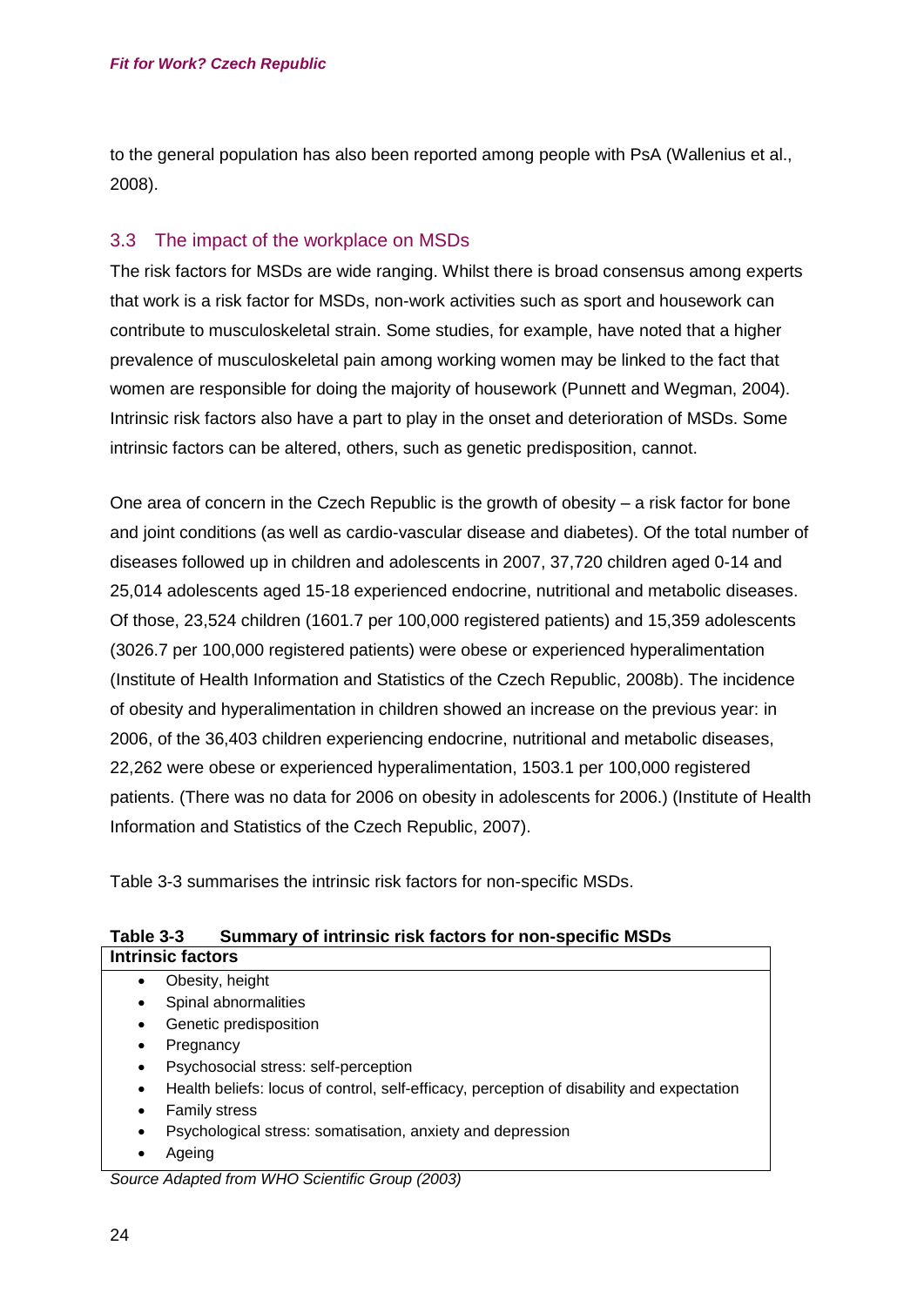to the general population has also been reported among people with PsA (Wallenius et al., 2008).

## 3.3 The impact of the workplace on MSDs

The risk factors for MSDs are wide ranging. Whilst there is broad consensus among experts that work is a risk factor for MSDs, non-work activities such as sport and housework can contribute to musculoskeletal strain. Some studies, for example, have noted that a higher prevalence of musculoskeletal pain among working women may be linked to the fact that women are responsible for doing the majority of housework (Punnett and Wegman, 2004). Intrinsic risk factors also have a part to play in the onset and deterioration of MSDs. Some intrinsic factors can be altered, others, such as genetic predisposition, cannot.

One area of concern in the Czech Republic is the growth of obesity – a risk factor for bone and joint conditions (as well as cardio-vascular disease and diabetes). Of the total number of diseases followed up in children and adolescents in 2007, 37,720 children aged 0-14 and 25,014 adolescents aged 15-18 experienced endocrine, nutritional and metabolic diseases. Of those, 23,524 children (1601.7 per 100,000 registered patients) and 15,359 adolescents (3026.7 per 100,000 registered patients) were obese or experienced hyperalimentation (Institute of Health Information and Statistics of the Czech Republic, 2008b). The incidence of obesity and hyperalimentation in children showed an increase on the previous year: in 2006, of the 36,403 children experiencing endocrine, nutritional and metabolic diseases, 22,262 were obese or experienced hyperalimentation, 1503.1 per 100,000 registered patients. (There was no data for 2006 on obesity in adolescents for 2006.) (Institute of Health Information and Statistics of the Czech Republic, 2007).

Table 3-3 summarises the intrinsic risk factors for non-specific MSDs.

**Table 3-3 Summary of intrinsic risk factors for non-specific MSDs**

| Intrinsic factors |
| --- |
| • Obesity, height<br>• Spinal abnormalities<br>• Genetic predisposition<br>• Pregnancy<br>• Psychosocial stress: self-perception<br>• Health beliefs: locus of control, self-efficacy, perception of disability and expectation<br>• Family stress<br>• Psychological stress: somatisation, anxiety and depression<br>• Ageing |

*Source Adapted from WHO Scientific Group (2003)*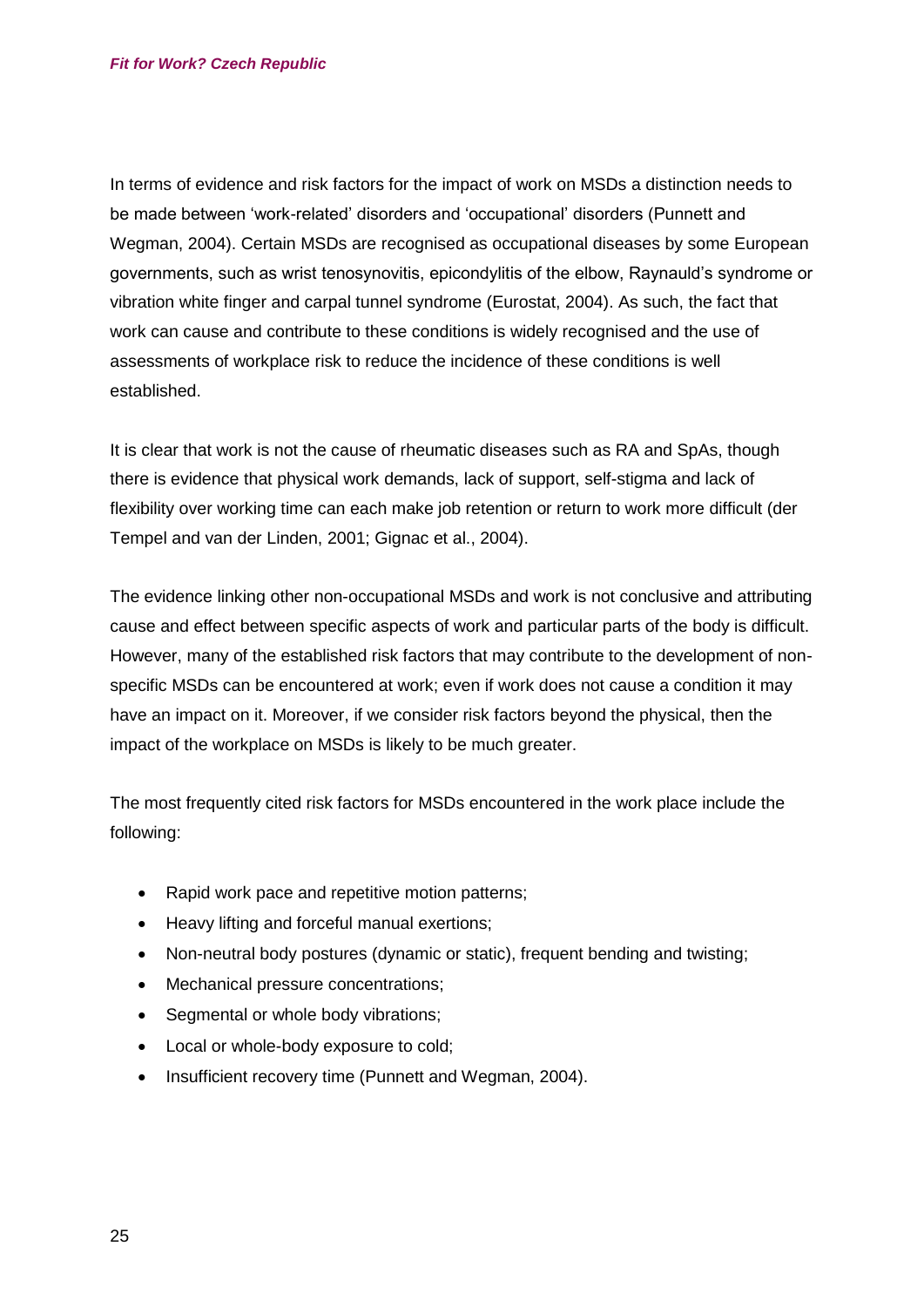In terms of evidence and risk factors for the impact of work on MSDs a distinction needs to be made between 'work-related' disorders and 'occupational' disorders (Punnett and Wegman, 2004). Certain MSDs are recognised as occupational diseases by some European governments, such as wrist tenosynovitis, epicondylitis of the elbow, Raynauld's syndrome or vibration white finger and carpal tunnel syndrome (Eurostat, 2004). As such, the fact that work can cause and contribute to these conditions is widely recognised and the use of assessments of workplace risk to reduce the incidence of these conditions is well established.

It is clear that work is not the cause of rheumatic diseases such as RA and SpAs, though there is evidence that physical work demands, lack of support, self-stigma and lack of flexibility over working time can each make job retention or return to work more difficult (der Tempel and van der Linden, 2001; Gignac et al., 2004).

The evidence linking other non-occupational MSDs and work is not conclusive and attributing cause and effect between specific aspects of work and particular parts of the body is difficult. However, many of the established risk factors that may contribute to the development of non-specific MSDs can be encountered at work; even if work does not cause a condition it may have an impact on it. Moreover, if we consider risk factors beyond the physical, then the impact of the workplace on MSDs is likely to be much greater.

The most frequently cited risk factors for MSDs encountered in the work place include the following:

- Rapid work pace and repetitive motion patterns;
- Heavy lifting and forceful manual exertions;
- Non-neutral body postures (dynamic or static), frequent bending and twisting;
- Mechanical pressure concentrations;
- Segmental or whole body vibrations;
- Local or whole-body exposure to cold;
- Insufficient recovery time (Punnett and Wegman, 2004).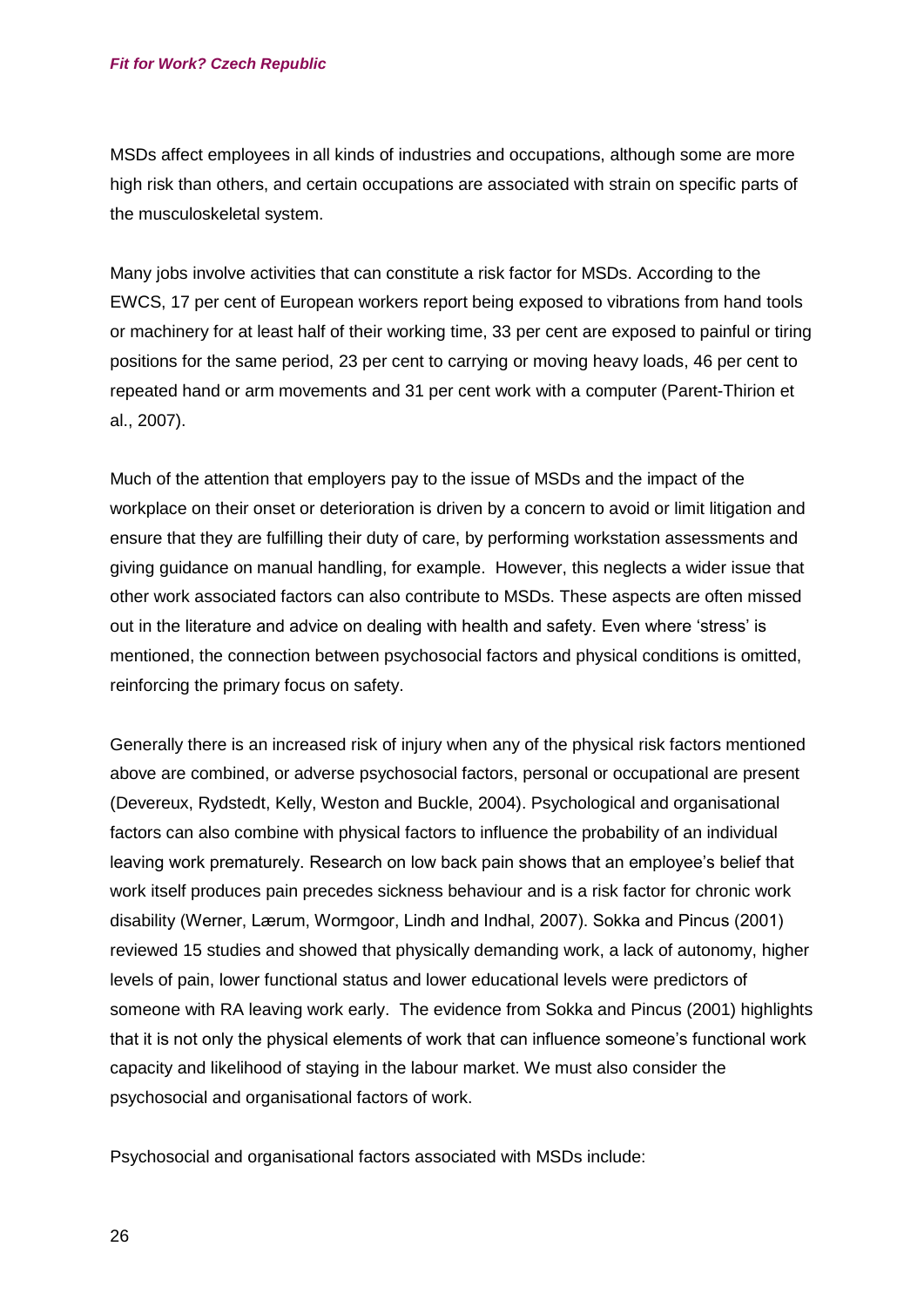MSDs affect employees in all kinds of industries and occupations, although some are more high risk than others, and certain occupations are associated with strain on specific parts of the musculoskeletal system.

Many jobs involve activities that can constitute a risk factor for MSDs. According to the EWCS, 17 per cent of European workers report being exposed to vibrations from hand tools or machinery for at least half of their working time, 33 per cent are exposed to painful or tiring positions for the same period, 23 per cent to carrying or moving heavy loads, 46 per cent to repeated hand or arm movements and 31 per cent work with a computer (Parent-Thirion et al., 2007).

Much of the attention that employers pay to the issue of MSDs and the impact of the workplace on their onset or deterioration is driven by a concern to avoid or limit litigation and ensure that they are fulfilling their duty of care, by performing workstation assessments and giving guidance on manual handling, for example. However, this neglects a wider issue that other work associated factors can also contribute to MSDs. These aspects are often missed out in the literature and advice on dealing with health and safety. Even where 'stress' is mentioned, the connection between psychosocial factors and physical conditions is omitted, reinforcing the primary focus on safety.

Generally there is an increased risk of injury when any of the physical risk factors mentioned above are combined, or adverse psychosocial factors, personal or occupational are present (Devereux, Rydstedt, Kelly, Weston and Buckle, 2004). Psychological and organisational factors can also combine with physical factors to influence the probability of an individual leaving work prematurely. Research on low back pain shows that an employee's belief that work itself produces pain precedes sickness behaviour and is a risk factor for chronic work disability (Werner, Lærum, Wormgoor, Lindh and Indhal, 2007). Sokka and Pincus (2001) reviewed 15 studies and showed that physically demanding work, a lack of autonomy, higher levels of pain, lower functional status and lower educational levels were predictors of someone with RA leaving work early. The evidence from Sokka and Pincus (2001) highlights that it is not only the physical elements of work that can influence someone's functional work capacity and likelihood of staying in the labour market. We must also consider the psychosocial and organisational factors of work.

Psychosocial and organisational factors associated with MSDs include: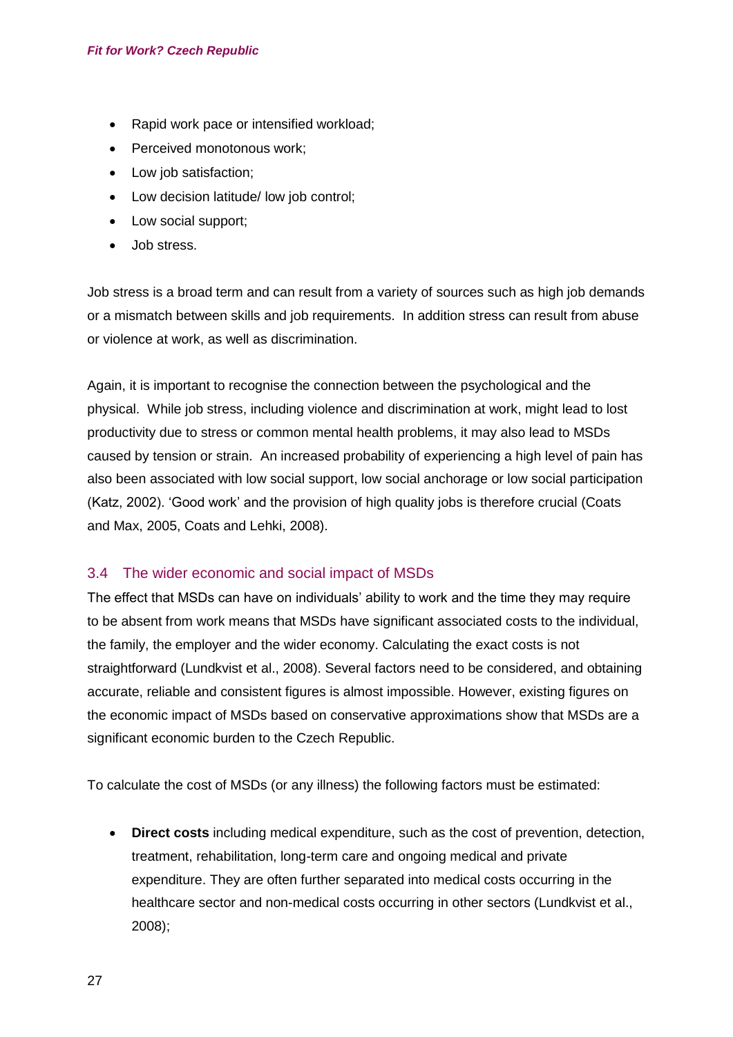- Rapid work pace or intensified workload;
- Perceived monotonous work;
- Low job satisfaction;
- Low decision latitude/ low job control;
- Low social support;
- Job stress.

Job stress is a broad term and can result from a variety of sources such as high job demands or a mismatch between skills and job requirements. In addition stress can result from abuse or violence at work, as well as discrimination.

Again, it is important to recognise the connection between the psychological and the physical. While job stress, including violence and discrimination at work, might lead to lost productivity due to stress or common mental health problems, it may also lead to MSDs caused by tension or strain. An increased probability of experiencing a high level of pain has also been associated with low social support, low social anchorage or low social participation (Katz, 2002). 'Good work' and the provision of high quality jobs is therefore crucial (Coats and Max, 2005, Coats and Lehki, 2008).

### 3.4 The wider economic and social impact of MSDs

The effect that MSDs can have on individuals' ability to work and the time they may require to be absent from work means that MSDs have significant associated costs to the individual, the family, the employer and the wider economy. Calculating the exact costs is not straightforward (Lundkvist et al., 2008). Several factors need to be considered, and obtaining accurate, reliable and consistent figures is almost impossible. However, existing figures on the economic impact of MSDs based on conservative approximations show that MSDs are a significant economic burden to the Czech Republic.

To calculate the cost of MSDs (or any illness) the following factors must be estimated:

- **Direct costs** including medical expenditure, such as the cost of prevention, detection, treatment, rehabilitation, long-term care and ongoing medical and private expenditure. They are often further separated into medical costs occurring in the healthcare sector and non-medical costs occurring in other sectors (Lundkvist et al., 2008);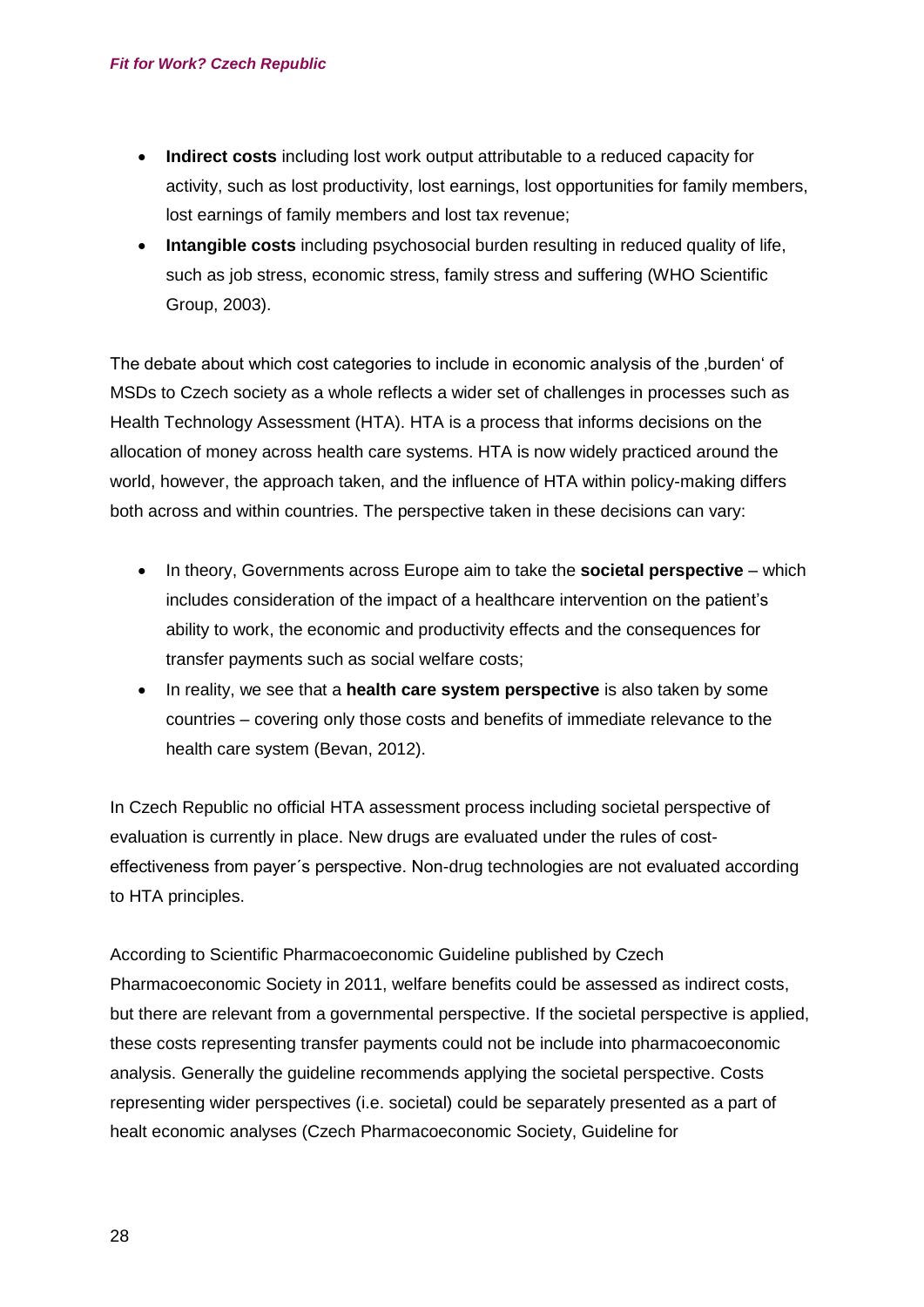- **Indirect costs** including lost work output attributable to a reduced capacity for activity, such as lost productivity, lost earnings, lost opportunities for family members, lost earnings of family members and lost tax revenue;
- **Intangible costs** including psychosocial burden resulting in reduced quality of life, such as job stress, economic stress, family stress and suffering (WHO Scientific Group, 2003).

The debate about which cost categories to include in economic analysis of the ‚burden' of MSDs to Czech society as a whole reflects a wider set of challenges in processes such as Health Technology Assessment (HTA). HTA is a process that informs decisions on the allocation of money across health care systems. HTA is now widely practiced around the world, however, the approach taken, and the influence of HTA within policy-making differs both across and within countries. The perspective taken in these decisions can vary:

- In theory, Governments across Europe aim to take the **societal perspective** – which includes consideration of the impact of a healthcare intervention on the patient's ability to work, the economic and productivity effects and the consequences for transfer payments such as social welfare costs;
- In reality, we see that a **health care system perspective** is also taken by some countries – covering only those costs and benefits of immediate relevance to the health care system (Bevan, 2012).

In Czech Republic no official HTA assessment process including societal perspective of evaluation is currently in place. New drugs are evaluated under the rules of cost-effectiveness from payer´s perspective. Non-drug technologies are not evaluated according to HTA principles.

According to Scientific Pharmacoeconomic Guideline published by Czech Pharmacoeconomic Society in 2011, welfare benefits could be assessed as indirect costs, but there are relevant from a governmental perspective. If the societal perspective is applied, these costs representing transfer payments could not be include into pharmacoeconomic analysis. Generally the guideline recommends applying the societal perspective. Costs representing wider perspectives (i.e. societal) could be separately presented as a part of healt economic analyses (Czech Pharmacoeconomic Society, Guideline for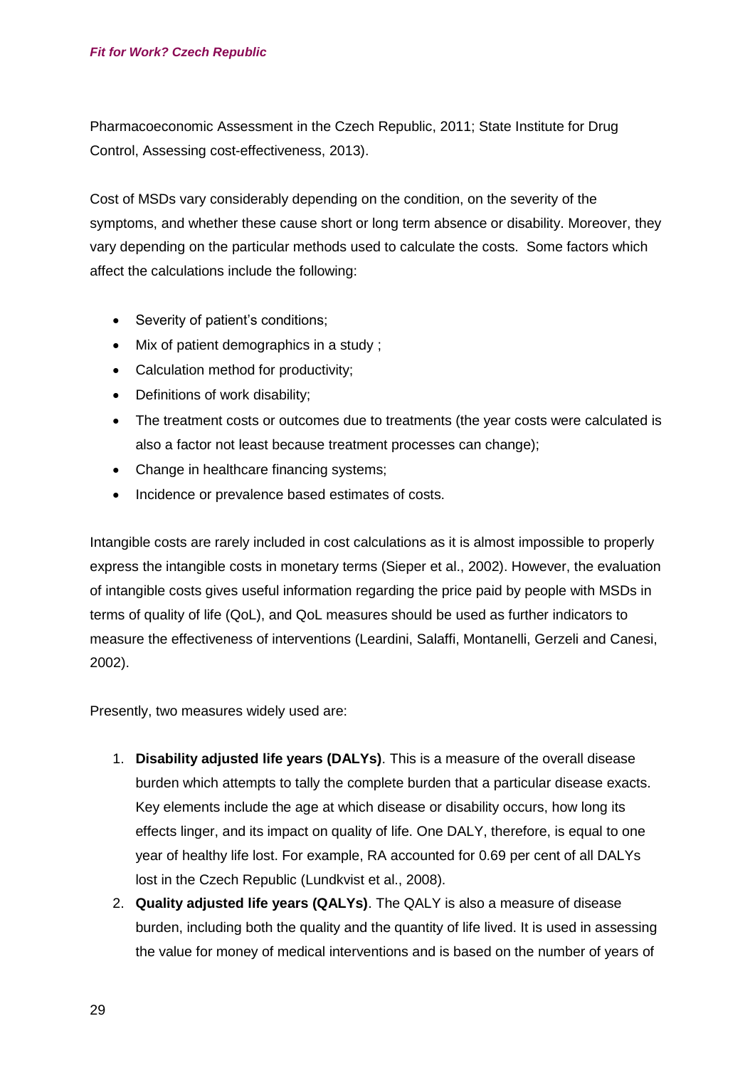Pharmacoeconomic Assessment in the Czech Republic, 2011; State Institute for Drug Control, Assessing cost-effectiveness, 2013).

Cost of MSDs vary considerably depending on the condition, on the severity of the symptoms, and whether these cause short or long term absence or disability. Moreover, they vary depending on the particular methods used to calculate the costs. Some factors which affect the calculations include the following:

- Severity of patient's conditions;
- Mix of patient demographics in a study ;
- Calculation method for productivity;
- Definitions of work disability;
- The treatment costs or outcomes due to treatments (the year costs were calculated is also a factor not least because treatment processes can change);
- Change in healthcare financing systems;
- Incidence or prevalence based estimates of costs.

Intangible costs are rarely included in cost calculations as it is almost impossible to properly express the intangible costs in monetary terms (Sieper et al., 2002). However, the evaluation of intangible costs gives useful information regarding the price paid by people with MSDs in terms of quality of life (QoL), and QoL measures should be used as further indicators to measure the effectiveness of interventions (Leardini, Salaffi, Montanelli, Gerzeli and Canesi, 2002).

Presently, two measures widely used are:

1. **Disability adjusted life years (DALYs)**. This is a measure of the overall disease burden which attempts to tally the complete burden that a particular disease exacts. Key elements include the age at which disease or disability occurs, how long its effects linger, and its impact on quality of life. One DALY, therefore, is equal to one year of healthy life lost. For example, RA accounted for 0.69 per cent of all DALYs lost in the Czech Republic (Lundkvist et al., 2008).
2. **Quality adjusted life years (QALYs)**. The QALY is also a measure of disease burden, including both the quality and the quantity of life lived. It is used in assessing the value for money of medical interventions and is based on the number of years of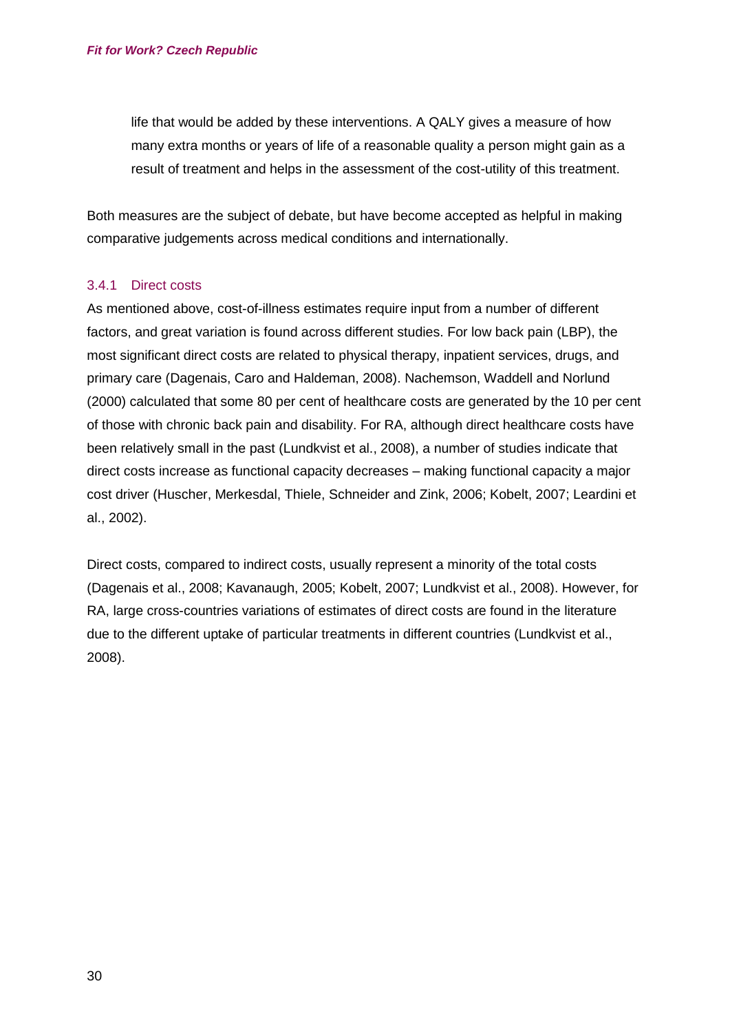life that would be added by these interventions. A QALY gives a measure of how many extra months or years of life of a reasonable quality a person might gain as a result of treatment and helps in the assessment of the cost-utility of this treatment.

Both measures are the subject of debate, but have become accepted as helpful in making comparative judgements across medical conditions and internationally.

### 3.4.1 Direct costs

As mentioned above, cost-of-illness estimates require input from a number of different factors, and great variation is found across different studies. For low back pain (LBP), the most significant direct costs are related to physical therapy, inpatient services, drugs, and primary care (Dagenais, Caro and Haldeman, 2008). Nachemson, Waddell and Norlund (2000) calculated that some 80 per cent of healthcare costs are generated by the 10 per cent of those with chronic back pain and disability. For RA, although direct healthcare costs have been relatively small in the past (Lundkvist et al., 2008), a number of studies indicate that direct costs increase as functional capacity decreases – making functional capacity a major cost driver (Huscher, Merkesdal, Thiele, Schneider and Zink, 2006; Kobelt, 2007; Leardini et al., 2002).

Direct costs, compared to indirect costs, usually represent a minority of the total costs (Dagenais et al., 2008; Kavanaugh, 2005; Kobelt, 2007; Lundkvist et al., 2008). However, for RA, large cross-countries variations of estimates of direct costs are found in the literature due to the different uptake of particular treatments in different countries (Lundkvist et al., 2008).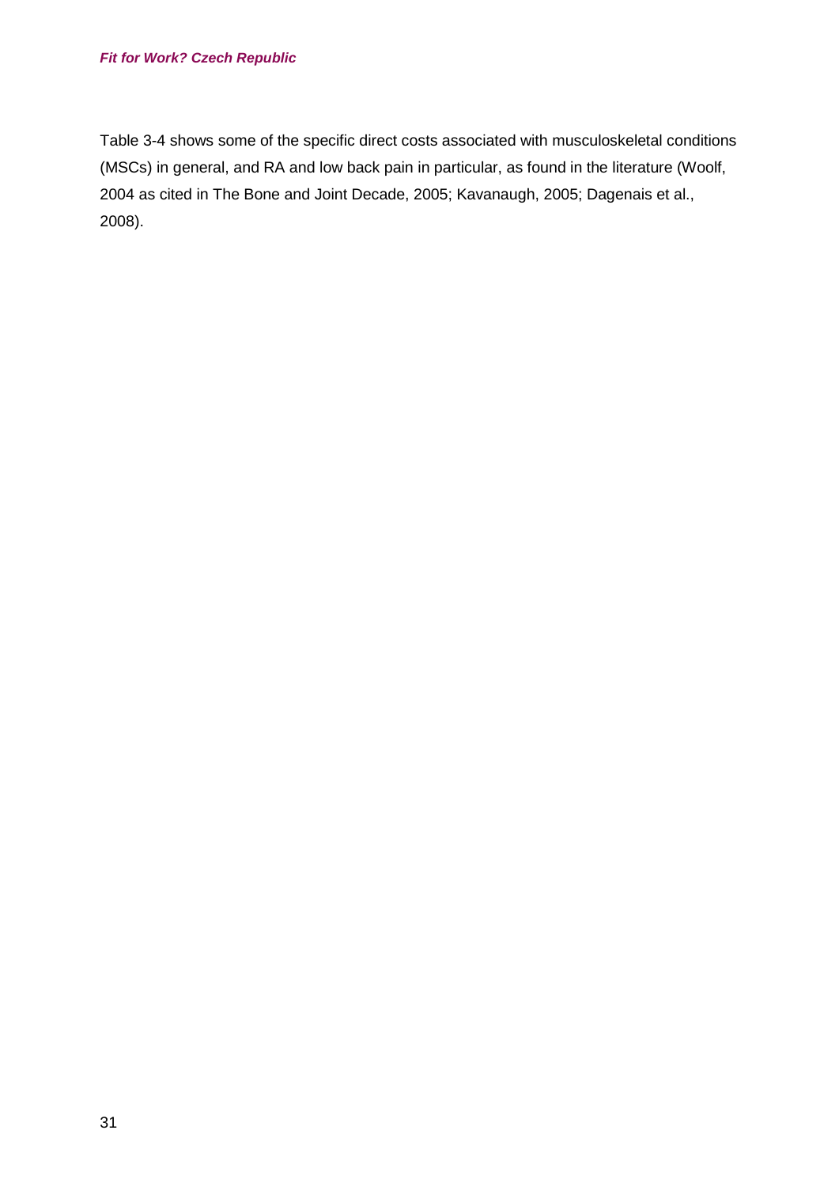Table 3-4 shows some of the specific direct costs associated with musculoskeletal conditions (MSCs) in general, and RA and low back pain in particular, as found in the literature (Woolf, 2004 as cited in The Bone and Joint Decade, 2005; Kavanaugh, 2005; Dagenais et al., 2008).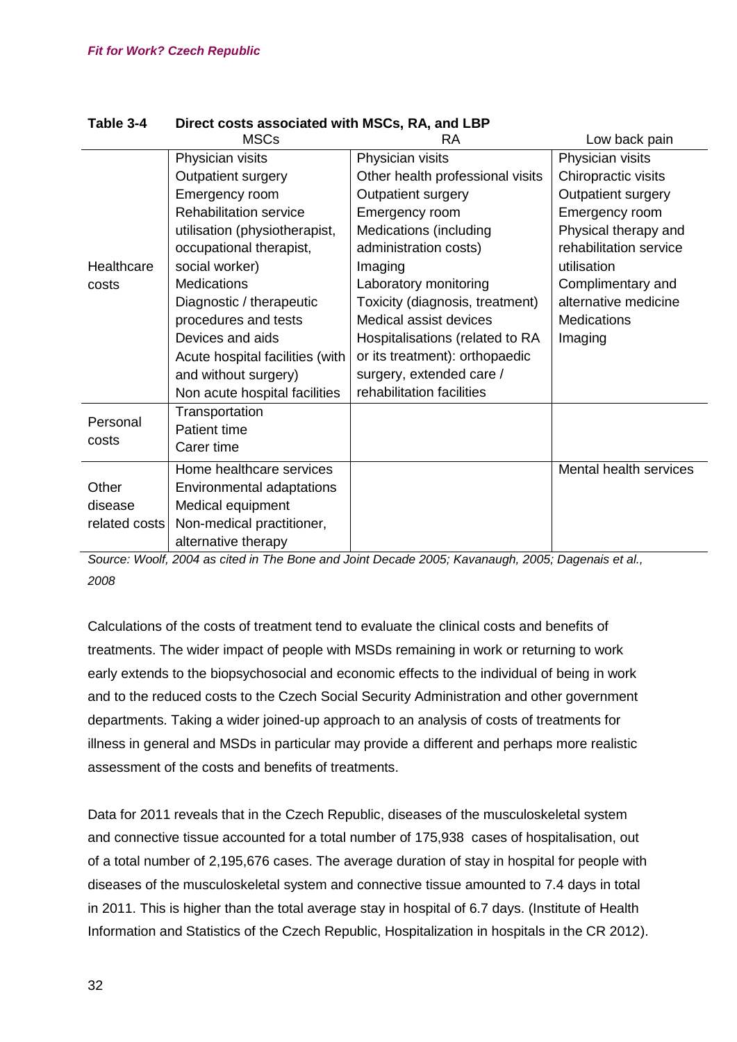**Table 3-4 Direct costs associated with MSCs, RA, and LBP**

| | MSCs | RA | Low back pain |
|---|---|---|---|
| Healthcare costs | Physician visits<br>Outpatient surgery<br>Emergency room<br>Rehabilitation service utilisation (physiotherapist, occupational therapist, social worker)<br>Medications<br>Diagnostic / therapeutic procedures and tests<br>Devices and aids<br>Acute hospital facilities (with and without surgery)<br>Non acute hospital facilities | Physician visits<br>Other health professional visits<br>Outpatient surgery<br>Emergency room<br>Medications (including administration costs)<br>Imaging<br>Laboratory monitoring<br>Toxicity (diagnosis, treatment)<br>Medical assist devices<br>Hospitalisations (related to RA or its treatment): orthopaedic surgery, extended care / rehabilitation facilities | Physician visits<br>Chiropractic visits<br>Outpatient surgery<br>Emergency room<br>Physical therapy and rehabilitation service utilisation<br>Complimentary and alternative medicine<br>Medications<br>Imaging |
| Personal costs | Transportation<br>Patient time<br>Carer time | | |
| Other disease related costs | Home healthcare services<br>Environmental adaptations<br>Medical equipment<br>Non-medical practitioner, alternative therapy | | Mental health services |

*Source: Woolf, 2004 as cited in The Bone and Joint Decade 2005; Kavanaugh, 2005; Dagenais et al., 2008*

Calculations of the costs of treatment tend to evaluate the clinical costs and benefits of treatments. The wider impact of people with MSDs remaining in work or returning to work early extends to the biopsychosocial and economic effects to the individual of being in work and to the reduced costs to the Czech Social Security Administration and other government departments. Taking a wider joined-up approach to an analysis of costs of treatments for illness in general and MSDs in particular may provide a different and perhaps more realistic assessment of the costs and benefits of treatments.

Data for 2011 reveals that in the Czech Republic, diseases of the musculoskeletal system and connective tissue accounted for a total number of 175,938 cases of hospitalisation, out of a total number of 2,195,676 cases. The average duration of stay in hospital for people with diseases of the musculoskeletal system and connective tissue amounted to 7.4 days in total in 2011. This is higher than the total average stay in hospital of 6.7 days. (Institute of Health Information and Statistics of the Czech Republic, Hospitalization in hospitals in the CR 2012).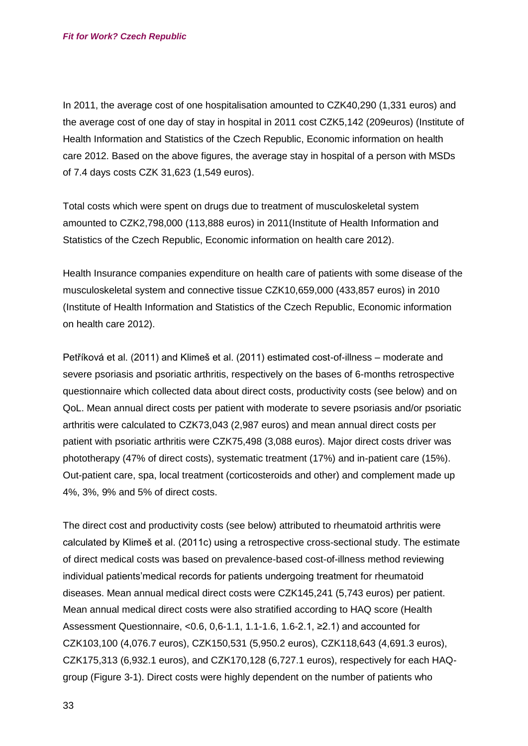In 2011, the average cost of one hospitalisation amounted to CZK40,290 (1,331 euros) and the average cost of one day of stay in hospital in 2011 cost CZK5,142 (209euros) (Institute of Health Information and Statistics of the Czech Republic, Economic information on health care 2012. Based on the above figures, the average stay in hospital of a person with MSDs of 7.4 days costs CZK 31,623 (1,549 euros).

Total costs which were spent on drugs due to treatment of musculoskeletal system amounted to CZK2,798,000 (113,888 euros) in 2011(Institute of Health Information and Statistics of the Czech Republic, Economic information on health care 2012).

Health Insurance companies expenditure on health care of patients with some disease of the musculoskeletal system and connective tissue CZK10,659,000 (433,857 euros) in 2010 (Institute of Health Information and Statistics of the Czech Republic, Economic information on health care 2012).

Petříková et al. (2011) and Klimeš et al. (2011) estimated cost-of-illness – moderate and severe psoriasis and psoriatic arthritis, respectively on the bases of 6-months retrospective questionnaire which collected data about direct costs, productivity costs (see below) and on QoL. Mean annual direct costs per patient with moderate to severe psoriasis and/or psoriatic arthritis were calculated to CZK73,043 (2,987 euros) and mean annual direct costs per patient with psoriatic arthritis were CZK75,498 (3,088 euros). Major direct costs driver was phototherapy (47% of direct costs), systematic treatment (17%) and in-patient care (15%). Out-patient care, spa, local treatment (corticosteroids and other) and complement made up 4%, 3%, 9% and 5% of direct costs.

The direct cost and productivity costs (see below) attributed to rheumatoid arthritis were calculated by Klimeš et al. (2011c) using a retrospective cross-sectional study. The estimate of direct medical costs was based on prevalence-based cost-of-illness method reviewing individual patients'medical records for patients undergoing treatment for rheumatoid diseases. Mean annual medical direct costs were CZK145,241 (5,743 euros) per patient. Mean annual medical direct costs were also stratified according to HAQ score (Health Assessment Questionnaire, <0.6, 0,6-1.1, 1.1-1.6, 1.6-2.1, ≥2.1) and accounted for CZK103,100 (4,076.7 euros), CZK150,531 (5,950.2 euros), CZK118,643 (4,691.3 euros), CZK175,313 (6,932.1 euros), and CZK170,128 (6,727.1 euros), respectively for each HAQ-group (Figure 3-1). Direct costs were highly dependent on the number of patients who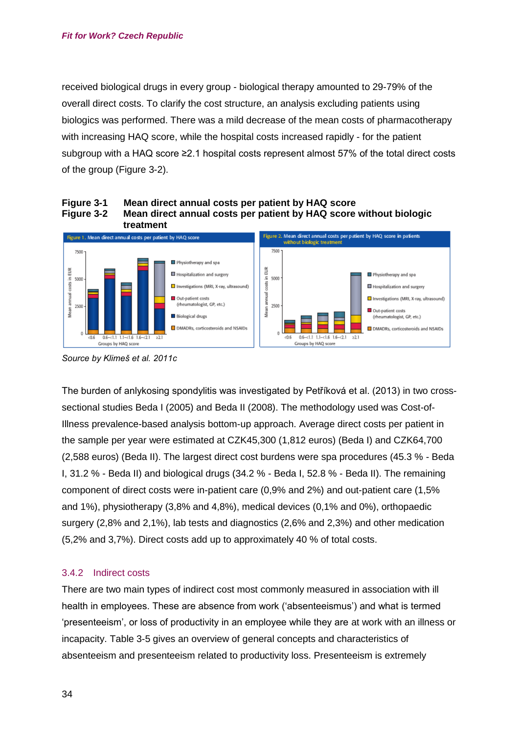received biological drugs in every group - biological therapy amounted to 29-79% of the overall direct costs. To clarify the cost structure, an analysis excluding patients using biologics was performed. There was a mild decrease of the mean costs of pharmacotherapy with increasing HAQ score, while the hospital costs increased rapidly - for the patient subgroup with a HAQ score ≥2.1 hospital costs represent almost 57% of the total direct costs of the group (Figure 3-2).

**Figure 3-1 Mean direct annual costs per patient by HAQ score**
**Figure 3-2 Mean direct annual costs per patient by HAQ score without biologic treatment**

*Source by Klimeš et al. 2011c*

The burden of anlykosing spondylitis was investigated by Petříková et al. (2013) in two cross-sectional studies Beda I (2005) and Beda II (2008). The methodology used was Cost-of-Illness prevalence-based analysis bottom-up approach. Average direct costs per patient in the sample per year were estimated at CZK45,300 (1,812 euros) (Beda I) and CZK64,700 (2,588 euros) (Beda II). The largest direct cost burdens were spa procedures (45.3 % - Beda I, 31.2 % - Beda II) and biological drugs (34.2 % - Beda I, 52.8 % - Beda II). The remaining component of direct costs were in-patient care (0,9% and 2%) and out-patient care (1,5% and 1%), physiotherapy (3,8% and 4,8%), medical devices (0,1% and 0%), orthopaedic surgery (2,8% and 2,1%), lab tests and diagnostics (2,6% and 2,3%) and other medication (5,2% and 3,7%). Direct costs add up to approximately 40 % of total costs.

### 3.4.2 Indirect costs

There are two main types of indirect cost most commonly measured in association with ill health in employees. These are absence from work ('absenteeismus') and what is termed 'presenteeism', or loss of productivity in an employee while they are at work with an illness or incapacity. Table 3-5 gives an overview of general concepts and characteristics of absenteeism and presenteeism related to productivity loss. Presenteeism is extremely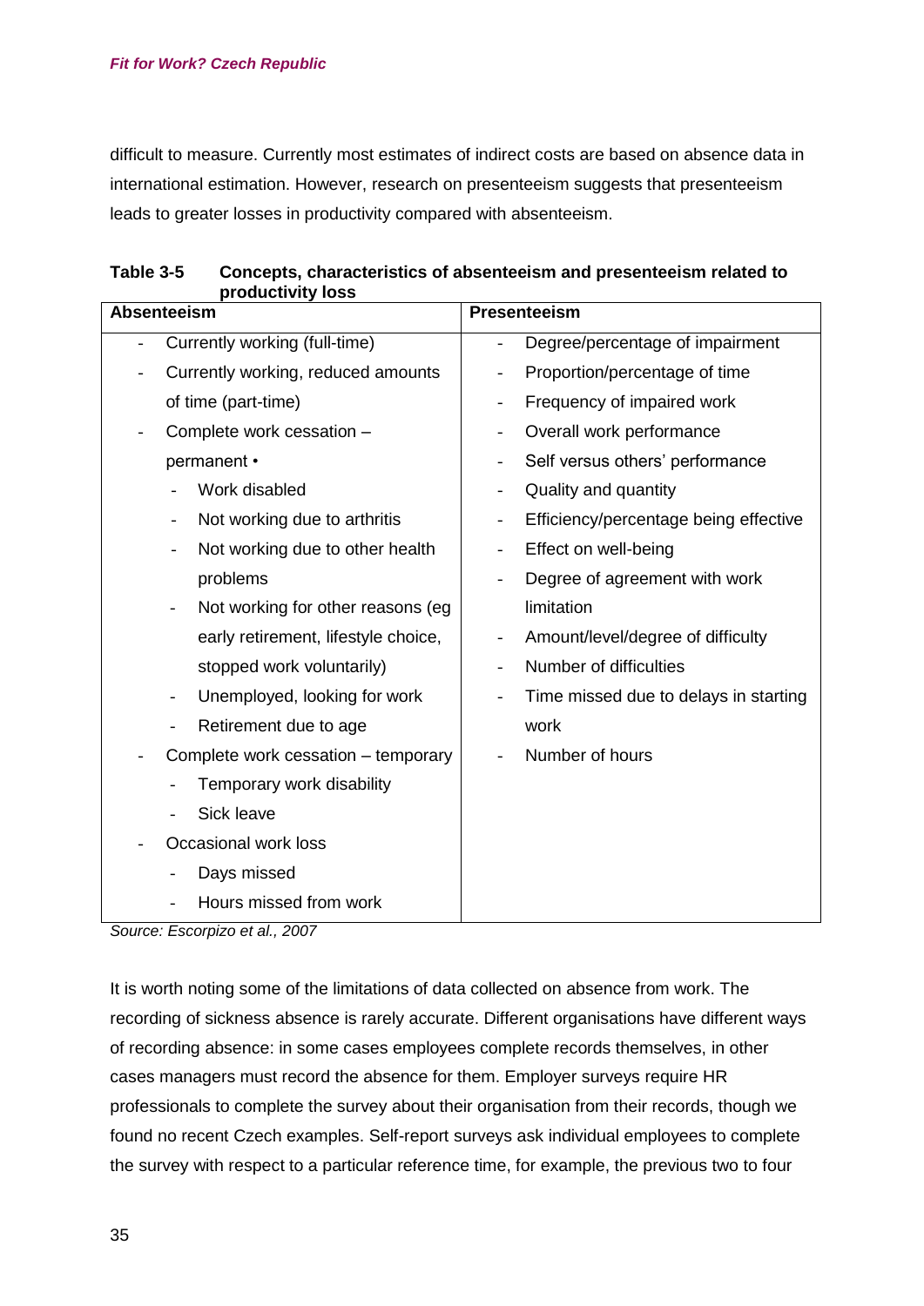difficult to measure. Currently most estimates of indirect costs are based on absence data in international estimation. However, research on presenteeism suggests that presenteeism leads to greater losses in productivity compared with absenteeism.

**Table 3-5 Concepts, characteristics of absenteeism and presenteeism related to productivity loss**

| Absenteeism | Presenteeism |
|---|---|
| - Currently working (full-time) | - Degree/percentage of impairment |
| - Currently working, reduced amounts of time (part-time) | - Proportion/percentage of time |
| - Complete work cessation – permanent • | - Frequency of impaired work |
| &nbsp;&nbsp;- Work disabled | - Overall work performance |
| &nbsp;&nbsp;- Not working due to arthritis | - Self versus others' performance |
| &nbsp;&nbsp;- Not working due to other health problems | - Quality and quantity |
| &nbsp;&nbsp;- Not working for other reasons (eg early retirement, lifestyle choice, stopped work voluntarily) | - Efficiency/percentage being effective |
| &nbsp;&nbsp;- Unemployed, looking for work | - Effect on well-being |
| &nbsp;&nbsp;- Retirement due to age | - Degree of agreement with work limitation |
| - Complete work cessation – temporary | - Amount/level/degree of difficulty |
| &nbsp;&nbsp;- Temporary work disability | - Number of difficulties |
| &nbsp;&nbsp;- Sick leave | - Time missed due to delays in starting work |
| - Occasional work loss | - Number of hours |
| &nbsp;&nbsp;- Days missed | |
| &nbsp;&nbsp;- Hours missed from work | |

*Source: Escorpizo et al., 2007*

It is worth noting some of the limitations of data collected on absence from work. The recording of sickness absence is rarely accurate. Different organisations have different ways of recording absence: in some cases employees complete records themselves, in other cases managers must record the absence for them. Employer surveys require HR professionals to complete the survey about their organisation from their records, though we found no recent Czech examples. Self-report surveys ask individual employees to complete the survey with respect to a particular reference time, for example, the previous two to four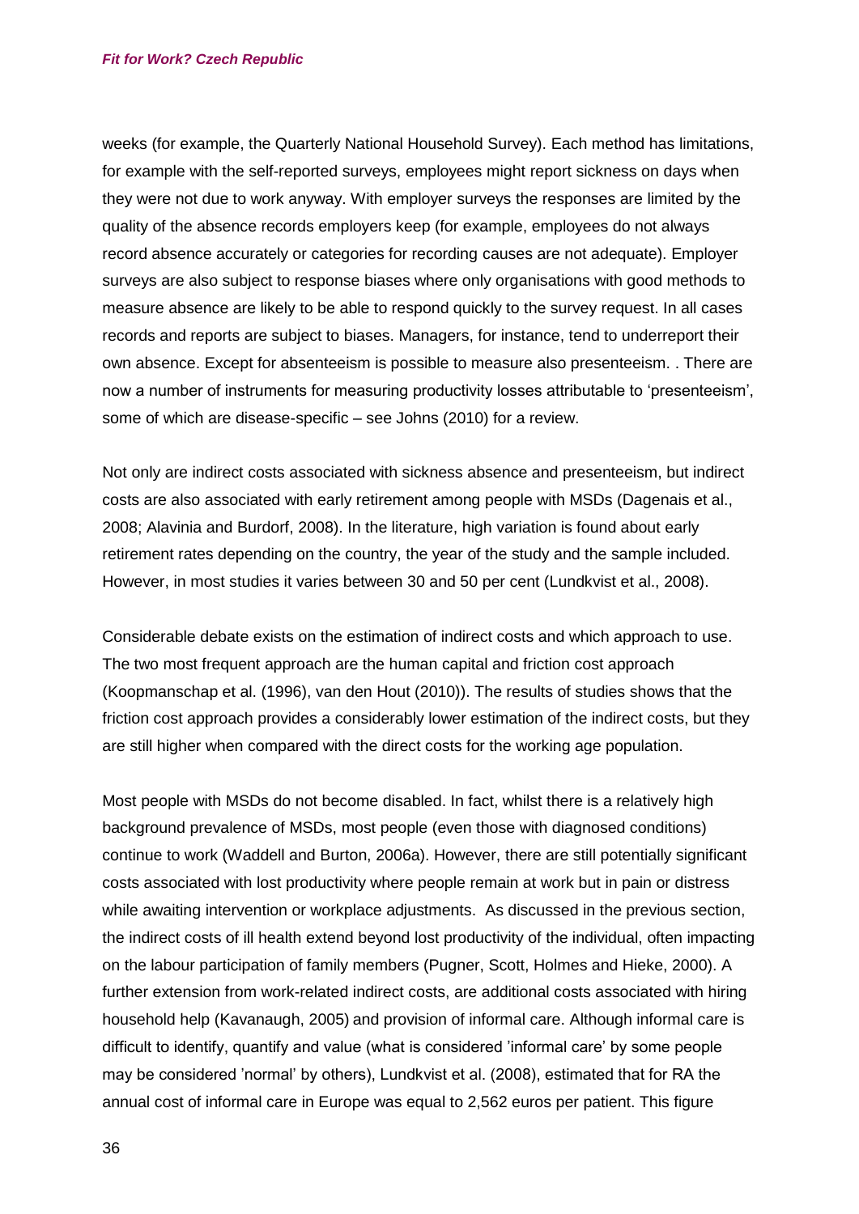weeks (for example, the Quarterly National Household Survey). Each method has limitations, for example with the self-reported surveys, employees might report sickness on days when they were not due to work anyway. With employer surveys the responses are limited by the quality of the absence records employers keep (for example, employees do not always record absence accurately or categories for recording causes are not adequate). Employer surveys are also subject to response biases where only organisations with good methods to measure absence are likely to be able to respond quickly to the survey request. In all cases records and reports are subject to biases. Managers, for instance, tend to underreport their own absence. Except for absenteeism is possible to measure also presenteeism. . There are now a number of instruments for measuring productivity losses attributable to 'presenteeism', some of which are disease-specific – see Johns (2010) for a review.

Not only are indirect costs associated with sickness absence and presenteeism, but indirect costs are also associated with early retirement among people with MSDs (Dagenais et al., 2008; Alavinia and Burdorf, 2008). In the literature, high variation is found about early retirement rates depending on the country, the year of the study and the sample included. However, in most studies it varies between 30 and 50 per cent (Lundkvist et al., 2008).

Considerable debate exists on the estimation of indirect costs and which approach to use. The two most frequent approach are the human capital and friction cost approach (Koopmanschap et al. (1996), van den Hout (2010)). The results of studies shows that the friction cost approach provides a considerably lower estimation of the indirect costs, but they are still higher when compared with the direct costs for the working age population.

Most people with MSDs do not become disabled. In fact, whilst there is a relatively high background prevalence of MSDs, most people (even those with diagnosed conditions) continue to work (Waddell and Burton, 2006a). However, there are still potentially significant costs associated with lost productivity where people remain at work but in pain or distress while awaiting intervention or workplace adjustments. As discussed in the previous section, the indirect costs of ill health extend beyond lost productivity of the individual, often impacting on the labour participation of family members (Pugner, Scott, Holmes and Hieke, 2000). A further extension from work-related indirect costs, are additional costs associated with hiring household help (Kavanaugh, 2005) and provision of informal care. Although informal care is difficult to identify, quantify and value (what is considered 'informal care' by some people may be considered 'normal' by others), Lundkvist et al. (2008), estimated that for RA the annual cost of informal care in Europe was equal to 2,562 euros per patient. This figure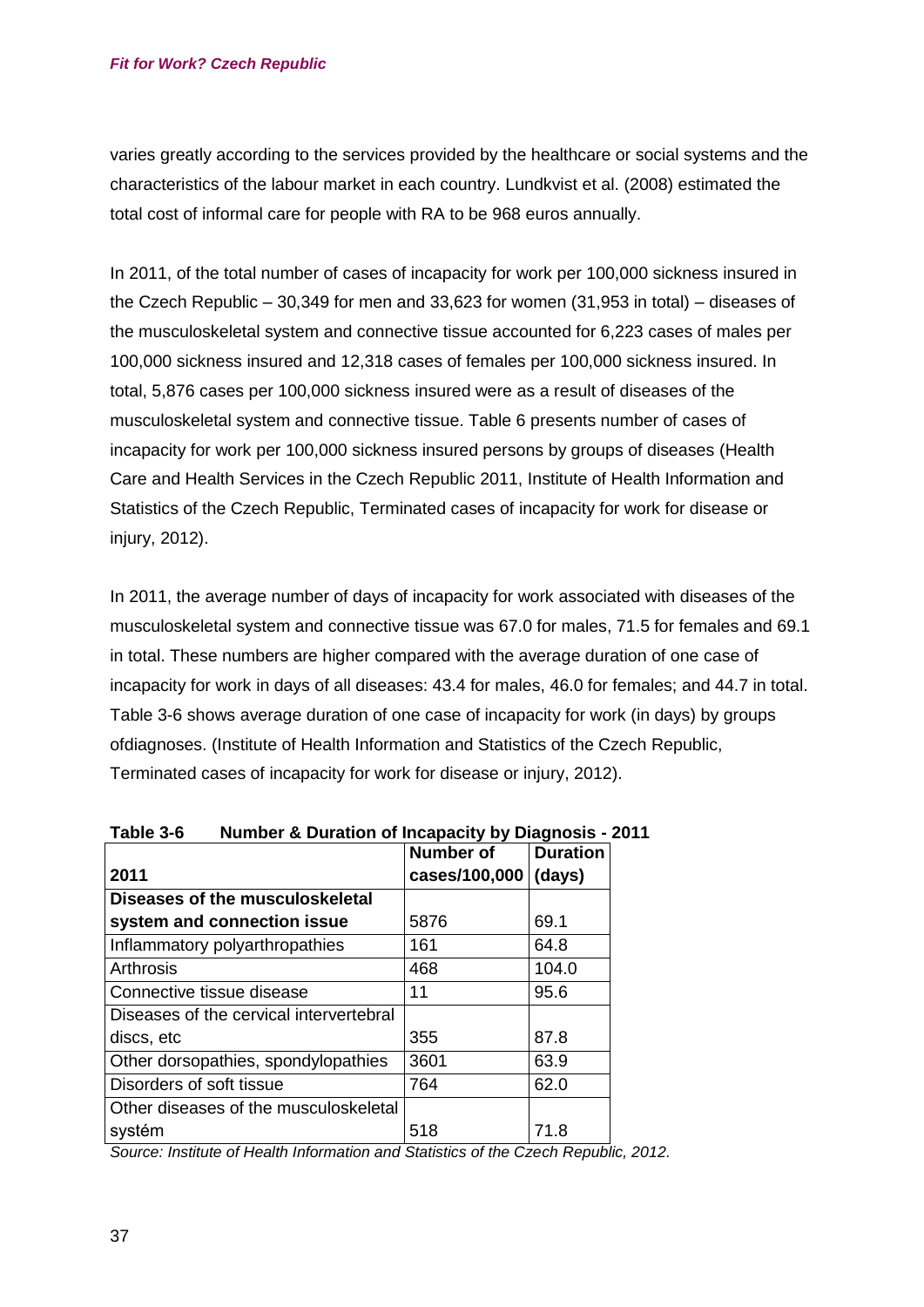varies greatly according to the services provided by the healthcare or social systems and the characteristics of the labour market in each country. Lundkvist et al. (2008) estimated the total cost of informal care for people with RA to be 968 euros annually.

In 2011, of the total number of cases of incapacity for work per 100,000 sickness insured in the Czech Republic – 30,349 for men and 33,623 for women (31,953 in total) – diseases of the musculoskeletal system and connective tissue accounted for 6,223 cases of males per 100,000 sickness insured and 12,318 cases of females per 100,000 sickness insured. In total, 5,876 cases per 100,000 sickness insured were as a result of diseases of the musculoskeletal system and connective tissue. Table 6 presents number of cases of incapacity for work per 100,000 sickness insured persons by groups of diseases (Health Care and Health Services in the Czech Republic 2011, Institute of Health Information and Statistics of the Czech Republic, Terminated cases of incapacity for work for disease or injury, 2012).

In 2011, the average number of days of incapacity for work associated with diseases of the musculoskeletal system and connective tissue was 67.0 for males, 71.5 for females and 69.1 in total. These numbers are higher compared with the average duration of one case of incapacity for work in days of all diseases: 43.4 for males, 46.0 for females; and 44.7 in total. Table 3-6 shows average duration of one case of incapacity for work (in days) by groups ofdiagnoses. (Institute of Health Information and Statistics of the Czech Republic, Terminated cases of incapacity for work for disease or injury, 2012).

**Table 3-6 Number & Duration of Incapacity by Diagnosis - 2011**

| 2011 | Number of cases/100,000 | Duration (days) |
|---|---|---|
| **Diseases of the musculoskeletal system and connection issue** | 5876 | 69.1 |
| Inflammatory polyarthropathies | 161 | 64.8 |
| Arthrosis | 468 | 104.0 |
| Connective tissue disease | 11 | 95.6 |
| Diseases of the cervical intervertebral discs, etc | 355 | 87.8 |
| Other dorsopathies, spondylopathies | 3601 | 63.9 |
| Disorders of soft tissue | 764 | 62.0 |
| Other diseases of the musculoskeletal systém | 518 | 71.8 |

*Source: Institute of Health Information and Statistics of the Czech Republic, 2012.*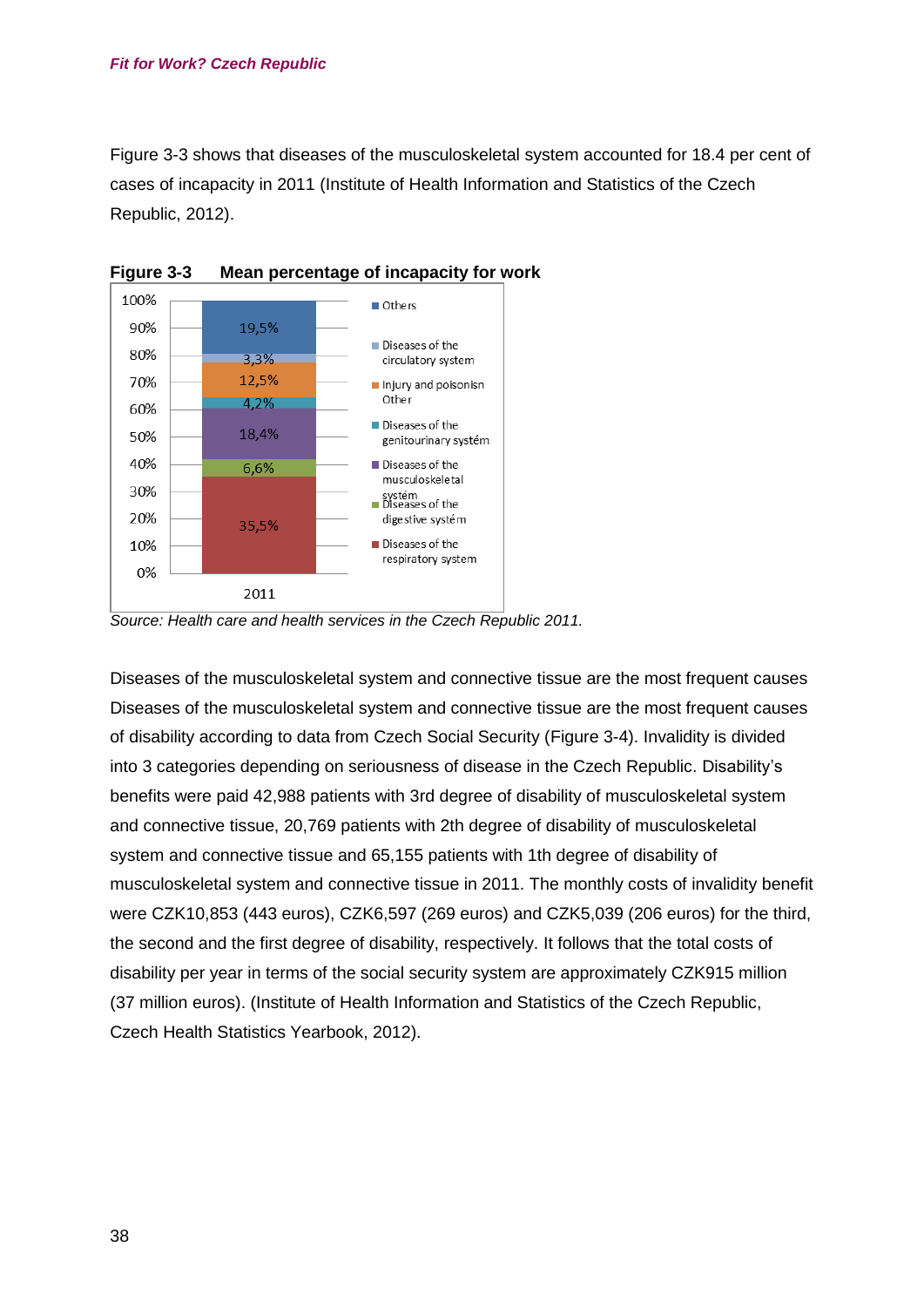Figure 3-3 shows that diseases of the musculoskeletal system accounted for 18.4 per cent of cases of incapacity in 2011 (Institute of Health Information and Statistics of the Czech Republic, 2012).

**Figure 3-3 Mean percentage of incapacity for work**

| Category (2011) | % |
|---|---|
| Others | 19,5% |
| Diseases of the circulatory system | 3,3% |
| Injury and poisonisn Other | 12,5% |
| Diseases of the genitourinary systém | 4,2% |
| Diseases of the musculoskeletal systém | 18,4% |
| Diseases of the digestive systém | 6,6% |
| Diseases of the respiratory system | 35,5% |

*Source: Health care and health services in the Czech Republic 2011.*

Diseases of the musculoskeletal system and connective tissue are the most frequent causes Diseases of the musculoskeletal system and connective tissue are the most frequent causes of disability according to data from Czech Social Security (Figure 3-4). Invalidity is divided into 3 categories depending on seriousness of disease in the Czech Republic. Disability's benefits were paid 42,988 patients with 3rd degree of disability of musculoskeletal system and connective tissue, 20,769 patients with 2th degree of disability of musculoskeletal system and connective tissue and 65,155 patients with 1th degree of disability of musculoskeletal system and connective tissue in 2011. The monthly costs of invalidity benefit were CZK10,853 (443 euros), CZK6,597 (269 euros) and CZK5,039 (206 euros) for the third, the second and the first degree of disability, respectively. It follows that the total costs of disability per year in terms of the social security system are approximately CZK915 million (37 million euros). (Institute of Health Information and Statistics of the Czech Republic, Czech Health Statistics Yearbook, 2012).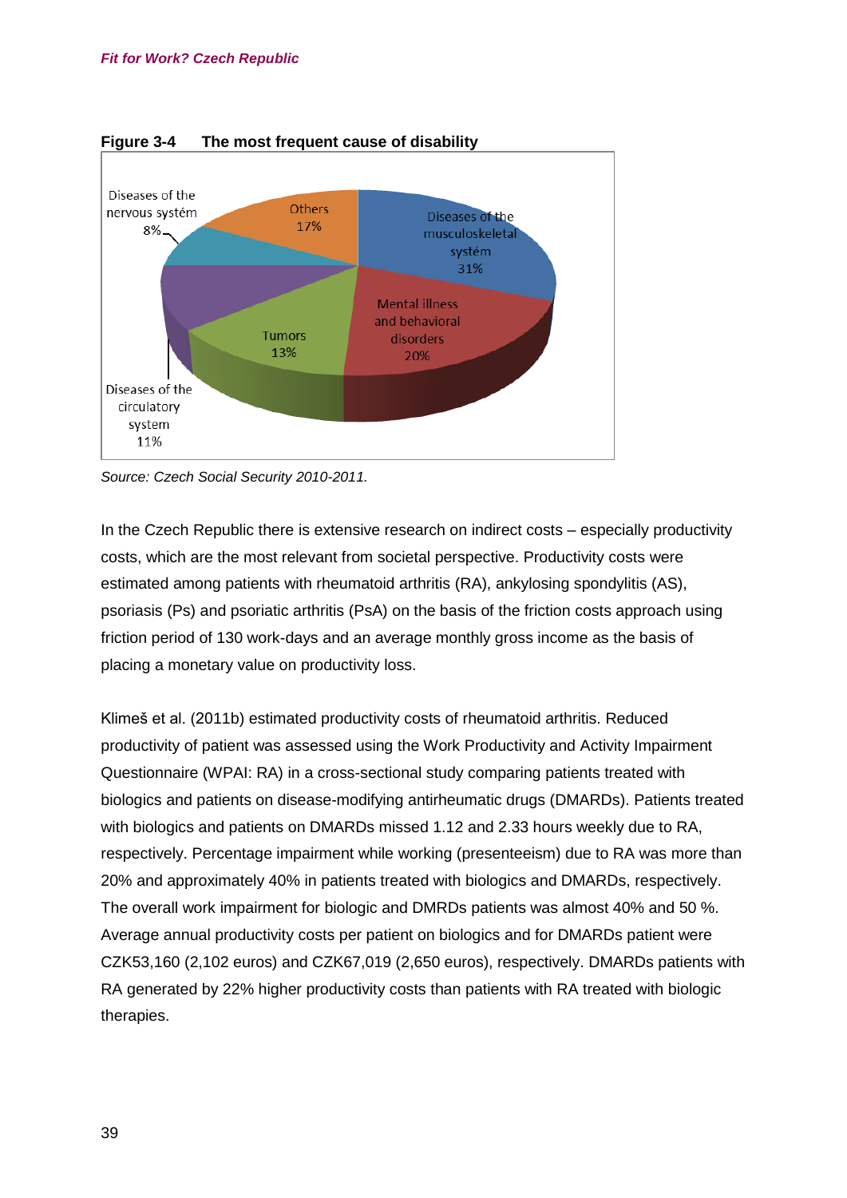**Figure 3-4 The most frequent cause of disability**

Diseases of the nervous systém 8%

Others 17%

Diseases of the musculoskeletal systém 31%

Mental illness and behavioral disorders 20%

Tumors 13%

Diseases of the circulatory system 11%

*Source: Czech Social Security 2010-2011.*

In the Czech Republic there is extensive research on indirect costs – especially productivity costs, which are the most relevant from societal perspective. Productivity costs were estimated among patients with rheumatoid arthritis (RA), ankylosing spondylitis (AS), psoriasis (Ps) and psoriatic arthritis (PsA) on the basis of the friction costs approach using friction period of 130 work-days and an average monthly gross income as the basis of placing a monetary value on productivity loss.

Klimeš et al. (2011b) estimated productivity costs of rheumatoid arthritis. Reduced productivity of patient was assessed using the Work Productivity and Activity Impairment Questionnaire (WPAI: RA) in a cross-sectional study comparing patients treated with biologics and patients on disease-modifying antirheumatic drugs (DMARDs). Patients treated with biologics and patients on DMARDs missed 1.12 and 2.33 hours weekly due to RA, respectively. Percentage impairment while working (presenteeism) due to RA was more than 20% and approximately 40% in patients treated with biologics and DMARDs, respectively. The overall work impairment for biologic and DMRDs patients was almost 40% and 50 %. Average annual productivity costs per patient on biologics and for DMARDs patient were CZK53,160 (2,102 euros) and CZK67,019 (2,650 euros), respectively. DMARDs patients with RA generated by 22% higher productivity costs than patients with RA treated with biologic therapies.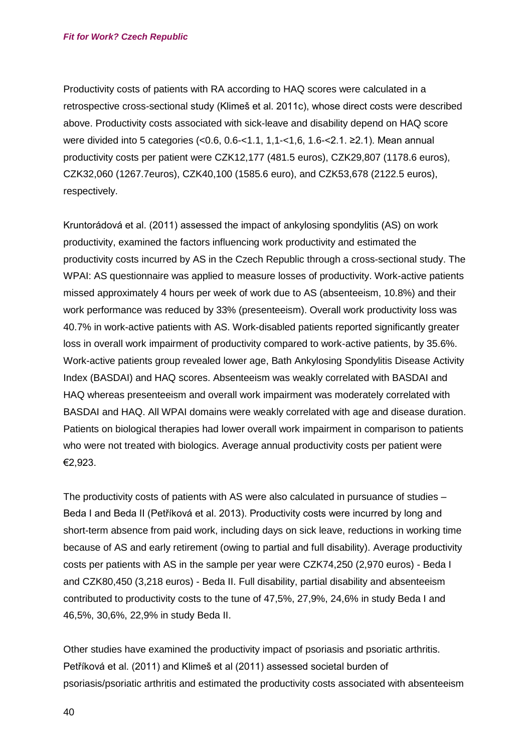Productivity costs of patients with RA according to HAQ scores were calculated in a retrospective cross-sectional study (Klimeš et al. 2011c), whose direct costs were described above. Productivity costs associated with sick-leave and disability depend on HAQ score were divided into 5 categories (<0.6, 0.6-<1.1, 1,1-<1,6, 1.6-<2.1. ≥2.1). Mean annual productivity costs per patient were CZK12,177 (481.5 euros), CZK29,807 (1178.6 euros), CZK32,060 (1267.7euros), CZK40,100 (1585.6 euro), and CZK53,678 (2122.5 euros), respectively.

Kruntorádová et al. (2011) assessed the impact of ankylosing spondylitis (AS) on work productivity, examined the factors influencing work productivity and estimated the productivity costs incurred by AS in the Czech Republic through a cross-sectional study. The WPAI: AS questionnaire was applied to measure losses of productivity. Work-active patients missed approximately 4 hours per week of work due to AS (absenteeism, 10.8%) and their work performance was reduced by 33% (presenteeism). Overall work productivity loss was 40.7% in work-active patients with AS. Work-disabled patients reported significantly greater loss in overall work impairment of productivity compared to work-active patients, by 35.6%. Work-active patients group revealed lower age, Bath Ankylosing Spondylitis Disease Activity Index (BASDAI) and HAQ scores. Absenteeism was weakly correlated with BASDAI and HAQ whereas presenteeism and overall work impairment was moderately correlated with BASDAI and HAQ. All WPAI domains were weakly correlated with age and disease duration. Patients on biological therapies had lower overall work impairment in comparison to patients who were not treated with biologics. Average annual productivity costs per patient were €2,923.

The productivity costs of patients with AS were also calculated in pursuance of studies – Beda I and Beda II (Petříková et al. 2013). Productivity costs were incurred by long and short-term absence from paid work, including days on sick leave, reductions in working time because of AS and early retirement (owing to partial and full disability). Average productivity costs per patients with AS in the sample per year were CZK74,250 (2,970 euros) - Beda I and CZK80,450 (3,218 euros) - Beda II. Full disability, partial disability and absenteeism contributed to productivity costs to the tune of 47,5%, 27,9%, 24,6% in study Beda I and 46,5%, 30,6%, 22,9% in study Beda II.

Other studies have examined the productivity impact of psoriasis and psoriatic arthritis. Petříková et al. (2011) and Klimeš et al (2011) assessed societal burden of psoriasis/psoriatic arthritis and estimated the productivity costs associated with absenteeism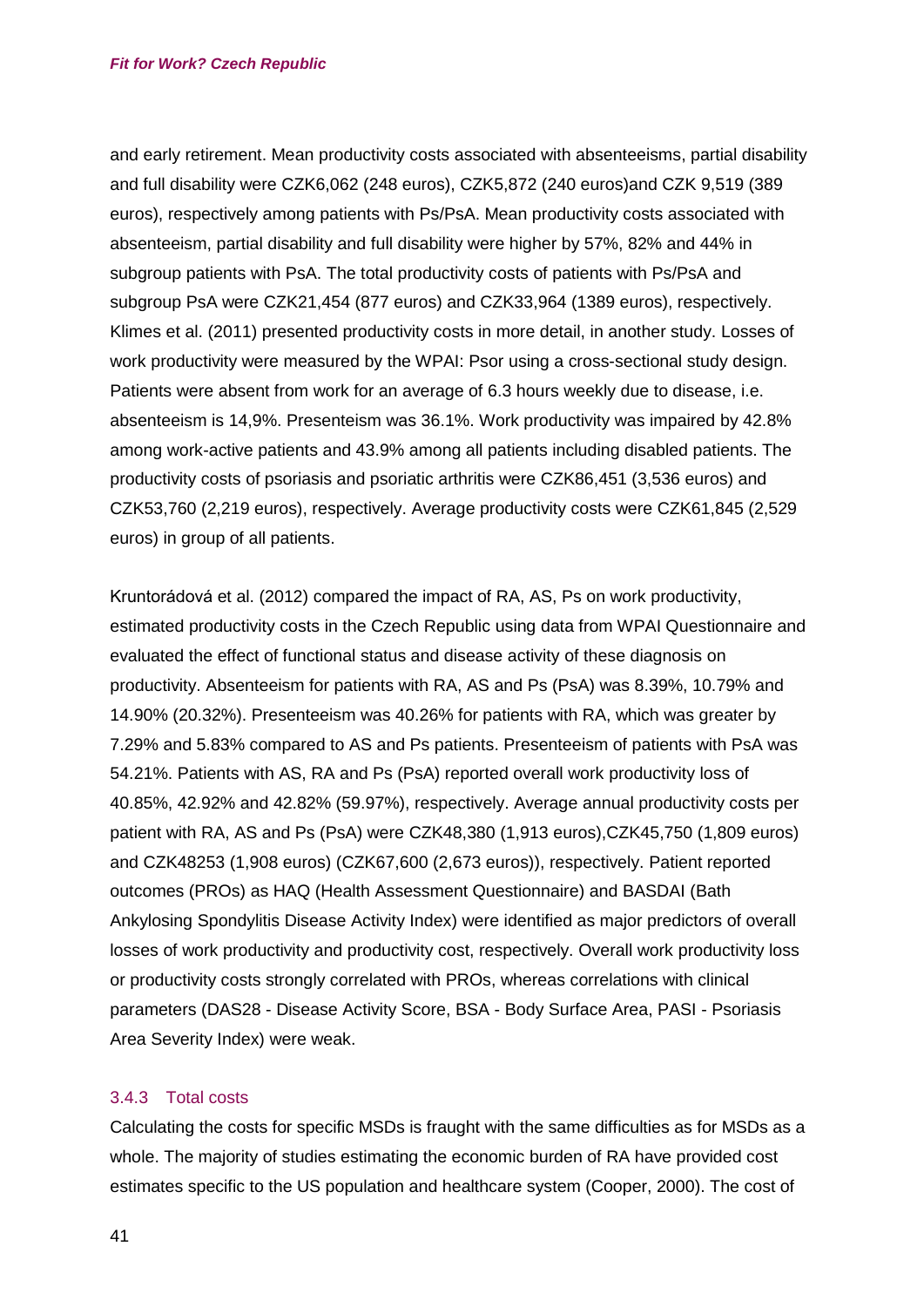and early retirement. Mean productivity costs associated with absenteeisms, partial disability and full disability were CZK6,062 (248 euros), CZK5,872 (240 euros)and CZK 9,519 (389 euros), respectively among patients with Ps/PsA. Mean productivity costs associated with absenteeism, partial disability and full disability were higher by 57%, 82% and 44% in subgroup patients with PsA. The total productivity costs of patients with Ps/PsA and subgroup PsA were CZK21,454 (877 euros) and CZK33,964 (1389 euros), respectively. Klimes et al. (2011) presented productivity costs in more detail, in another study. Losses of work productivity were measured by the WPAI: Psor using a cross-sectional study design. Patients were absent from work for an average of 6.3 hours weekly due to disease, i.e. absenteeism is 14,9%. Presenteism was 36.1%. Work productivity was impaired by 42.8% among work-active patients and 43.9% among all patients including disabled patients. The productivity costs of psoriasis and psoriatic arthritis were CZK86,451 (3,536 euros) and CZK53,760 (2,219 euros), respectively. Average productivity costs were CZK61,845 (2,529 euros) in group of all patients.

Kruntorádová et al. (2012) compared the impact of RA, AS, Ps on work productivity, estimated productivity costs in the Czech Republic using data from WPAI Questionnaire and evaluated the effect of functional status and disease activity of these diagnosis on productivity. Absenteeism for patients with RA, AS and Ps (PsA) was 8.39%, 10.79% and 14.90% (20.32%). Presenteeism was 40.26% for patients with RA, which was greater by 7.29% and 5.83% compared to AS and Ps patients. Presenteeism of patients with PsA was 54.21%. Patients with AS, RA and Ps (PsA) reported overall work productivity loss of 40.85%, 42.92% and 42.82% (59.97%), respectively. Average annual productivity costs per patient with RA, AS and Ps (PsA) were CZK48,380 (1,913 euros),CZK45,750 (1,809 euros) and CZK48253 (1,908 euros) (CZK67,600 (2,673 euros)), respectively. Patient reported outcomes (PROs) as HAQ (Health Assessment Questionnaire) and BASDAI (Bath Ankylosing Spondylitis Disease Activity Index) were identified as major predictors of overall losses of work productivity and productivity cost, respectively. Overall work productivity loss or productivity costs strongly correlated with PROs, whereas correlations with clinical parameters (DAS28 - Disease Activity Score, BSA - Body Surface Area, PASI - Psoriasis Area Severity Index) were weak.

### 3.4.3 Total costs

Calculating the costs for specific MSDs is fraught with the same difficulties as for MSDs as a whole. The majority of studies estimating the economic burden of RA have provided cost estimates specific to the US population and healthcare system (Cooper, 2000). The cost of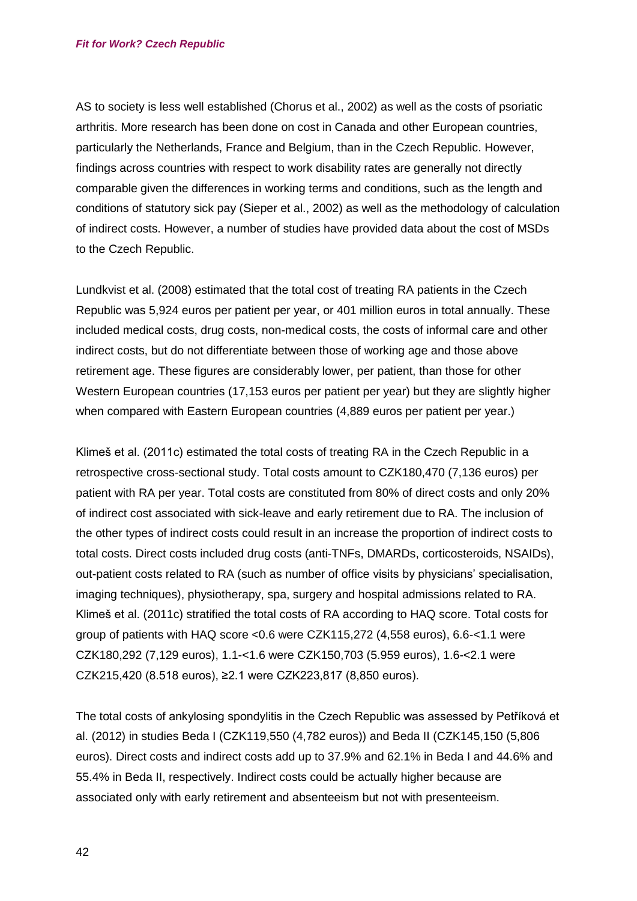AS to society is less well established (Chorus et al., 2002) as well as the costs of psoriatic arthritis. More research has been done on cost in Canada and other European countries, particularly the Netherlands, France and Belgium, than in the Czech Republic. However, findings across countries with respect to work disability rates are generally not directly comparable given the differences in working terms and conditions, such as the length and conditions of statutory sick pay (Sieper et al., 2002) as well as the methodology of calculation of indirect costs. However, a number of studies have provided data about the cost of MSDs to the Czech Republic.

Lundkvist et al. (2008) estimated that the total cost of treating RA patients in the Czech Republic was 5,924 euros per patient per year, or 401 million euros in total annually. These included medical costs, drug costs, non-medical costs, the costs of informal care and other indirect costs, but do not differentiate between those of working age and those above retirement age. These figures are considerably lower, per patient, than those for other Western European countries (17,153 euros per patient per year) but they are slightly higher when compared with Eastern European countries (4,889 euros per patient per year.)

Klimeš et al. (2011c) estimated the total costs of treating RA in the Czech Republic in a retrospective cross-sectional study. Total costs amount to CZK180,470 (7,136 euros) per patient with RA per year. Total costs are constituted from 80% of direct costs and only 20% of indirect cost associated with sick-leave and early retirement due to RA. The inclusion of the other types of indirect costs could result in an increase the proportion of indirect costs to total costs. Direct costs included drug costs (anti-TNFs, DMARDs, corticosteroids, NSAIDs), out-patient costs related to RA (such as number of office visits by physicians' specialisation, imaging techniques), physiotherapy, spa, surgery and hospital admissions related to RA. Klimeš et al. (2011c) stratified the total costs of RA according to HAQ score. Total costs for group of patients with HAQ score <0.6 were CZK115,272 (4,558 euros), 6.6-<1.1 were CZK180,292 (7,129 euros), 1.1-<1.6 were CZK150,703 (5.959 euros), 1.6-<2.1 were CZK215,420 (8.518 euros), ≥2.1 were CZK223,817 (8,850 euros).

The total costs of ankylosing spondylitis in the Czech Republic was assessed by Petříková et al. (2012) in studies Beda I (CZK119,550 (4,782 euros)) and Beda II (CZK145,150 (5,806 euros). Direct costs and indirect costs add up to 37.9% and 62.1% in Beda I and 44.6% and 55.4% in Beda II, respectively. Indirect costs could be actually higher because are associated only with early retirement and absenteeism but not with presenteeism.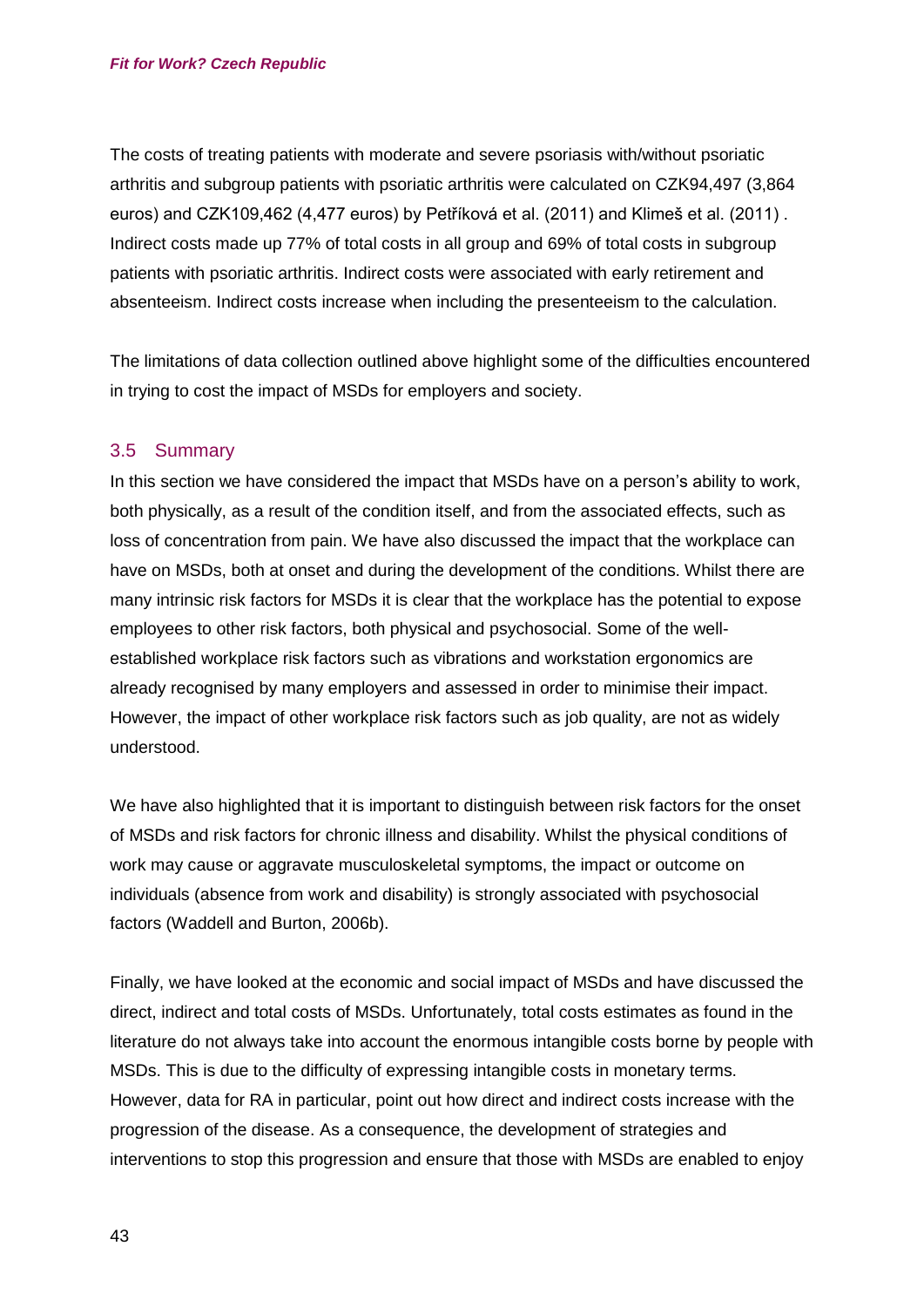The costs of treating patients with moderate and severe psoriasis with/without psoriatic arthritis and subgroup patients with psoriatic arthritis were calculated on CZK94,497 (3,864 euros) and CZK109,462 (4,477 euros) by Petříková et al. (2011) and Klimeš et al. (2011) . Indirect costs made up 77% of total costs in all group and 69% of total costs in subgroup patients with psoriatic arthritis. Indirect costs were associated with early retirement and absenteeism. Indirect costs increase when including the presenteeism to the calculation.

The limitations of data collection outlined above highlight some of the difficulties encountered in trying to cost the impact of MSDs for employers and society.

## 3.5 Summary

In this section we have considered the impact that MSDs have on a person's ability to work, both physically, as a result of the condition itself, and from the associated effects, such as loss of concentration from pain. We have also discussed the impact that the workplace can have on MSDs, both at onset and during the development of the conditions. Whilst there are many intrinsic risk factors for MSDs it is clear that the workplace has the potential to expose employees to other risk factors, both physical and psychosocial. Some of the well-established workplace risk factors such as vibrations and workstation ergonomics are already recognised by many employers and assessed in order to minimise their impact. However, the impact of other workplace risk factors such as job quality, are not as widely understood.

We have also highlighted that it is important to distinguish between risk factors for the onset of MSDs and risk factors for chronic illness and disability. Whilst the physical conditions of work may cause or aggravate musculoskeletal symptoms, the impact or outcome on individuals (absence from work and disability) is strongly associated with psychosocial factors (Waddell and Burton, 2006b).

Finally, we have looked at the economic and social impact of MSDs and have discussed the direct, indirect and total costs of MSDs. Unfortunately, total costs estimates as found in the literature do not always take into account the enormous intangible costs borne by people with MSDs. This is due to the difficulty of expressing intangible costs in monetary terms. However, data for RA in particular, point out how direct and indirect costs increase with the progression of the disease. As a consequence, the development of strategies and interventions to stop this progression and ensure that those with MSDs are enabled to enjoy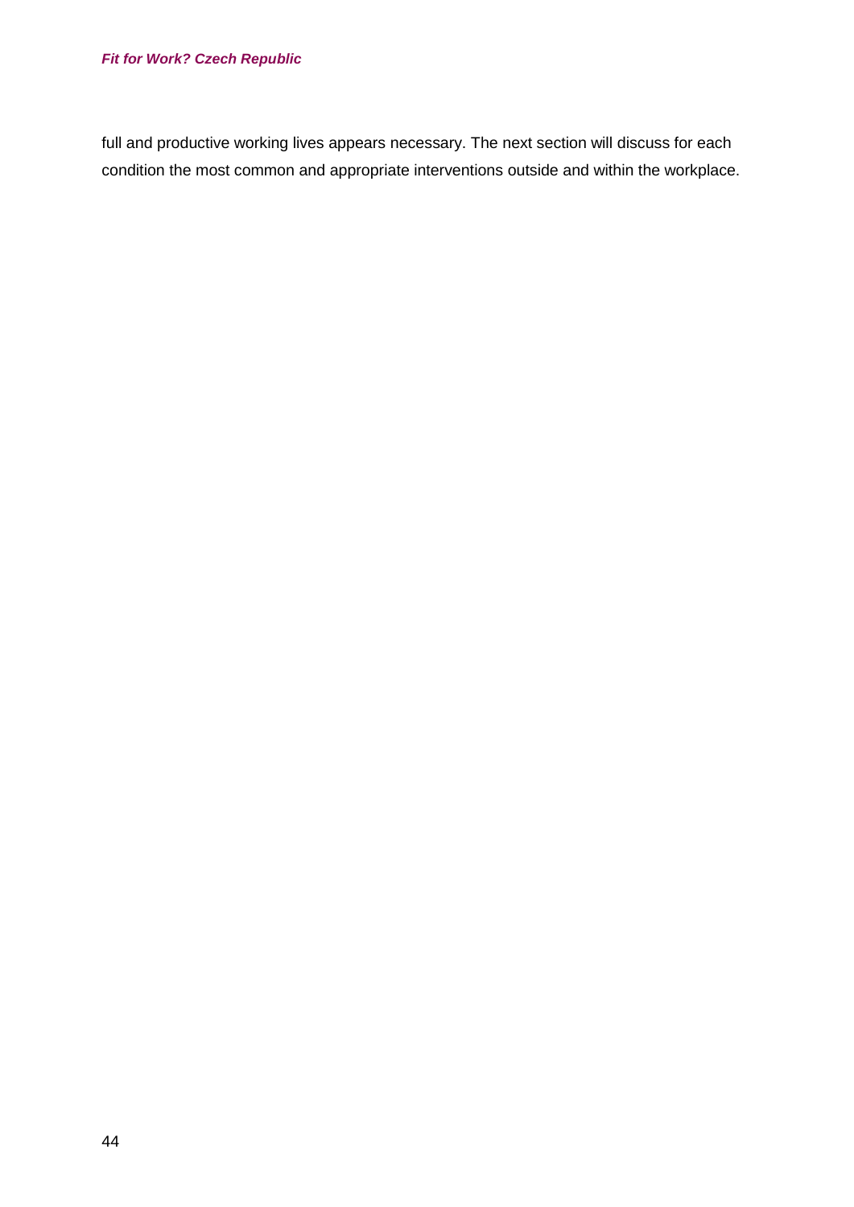full and productive working lives appears necessary. The next section will discuss for each condition the most common and appropriate interventions outside and within the workplace.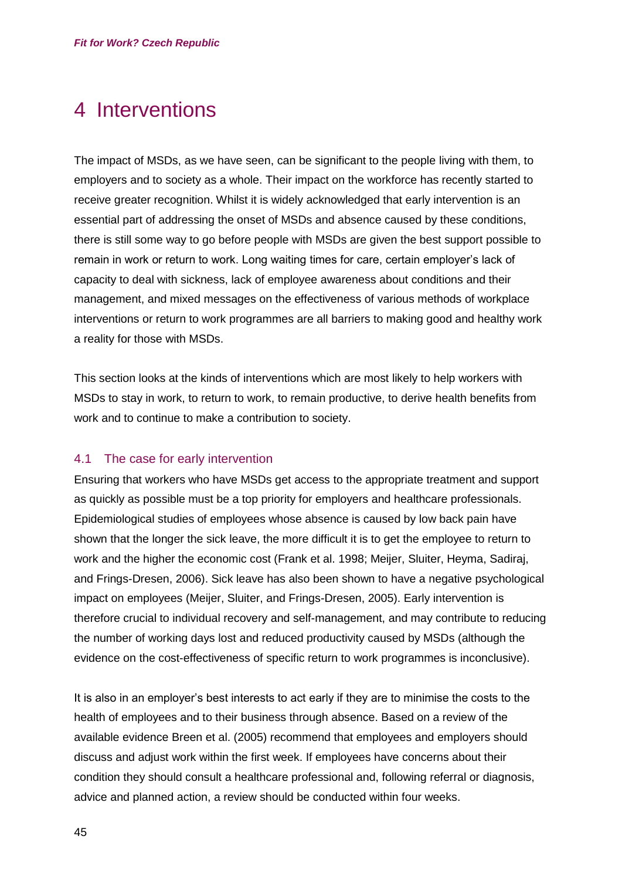# 4 Interventions

The impact of MSDs, as we have seen, can be significant to the people living with them, to employers and to society as a whole. Their impact on the workforce has recently started to receive greater recognition. Whilst it is widely acknowledged that early intervention is an essential part of addressing the onset of MSDs and absence caused by these conditions, there is still some way to go before people with MSDs are given the best support possible to remain in work or return to work. Long waiting times for care, certain employer's lack of capacity to deal with sickness, lack of employee awareness about conditions and their management, and mixed messages on the effectiveness of various methods of workplace interventions or return to work programmes are all barriers to making good and healthy work a reality for those with MSDs.

This section looks at the kinds of interventions which are most likely to help workers with MSDs to stay in work, to return to work, to remain productive, to derive health benefits from work and to continue to make a contribution to society.

## 4.1 The case for early intervention

Ensuring that workers who have MSDs get access to the appropriate treatment and support as quickly as possible must be a top priority for employers and healthcare professionals. Epidemiological studies of employees whose absence is caused by low back pain have shown that the longer the sick leave, the more difficult it is to get the employee to return to work and the higher the economic cost (Frank et al. 1998; Meijer, Sluiter, Heyma, Sadiraj, and Frings-Dresen, 2006). Sick leave has also been shown to have a negative psychological impact on employees (Meijer, Sluiter, and Frings-Dresen, 2005). Early intervention is therefore crucial to individual recovery and self-management, and may contribute to reducing the number of working days lost and reduced productivity caused by MSDs (although the evidence on the cost-effectiveness of specific return to work programmes is inconclusive).

It is also in an employer's best interests to act early if they are to minimise the costs to the health of employees and to their business through absence. Based on a review of the available evidence Breen et al. (2005) recommend that employees and employers should discuss and adjust work within the first week. If employees have concerns about their condition they should consult a healthcare professional and, following referral or diagnosis, advice and planned action, a review should be conducted within four weeks.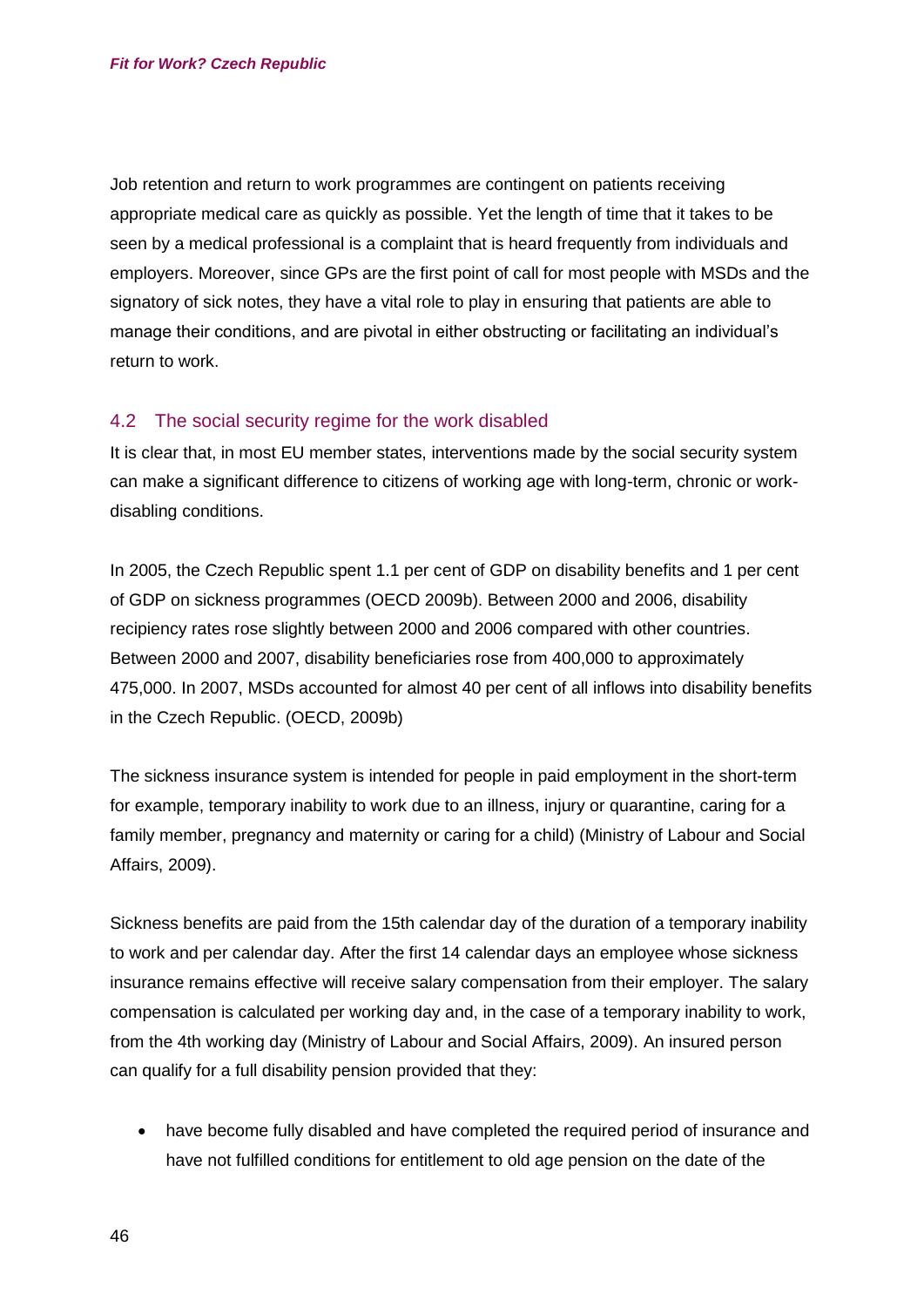Job retention and return to work programmes are contingent on patients receiving appropriate medical care as quickly as possible. Yet the length of time that it takes to be seen by a medical professional is a complaint that is heard frequently from individuals and employers. Moreover, since GPs are the first point of call for most people with MSDs and the signatory of sick notes, they have a vital role to play in ensuring that patients are able to manage their conditions, and are pivotal in either obstructing or facilitating an individual's return to work.

## 4.2 The social security regime for the work disabled

It is clear that, in most EU member states, interventions made by the social security system can make a significant difference to citizens of working age with long-term, chronic or work-disabling conditions.

In 2005, the Czech Republic spent 1.1 per cent of GDP on disability benefits and 1 per cent of GDP on sickness programmes (OECD 2009b). Between 2000 and 2006, disability recipiency rates rose slightly between 2000 and 2006 compared with other countries. Between 2000 and 2007, disability beneficiaries rose from 400,000 to approximately 475,000. In 2007, MSDs accounted for almost 40 per cent of all inflows into disability benefits in the Czech Republic. (OECD, 2009b)

The sickness insurance system is intended for people in paid employment in the short-term for example, temporary inability to work due to an illness, injury or quarantine, caring for a family member, pregnancy and maternity or caring for a child) (Ministry of Labour and Social Affairs, 2009).

Sickness benefits are paid from the 15th calendar day of the duration of a temporary inability to work and per calendar day. After the first 14 calendar days an employee whose sickness insurance remains effective will receive salary compensation from their employer. The salary compensation is calculated per working day and, in the case of a temporary inability to work, from the 4th working day (Ministry of Labour and Social Affairs, 2009). An insured person can qualify for a full disability pension provided that they:

- have become fully disabled and have completed the required period of insurance and have not fulfilled conditions for entitlement to old age pension on the date of the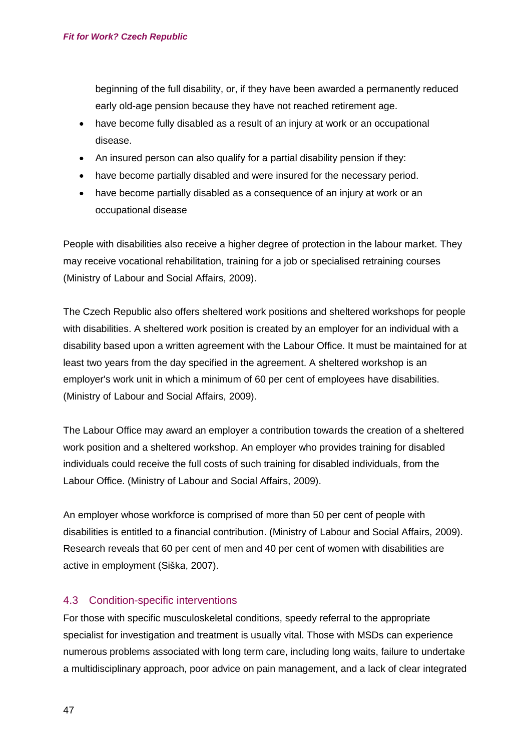beginning of the full disability, or, if they have been awarded a permanently reduced early old-age pension because they have not reached retirement age.

- have become fully disabled as a result of an injury at work or an occupational disease.
- An insured person can also qualify for a partial disability pension if they:
- have become partially disabled and were insured for the necessary period.
- have become partially disabled as a consequence of an injury at work or an occupational disease

People with disabilities also receive a higher degree of protection in the labour market. They may receive vocational rehabilitation, training for a job or specialised retraining courses (Ministry of Labour and Social Affairs, 2009).

The Czech Republic also offers sheltered work positions and sheltered workshops for people with disabilities. A sheltered work position is created by an employer for an individual with a disability based upon a written agreement with the Labour Office. It must be maintained for at least two years from the day specified in the agreement. A sheltered workshop is an employer's work unit in which a minimum of 60 per cent of employees have disabilities. (Ministry of Labour and Social Affairs, 2009).

The Labour Office may award an employer a contribution towards the creation of a sheltered work position and a sheltered workshop. An employer who provides training for disabled individuals could receive the full costs of such training for disabled individuals, from the Labour Office. (Ministry of Labour and Social Affairs, 2009).

An employer whose workforce is comprised of more than 50 per cent of people with disabilities is entitled to a financial contribution. (Ministry of Labour and Social Affairs, 2009). Research reveals that 60 per cent of men and 40 per cent of women with disabilities are active in employment (Siška, 2007).

## 4.3 Condition-specific interventions

For those with specific musculoskeletal conditions, speedy referral to the appropriate specialist for investigation and treatment is usually vital. Those with MSDs can experience numerous problems associated with long term care, including long waits, failure to undertake a multidisciplinary approach, poor advice on pain management, and a lack of clear integrated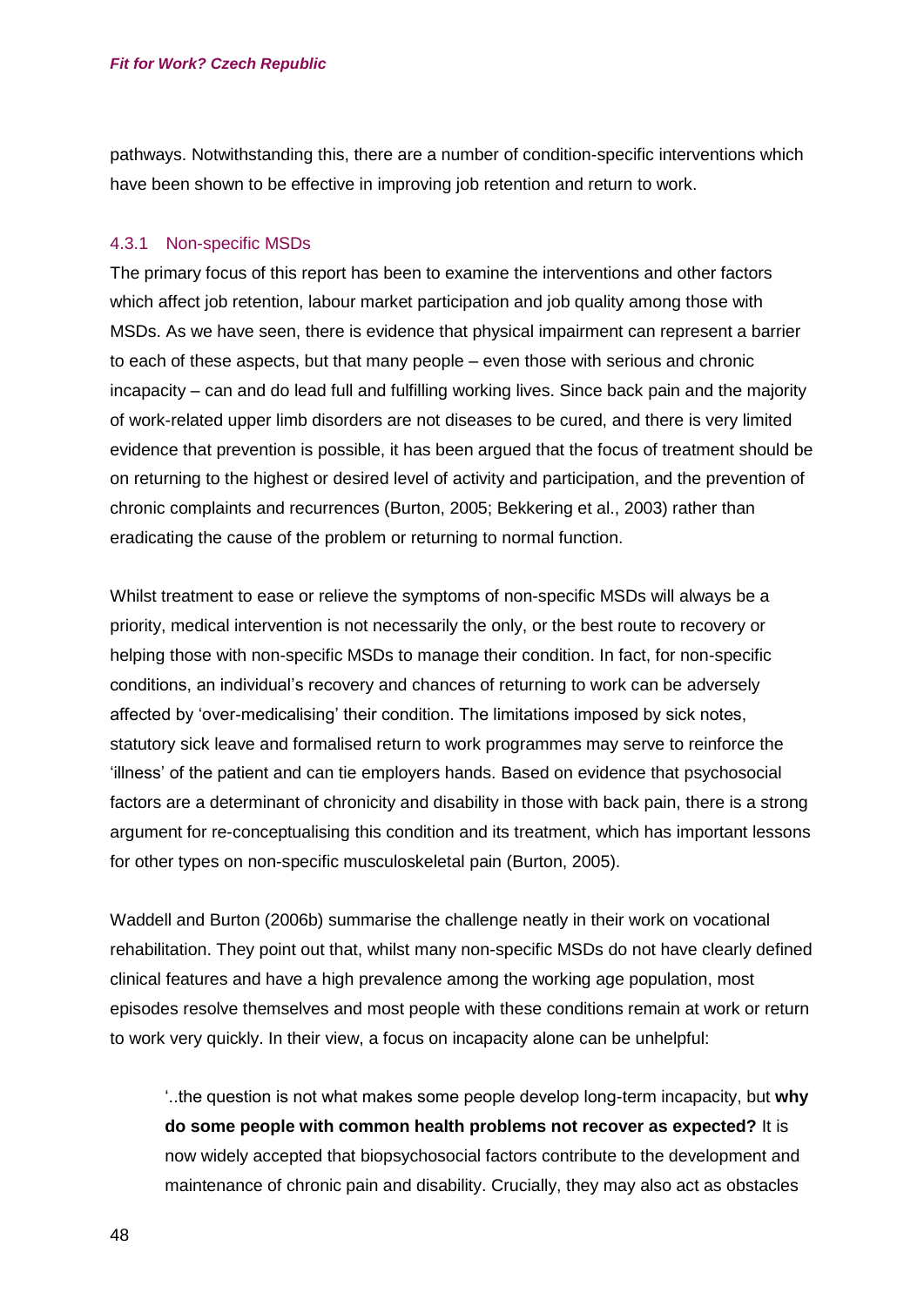pathways. Notwithstanding this, there are a number of condition-specific interventions which have been shown to be effective in improving job retention and return to work.

### 4.3.1 Non-specific MSDs

The primary focus of this report has been to examine the interventions and other factors which affect job retention, labour market participation and job quality among those with MSDs. As we have seen, there is evidence that physical impairment can represent a barrier to each of these aspects, but that many people – even those with serious and chronic incapacity – can and do lead full and fulfilling working lives. Since back pain and the majority of work-related upper limb disorders are not diseases to be cured, and there is very limited evidence that prevention is possible, it has been argued that the focus of treatment should be on returning to the highest or desired level of activity and participation, and the prevention of chronic complaints and recurrences (Burton, 2005; Bekkering et al., 2003) rather than eradicating the cause of the problem or returning to normal function.

Whilst treatment to ease or relieve the symptoms of non-specific MSDs will always be a priority, medical intervention is not necessarily the only, or the best route to recovery or helping those with non-specific MSDs to manage their condition. In fact, for non-specific conditions, an individual's recovery and chances of returning to work can be adversely affected by 'over-medicalising' their condition. The limitations imposed by sick notes, statutory sick leave and formalised return to work programmes may serve to reinforce the 'illness' of the patient and can tie employers hands. Based on evidence that psychosocial factors are a determinant of chronicity and disability in those with back pain, there is a strong argument for re-conceptualising this condition and its treatment, which has important lessons for other types on non-specific musculoskeletal pain (Burton, 2005).

Waddell and Burton (2006b) summarise the challenge neatly in their work on vocational rehabilitation. They point out that, whilst many non-specific MSDs do not have clearly defined clinical features and have a high prevalence among the working age population, most episodes resolve themselves and most people with these conditions remain at work or return to work very quickly. In their view, a focus on incapacity alone can be unhelpful:

> '..the question is not what makes some people develop long-term incapacity, but **why do some people with common health problems not recover as expected?** It is now widely accepted that biopsychosocial factors contribute to the development and maintenance of chronic pain and disability. Crucially, they may also act as obstacles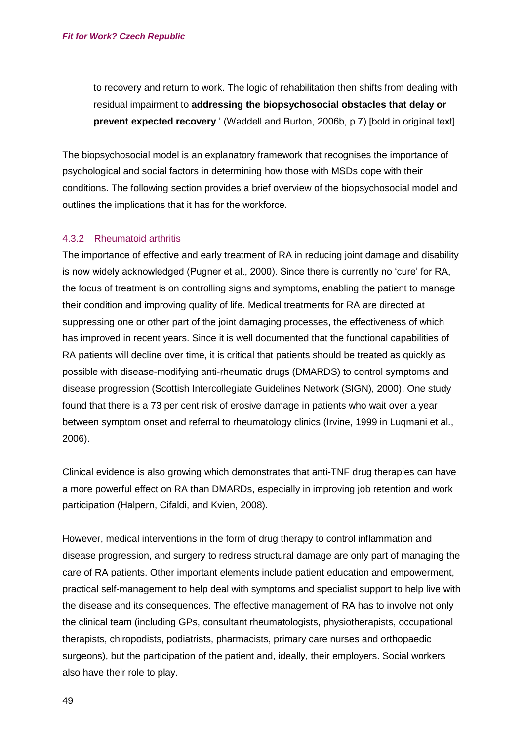to recovery and return to work. The logic of rehabilitation then shifts from dealing with residual impairment to **addressing the biopsychosocial obstacles that delay or prevent expected recovery**.' (Waddell and Burton, 2006b, p.7) [bold in original text]

The biopsychosocial model is an explanatory framework that recognises the importance of psychological and social factors in determining how those with MSDs cope with their conditions. The following section provides a brief overview of the biopsychosocial model and outlines the implications that it has for the workforce.

### 4.3.2 Rheumatoid arthritis

The importance of effective and early treatment of RA in reducing joint damage and disability is now widely acknowledged (Pugner et al., 2000). Since there is currently no 'cure' for RA, the focus of treatment is on controlling signs and symptoms, enabling the patient to manage their condition and improving quality of life. Medical treatments for RA are directed at suppressing one or other part of the joint damaging processes, the effectiveness of which has improved in recent years. Since it is well documented that the functional capabilities of RA patients will decline over time, it is critical that patients should be treated as quickly as possible with disease-modifying anti-rheumatic drugs (DMARDS) to control symptoms and disease progression (Scottish Intercollegiate Guidelines Network (SIGN), 2000). One study found that there is a 73 per cent risk of erosive damage in patients who wait over a year between symptom onset and referral to rheumatology clinics (Irvine, 1999 in Luqmani et al., 2006).

Clinical evidence is also growing which demonstrates that anti-TNF drug therapies can have a more powerful effect on RA than DMARDs, especially in improving job retention and work participation (Halpern, Cifaldi, and Kvien, 2008).

However, medical interventions in the form of drug therapy to control inflammation and disease progression, and surgery to redress structural damage are only part of managing the care of RA patients. Other important elements include patient education and empowerment, practical self-management to help deal with symptoms and specialist support to help live with the disease and its consequences. The effective management of RA has to involve not only the clinical team (including GPs, consultant rheumatologists, physiotherapists, occupational therapists, chiropodists, podiatrists, pharmacists, primary care nurses and orthopaedic surgeons), but the participation of the patient and, ideally, their employers. Social workers also have their role to play.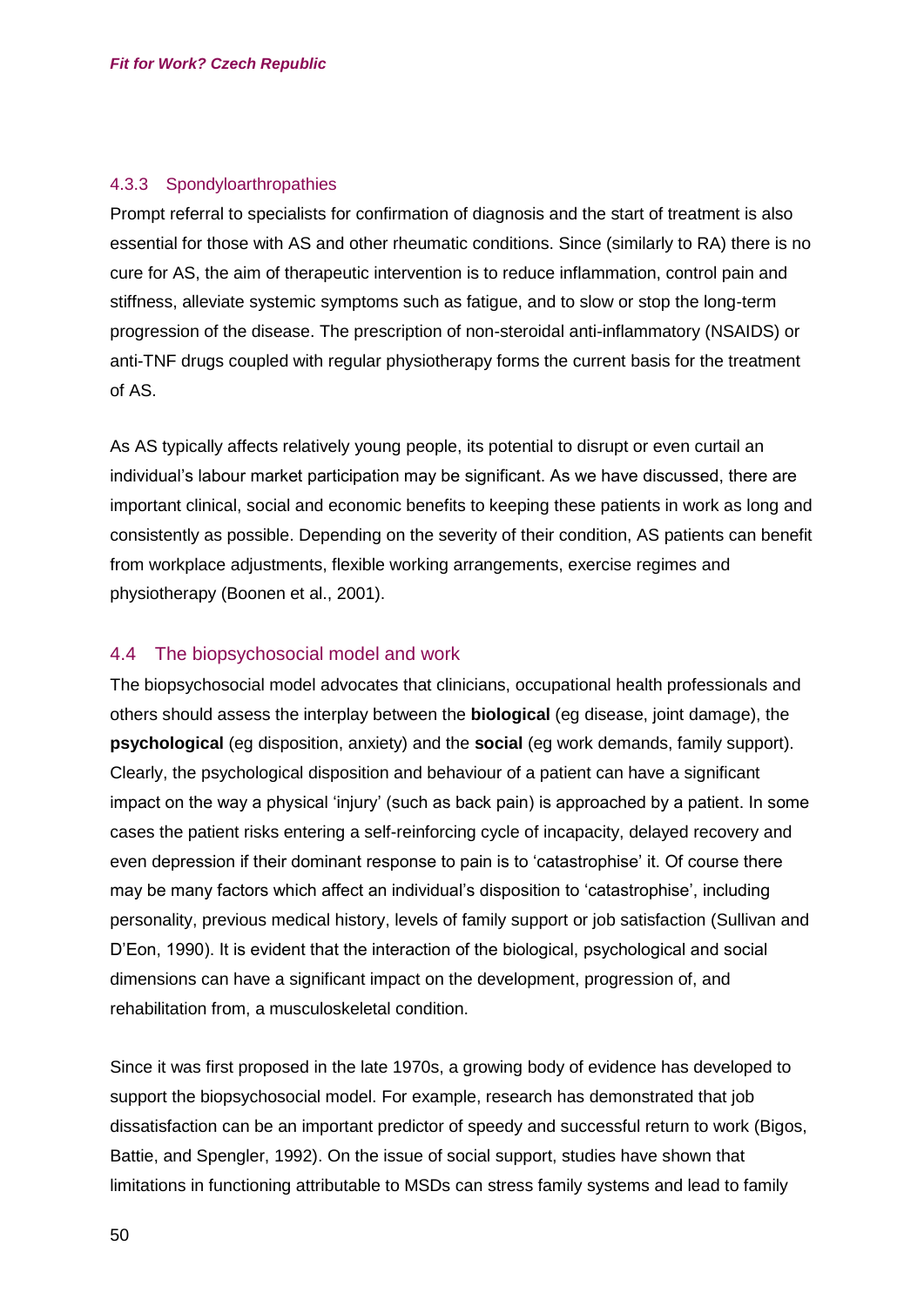### 4.3.3 Spondyloarthropathies

Prompt referral to specialists for confirmation of diagnosis and the start of treatment is also essential for those with AS and other rheumatic conditions. Since (similarly to RA) there is no cure for AS, the aim of therapeutic intervention is to reduce inflammation, control pain and stiffness, alleviate systemic symptoms such as fatigue, and to slow or stop the long-term progression of the disease. The prescription of non-steroidal anti-inflammatory (NSAIDS) or anti-TNF drugs coupled with regular physiotherapy forms the current basis for the treatment of AS.

As AS typically affects relatively young people, its potential to disrupt or even curtail an individual's labour market participation may be significant. As we have discussed, there are important clinical, social and economic benefits to keeping these patients in work as long and consistently as possible. Depending on the severity of their condition, AS patients can benefit from workplace adjustments, flexible working arrangements, exercise regimes and physiotherapy (Boonen et al., 2001).

## 4.4 The biopsychosocial model and work

The biopsychosocial model advocates that clinicians, occupational health professionals and others should assess the interplay between the **biological** (eg disease, joint damage), the **psychological** (eg disposition, anxiety) and the **social** (eg work demands, family support). Clearly, the psychological disposition and behaviour of a patient can have a significant impact on the way a physical 'injury' (such as back pain) is approached by a patient. In some cases the patient risks entering a self-reinforcing cycle of incapacity, delayed recovery and even depression if their dominant response to pain is to 'catastrophise' it. Of course there may be many factors which affect an individual's disposition to 'catastrophise', including personality, previous medical history, levels of family support or job satisfaction (Sullivan and D'Eon, 1990). It is evident that the interaction of the biological, psychological and social dimensions can have a significant impact on the development, progression of, and rehabilitation from, a musculoskeletal condition.

Since it was first proposed in the late 1970s, a growing body of evidence has developed to support the biopsychosocial model. For example, research has demonstrated that job dissatisfaction can be an important predictor of speedy and successful return to work (Bigos, Battie, and Spengler, 1992). On the issue of social support, studies have shown that limitations in functioning attributable to MSDs can stress family systems and lead to family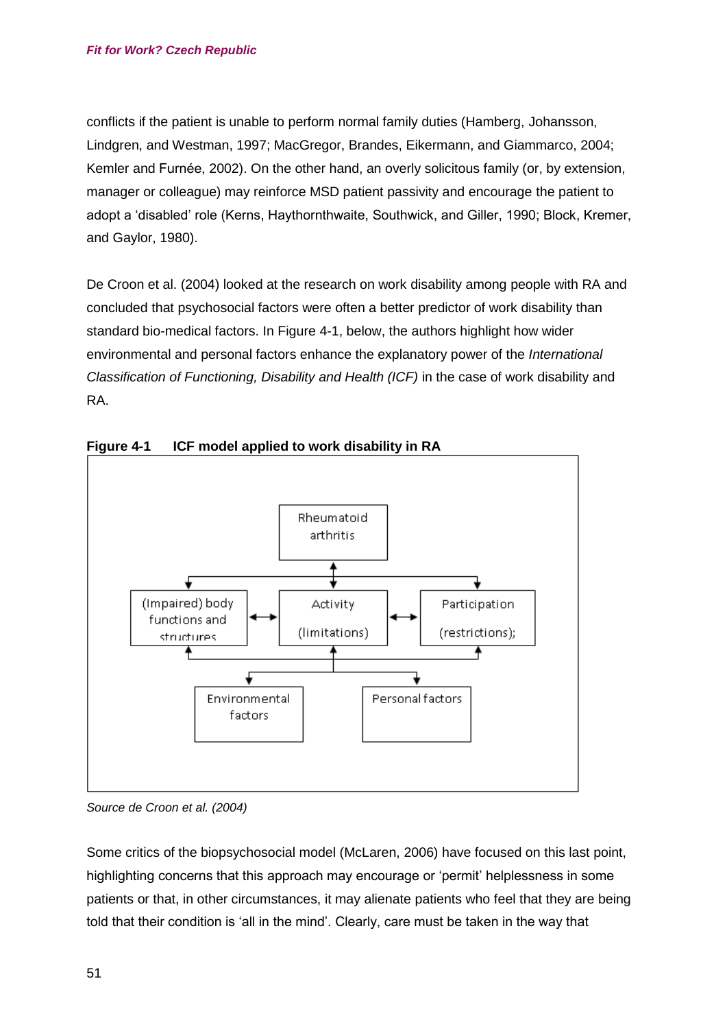conflicts if the patient is unable to perform normal family duties (Hamberg, Johansson, Lindgren, and Westman, 1997; MacGregor, Brandes, Eikermann, and Giammarco, 2004; Kemler and Furnée, 2002). On the other hand, an overly solicitous family (or, by extension, manager or colleague) may reinforce MSD patient passivity and encourage the patient to adopt a 'disabled' role (Kerns, Haythornthwaite, Southwick, and Giller, 1990; Block, Kremer, and Gaylor, 1980).

De Croon et al. (2004) looked at the research on work disability among people with RA and concluded that psychosocial factors were often a better predictor of work disability than standard bio-medical factors. In Figure 4-1, below, the authors highlight how wider environmental and personal factors enhance the explanatory power of the *International Classification of Functioning, Disability and Health (ICF)* in the case of work disability and RA.

**Figure 4-1 ICF model applied to work disability in RA**

Rheumatoid arthritis

(Impaired) body functions and structures ↔ Activity (limitations) ↔ Participation (restrictions);

Environmental factors | Personal factors

*Source de Croon et al. (2004)*

Some critics of the biopsychosocial model (McLaren, 2006) have focused on this last point, highlighting concerns that this approach may encourage or 'permit' helplessness in some patients or that, in other circumstances, it may alienate patients who feel that they are being told that their condition is 'all in the mind'. Clearly, care must be taken in the way that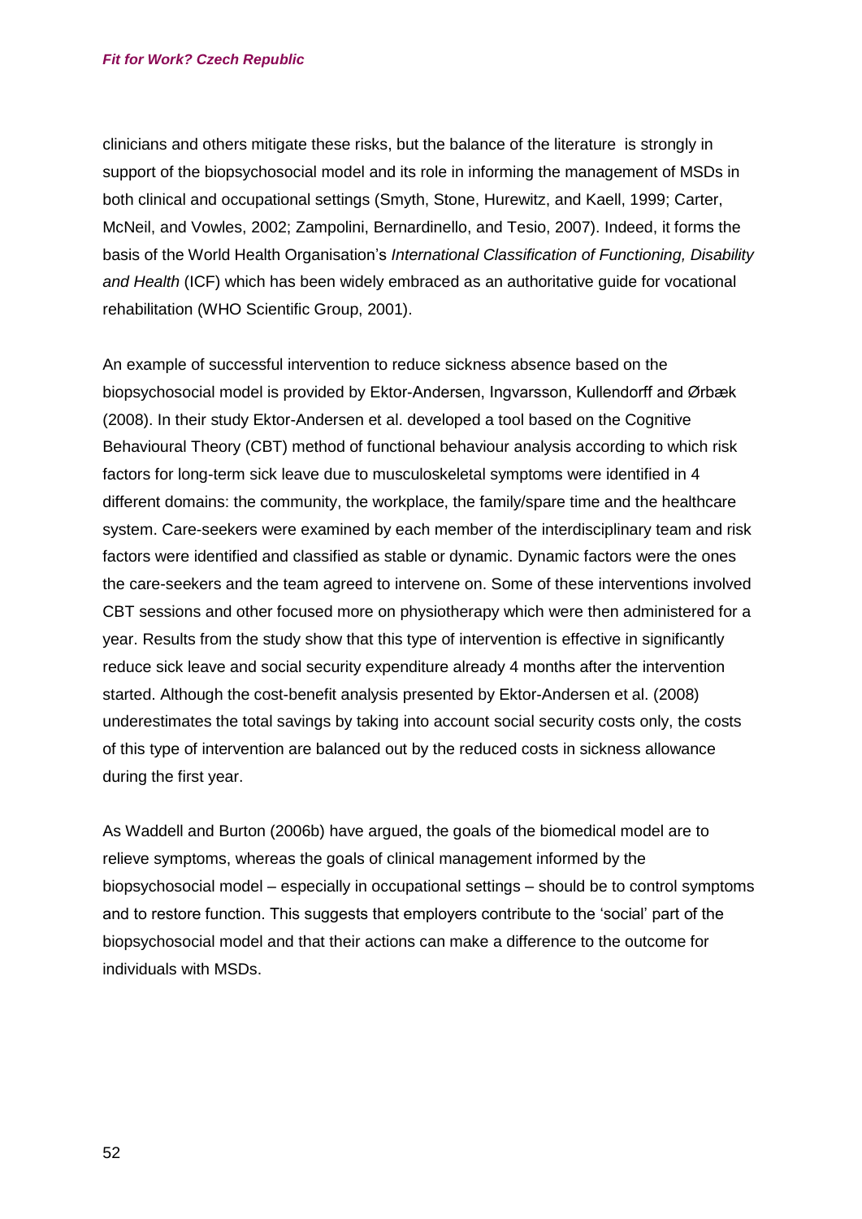clinicians and others mitigate these risks, but the balance of the literature is strongly in support of the biopsychosocial model and its role in informing the management of MSDs in both clinical and occupational settings (Smyth, Stone, Hurewitz, and Kaell, 1999; Carter, McNeil, and Vowles, 2002; Zampolini, Bernardinello, and Tesio, 2007). Indeed, it forms the basis of the World Health Organisation's *International Classification of Functioning, Disability and Health* (ICF) which has been widely embraced as an authoritative guide for vocational rehabilitation (WHO Scientific Group, 2001).

An example of successful intervention to reduce sickness absence based on the biopsychosocial model is provided by Ektor-Andersen, Ingvarsson, Kullendorff and Ørbæk (2008). In their study Ektor-Andersen et al. developed a tool based on the Cognitive Behavioural Theory (CBT) method of functional behaviour analysis according to which risk factors for long-term sick leave due to musculoskeletal symptoms were identified in 4 different domains: the community, the workplace, the family/spare time and the healthcare system. Care-seekers were examined by each member of the interdisciplinary team and risk factors were identified and classified as stable or dynamic. Dynamic factors were the ones the care-seekers and the team agreed to intervene on. Some of these interventions involved CBT sessions and other focused more on physiotherapy which were then administered for a year. Results from the study show that this type of intervention is effective in significantly reduce sick leave and social security expenditure already 4 months after the intervention started. Although the cost-benefit analysis presented by Ektor-Andersen et al. (2008) underestimates the total savings by taking into account social security costs only, the costs of this type of intervention are balanced out by the reduced costs in sickness allowance during the first year.

As Waddell and Burton (2006b) have argued, the goals of the biomedical model are to relieve symptoms, whereas the goals of clinical management informed by the biopsychosocial model – especially in occupational settings – should be to control symptoms and to restore function. This suggests that employers contribute to the 'social' part of the biopsychosocial model and that their actions can make a difference to the outcome for individuals with MSDs.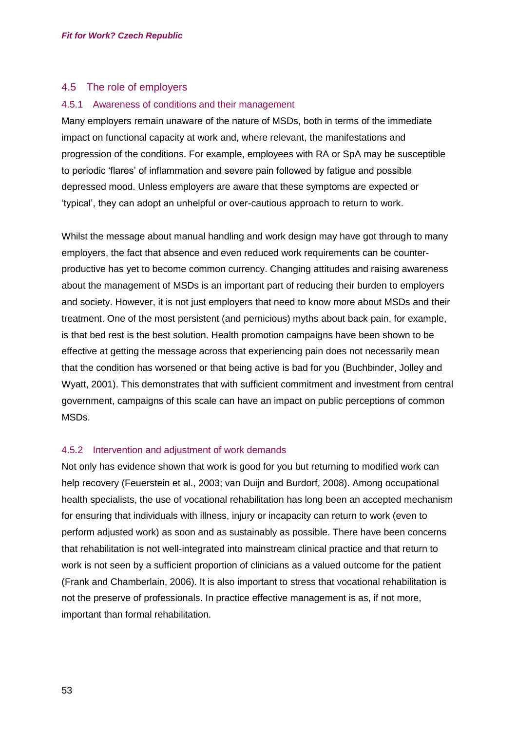## 4.5 The role of employers

### 4.5.1 Awareness of conditions and their management

Many employers remain unaware of the nature of MSDs, both in terms of the immediate impact on functional capacity at work and, where relevant, the manifestations and progression of the conditions. For example, employees with RA or SpA may be susceptible to periodic 'flares' of inflammation and severe pain followed by fatigue and possible depressed mood. Unless employers are aware that these symptoms are expected or 'typical', they can adopt an unhelpful or over-cautious approach to return to work.

Whilst the message about manual handling and work design may have got through to many employers, the fact that absence and even reduced work requirements can be counter-productive has yet to become common currency. Changing attitudes and raising awareness about the management of MSDs is an important part of reducing their burden to employers and society. However, it is not just employers that need to know more about MSDs and their treatment. One of the most persistent (and pernicious) myths about back pain, for example, is that bed rest is the best solution. Health promotion campaigns have been shown to be effective at getting the message across that experiencing pain does not necessarily mean that the condition has worsened or that being active is bad for you (Buchbinder, Jolley and Wyatt, 2001). This demonstrates that with sufficient commitment and investment from central government, campaigns of this scale can have an impact on public perceptions of common MSDs.

### 4.5.2 Intervention and adjustment of work demands

Not only has evidence shown that work is good for you but returning to modified work can help recovery (Feuerstein et al., 2003; van Duijn and Burdorf, 2008). Among occupational health specialists, the use of vocational rehabilitation has long been an accepted mechanism for ensuring that individuals with illness, injury or incapacity can return to work (even to perform adjusted work) as soon and as sustainably as possible. There have been concerns that rehabilitation is not well-integrated into mainstream clinical practice and that return to work is not seen by a sufficient proportion of clinicians as a valued outcome for the patient (Frank and Chamberlain, 2006). It is also important to stress that vocational rehabilitation is not the preserve of professionals. In practice effective management is as, if not more, important than formal rehabilitation.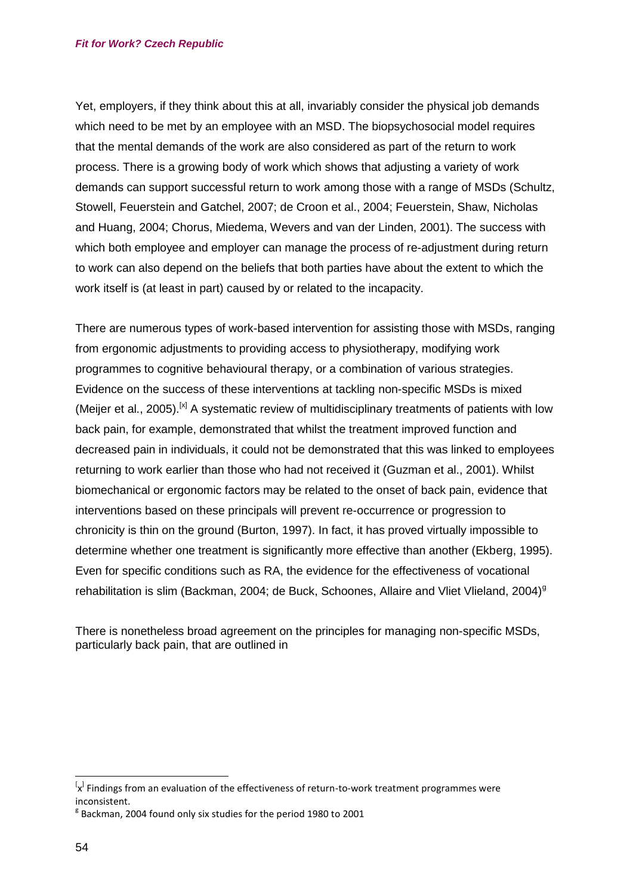Yet, employers, if they think about this at all, invariably consider the physical job demands which need to be met by an employee with an MSD. The biopsychosocial model requires that the mental demands of the work are also considered as part of the return to work process. There is a growing body of work which shows that adjusting a variety of work demands can support successful return to work among those with a range of MSDs (Schultz, Stowell, Feuerstein and Gatchel, 2007; de Croon et al., 2004; Feuerstein, Shaw, Nicholas and Huang, 2004; Chorus, Miedema, Wevers and van der Linden, 2001). The success with which both employee and employer can manage the process of re-adjustment during return to work can also depend on the beliefs that both parties have about the extent to which the work itself is (at least in part) caused by or related to the incapacity.

There are numerous types of work-based intervention for assisting those with MSDs, ranging from ergonomic adjustments to providing access to physiotherapy, modifying work programmes to cognitive behavioural therapy, or a combination of various strategies. Evidence on the success of these interventions at tackling non-specific MSDs is mixed (Meijer et al., 2005).[x] A systematic review of multidisciplinary treatments of patients with low back pain, for example, demonstrated that whilst the treatment improved function and decreased pain in individuals, it could not be demonstrated that this was linked to employees returning to work earlier than those who had not received it (Guzman et al., 2001). Whilst biomechanical or ergonomic factors may be related to the onset of back pain, evidence that interventions based on these principals will prevent re-occurrence or progression to chronicity is thin on the ground (Burton, 1997). In fact, it has proved virtually impossible to determine whether one treatment is significantly more effective than another (Ekberg, 1995). Even for specific conditions such as RA, the evidence for the effectiveness of vocational rehabilitation is slim (Backman, 2004; de Buck, Schoones, Allaire and Vliet Vlieland, 2004)[g]

There is nonetheless broad agreement on the principles for managing non-specific MSDs, particularly back pain, that are outlined in

---

[x] Findings from an evaluation of the effectiveness of return-to-work treatment programmes were inconsistent.

[g] Backman, 2004 found only six studies for the period 1980 to 2001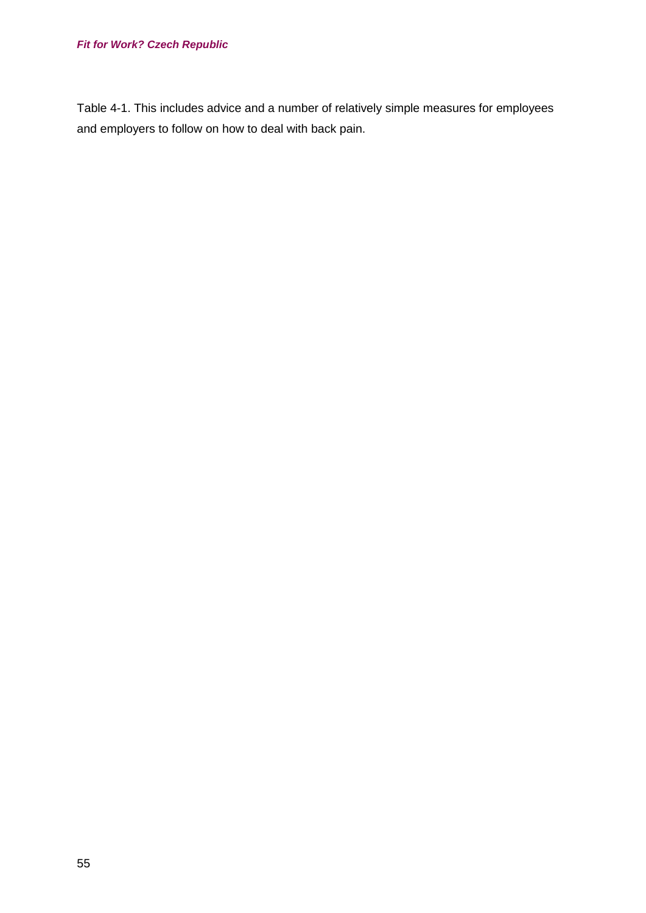Table 4-1. This includes advice and a number of relatively simple measures for employees and employers to follow on how to deal with back pain.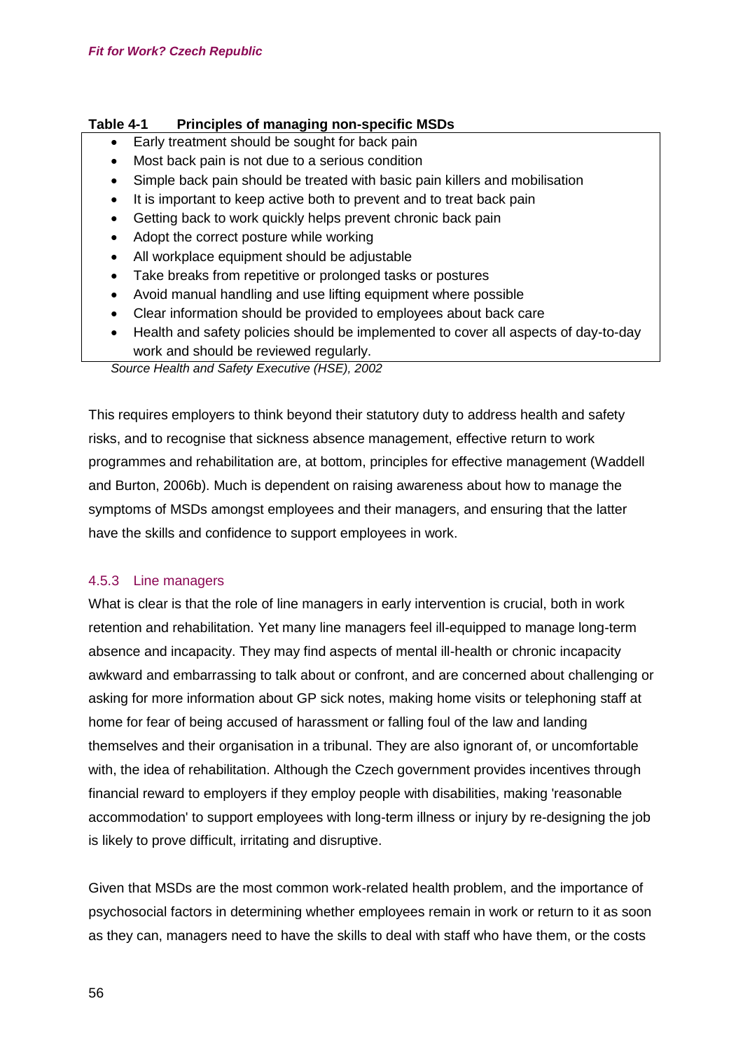**Table 4-1 Principles of managing non-specific MSDs**

- Early treatment should be sought for back pain
- Most back pain is not due to a serious condition
- Simple back pain should be treated with basic pain killers and mobilisation
- It is important to keep active both to prevent and to treat back pain
- Getting back to work quickly helps prevent chronic back pain
- Adopt the correct posture while working
- All workplace equipment should be adjustable
- Take breaks from repetitive or prolonged tasks or postures
- Avoid manual handling and use lifting equipment where possible
- Clear information should be provided to employees about back care
- Health and safety policies should be implemented to cover all aspects of day-to-day work and should be reviewed regularly.

*Source Health and Safety Executive (HSE), 2002*

This requires employers to think beyond their statutory duty to address health and safety risks, and to recognise that sickness absence management, effective return to work programmes and rehabilitation are, at bottom, principles for effective management (Waddell and Burton, 2006b). Much is dependent on raising awareness about how to manage the symptoms of MSDs amongst employees and their managers, and ensuring that the latter have the skills and confidence to support employees in work.

### 4.5.3 Line managers

What is clear is that the role of line managers in early intervention is crucial, both in work retention and rehabilitation. Yet many line managers feel ill-equipped to manage long-term absence and incapacity. They may find aspects of mental ill-health or chronic incapacity awkward and embarrassing to talk about or confront, and are concerned about challenging or asking for more information about GP sick notes, making home visits or telephoning staff at home for fear of being accused of harassment or falling foul of the law and landing themselves and their organisation in a tribunal. They are also ignorant of, or uncomfortable with, the idea of rehabilitation. Although the Czech government provides incentives through financial reward to employers if they employ people with disabilities, making 'reasonable accommodation' to support employees with long-term illness or injury by re-designing the job is likely to prove difficult, irritating and disruptive.

Given that MSDs are the most common work-related health problem, and the importance of psychosocial factors in determining whether employees remain in work or return to it as soon as they can, managers need to have the skills to deal with staff who have them, or the costs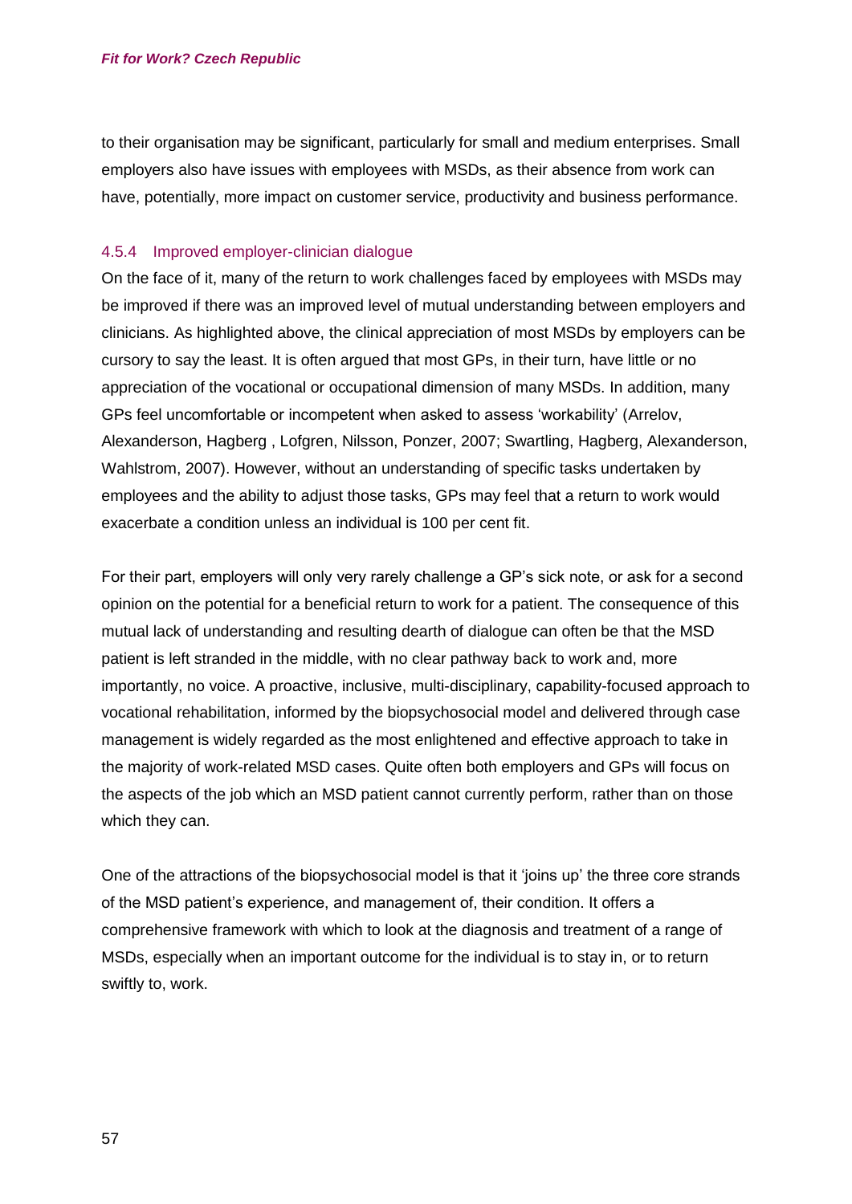to their organisation may be significant, particularly for small and medium enterprises. Small employers also have issues with employees with MSDs, as their absence from work can have, potentially, more impact on customer service, productivity and business performance.

#### 4.5.4 Improved employer-clinician dialogue

On the face of it, many of the return to work challenges faced by employees with MSDs may be improved if there was an improved level of mutual understanding between employers and clinicians. As highlighted above, the clinical appreciation of most MSDs by employers can be cursory to say the least. It is often argued that most GPs, in their turn, have little or no appreciation of the vocational or occupational dimension of many MSDs. In addition, many GPs feel uncomfortable or incompetent when asked to assess 'workability' (Arrelov, Alexanderson, Hagberg , Lofgren, Nilsson, Ponzer, 2007; Swartling, Hagberg, Alexanderson, Wahlstrom, 2007). However, without an understanding of specific tasks undertaken by employees and the ability to adjust those tasks, GPs may feel that a return to work would exacerbate a condition unless an individual is 100 per cent fit.

For their part, employers will only very rarely challenge a GP's sick note, or ask for a second opinion on the potential for a beneficial return to work for a patient. The consequence of this mutual lack of understanding and resulting dearth of dialogue can often be that the MSD patient is left stranded in the middle, with no clear pathway back to work and, more importantly, no voice. A proactive, inclusive, multi-disciplinary, capability-focused approach to vocational rehabilitation, informed by the biopsychosocial model and delivered through case management is widely regarded as the most enlightened and effective approach to take in the majority of work-related MSD cases. Quite often both employers and GPs will focus on the aspects of the job which an MSD patient cannot currently perform, rather than on those which they can.

One of the attractions of the biopsychosocial model is that it 'joins up' the three core strands of the MSD patient's experience, and management of, their condition. It offers a comprehensive framework with which to look at the diagnosis and treatment of a range of MSDs, especially when an important outcome for the individual is to stay in, or to return swiftly to, work.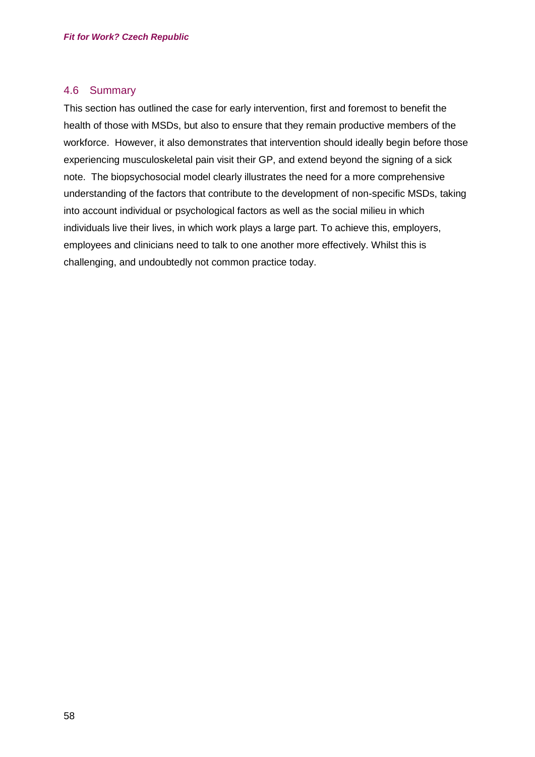## 4.6 Summary

This section has outlined the case for early intervention, first and foremost to benefit the health of those with MSDs, but also to ensure that they remain productive members of the workforce. However, it also demonstrates that intervention should ideally begin before those experiencing musculoskeletal pain visit their GP, and extend beyond the signing of a sick note. The biopsychosocial model clearly illustrates the need for a more comprehensive understanding of the factors that contribute to the development of non-specific MSDs, taking into account individual or psychological factors as well as the social milieu in which individuals live their lives, in which work plays a large part. To achieve this, employers, employees and clinicians need to talk to one another more effectively. Whilst this is challenging, and undoubtedly not common practice today.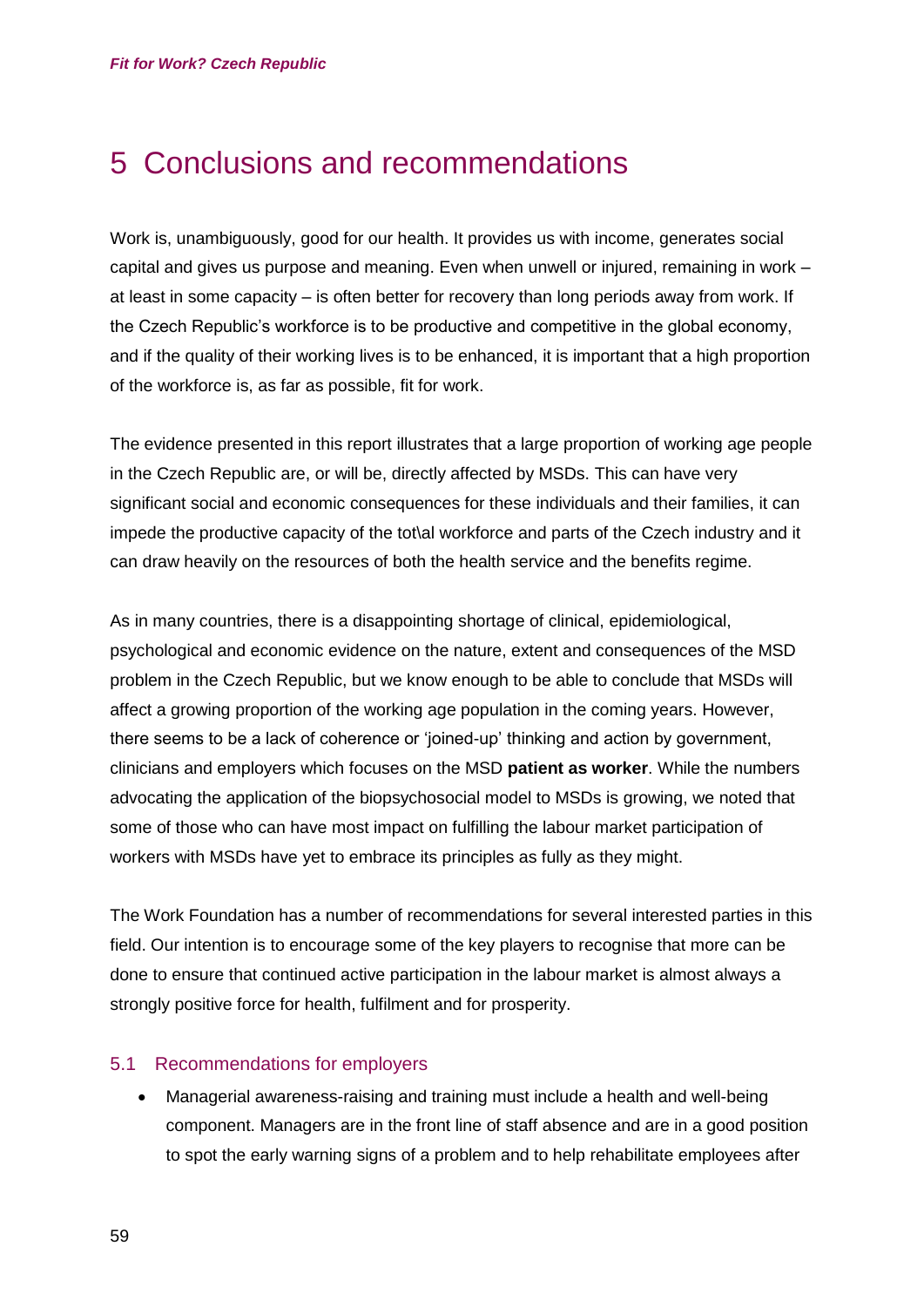# 5 Conclusions and recommendations

Work is, unambiguously, good for our health. It provides us with income, generates social capital and gives us purpose and meaning. Even when unwell or injured, remaining in work – at least in some capacity – is often better for recovery than long periods away from work. If the Czech Republic's workforce is to be productive and competitive in the global economy, and if the quality of their working lives is to be enhanced, it is important that a high proportion of the workforce is, as far as possible, fit for work.

The evidence presented in this report illustrates that a large proportion of working age people in the Czech Republic are, or will be, directly affected by MSDs. This can have very significant social and economic consequences for these individuals and their families, it can impede the productive capacity of the tot\al workforce and parts of the Czech industry and it can draw heavily on the resources of both the health service and the benefits regime.

As in many countries, there is a disappointing shortage of clinical, epidemiological, psychological and economic evidence on the nature, extent and consequences of the MSD problem in the Czech Republic, but we know enough to be able to conclude that MSDs will affect a growing proportion of the working age population in the coming years. However, there seems to be a lack of coherence or 'joined-up' thinking and action by government, clinicians and employers which focuses on the MSD **patient as worker**. While the numbers advocating the application of the biopsychosocial model to MSDs is growing, we noted that some of those who can have most impact on fulfilling the labour market participation of workers with MSDs have yet to embrace its principles as fully as they might.

The Work Foundation has a number of recommendations for several interested parties in this field. Our intention is to encourage some of the key players to recognise that more can be done to ensure that continued active participation in the labour market is almost always a strongly positive force for health, fulfilment and for prosperity.

## 5.1 Recommendations for employers

- Managerial awareness-raising and training must include a health and well-being component. Managers are in the front line of staff absence and are in a good position to spot the early warning signs of a problem and to help rehabilitate employees after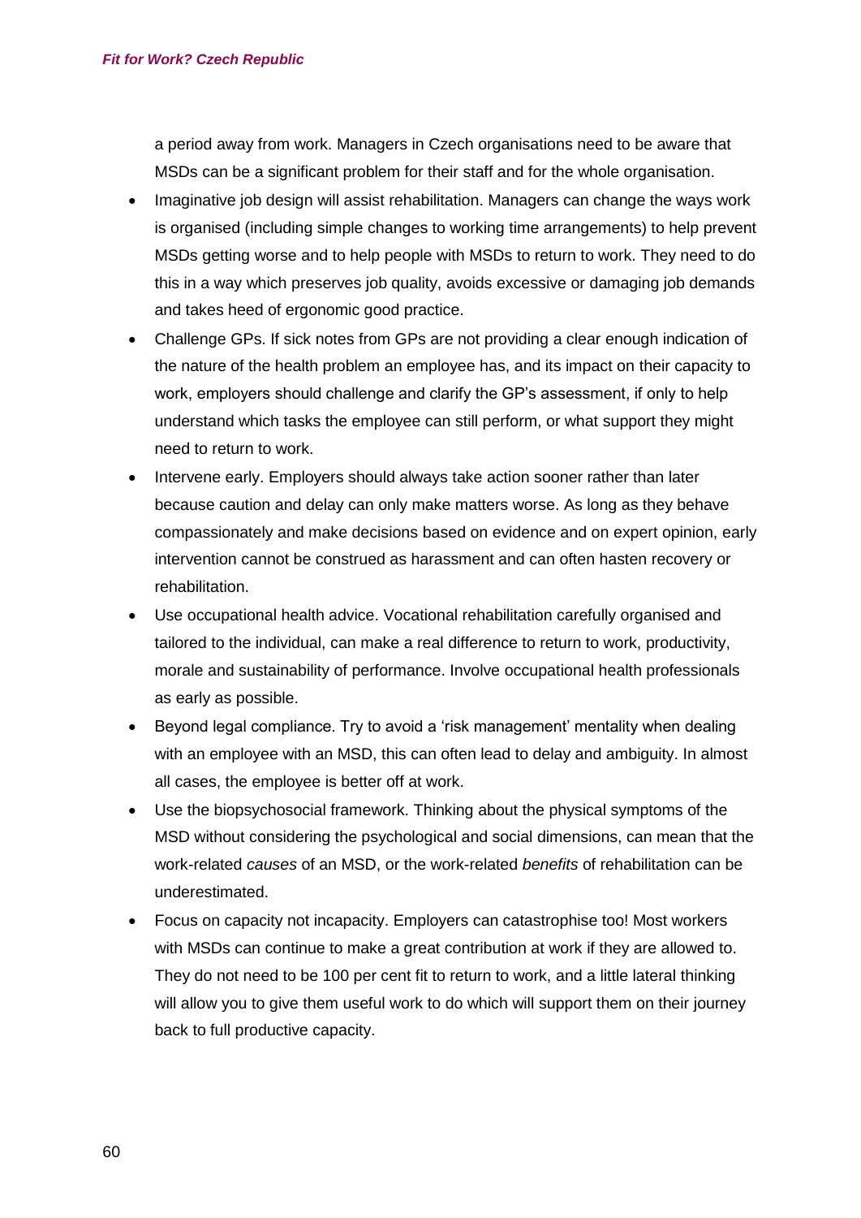a period away from work. Managers in Czech organisations need to be aware that MSDs can be a significant problem for their staff and for the whole organisation.

- Imaginative job design will assist rehabilitation. Managers can change the ways work is organised (including simple changes to working time arrangements) to help prevent MSDs getting worse and to help people with MSDs to return to work. They need to do this in a way which preserves job quality, avoids excessive or damaging job demands and takes heed of ergonomic good practice.
- Challenge GPs. If sick notes from GPs are not providing a clear enough indication of the nature of the health problem an employee has, and its impact on their capacity to work, employers should challenge and clarify the GP's assessment, if only to help understand which tasks the employee can still perform, or what support they might need to return to work.
- Intervene early. Employers should always take action sooner rather than later because caution and delay can only make matters worse. As long as they behave compassionately and make decisions based on evidence and on expert opinion, early intervention cannot be construed as harassment and can often hasten recovery or rehabilitation.
- Use occupational health advice. Vocational rehabilitation carefully organised and tailored to the individual, can make a real difference to return to work, productivity, morale and sustainability of performance. Involve occupational health professionals as early as possible.
- Beyond legal compliance. Try to avoid a 'risk management' mentality when dealing with an employee with an MSD, this can often lead to delay and ambiguity. In almost all cases, the employee is better off at work.
- Use the biopsychosocial framework. Thinking about the physical symptoms of the MSD without considering the psychological and social dimensions, can mean that the work-related *causes* of an MSD, or the work-related *benefits* of rehabilitation can be underestimated.
- Focus on capacity not incapacity. Employers can catastrophise too! Most workers with MSDs can continue to make a great contribution at work if they are allowed to. They do not need to be 100 per cent fit to return to work, and a little lateral thinking will allow you to give them useful work to do which will support them on their journey back to full productive capacity.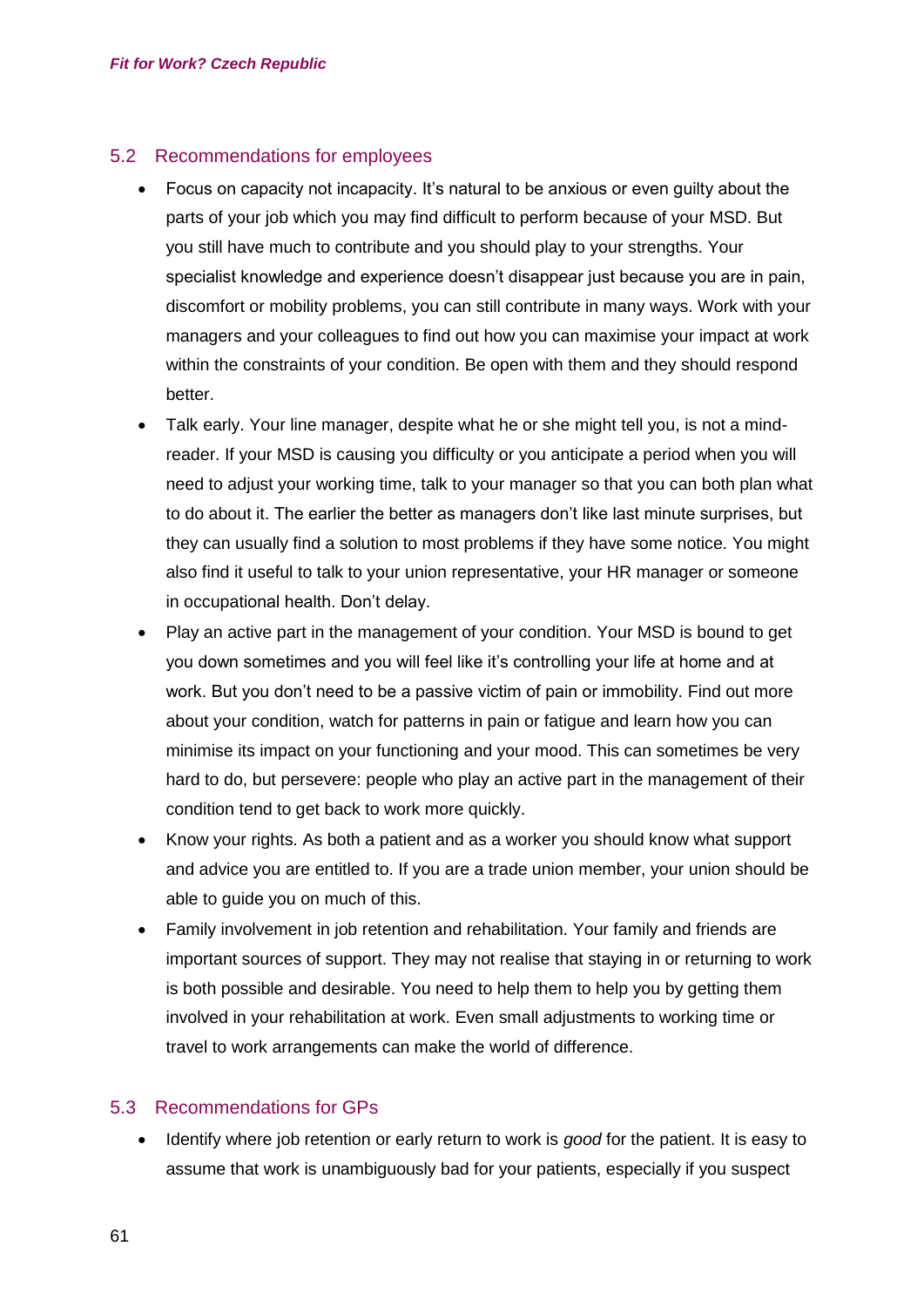## 5.2 Recommendations for employees

- Focus on capacity not incapacity. It's natural to be anxious or even guilty about the parts of your job which you may find difficult to perform because of your MSD. But you still have much to contribute and you should play to your strengths. Your specialist knowledge and experience doesn't disappear just because you are in pain, discomfort or mobility problems, you can still contribute in many ways. Work with your managers and your colleagues to find out how you can maximise your impact at work within the constraints of your condition. Be open with them and they should respond better.
- Talk early. Your line manager, despite what he or she might tell you, is not a mind-reader. If your MSD is causing you difficulty or you anticipate a period when you will need to adjust your working time, talk to your manager so that you can both plan what to do about it. The earlier the better as managers don't like last minute surprises, but they can usually find a solution to most problems if they have some notice. You might also find it useful to talk to your union representative, your HR manager or someone in occupational health. Don't delay.
- Play an active part in the management of your condition. Your MSD is bound to get you down sometimes and you will feel like it's controlling your life at home and at work. But you don't need to be a passive victim of pain or immobility. Find out more about your condition, watch for patterns in pain or fatigue and learn how you can minimise its impact on your functioning and your mood. This can sometimes be very hard to do, but persevere: people who play an active part in the management of their condition tend to get back to work more quickly.
- Know your rights. As both a patient and as a worker you should know what support and advice you are entitled to. If you are a trade union member, your union should be able to guide you on much of this.
- Family involvement in job retention and rehabilitation. Your family and friends are important sources of support. They may not realise that staying in or returning to work is both possible and desirable. You need to help them to help you by getting them involved in your rehabilitation at work. Even small adjustments to working time or travel to work arrangements can make the world of difference.

## 5.3 Recommendations for GPs

- Identify where job retention or early return to work is *good* for the patient. It is easy to assume that work is unambiguously bad for your patients, especially if you suspect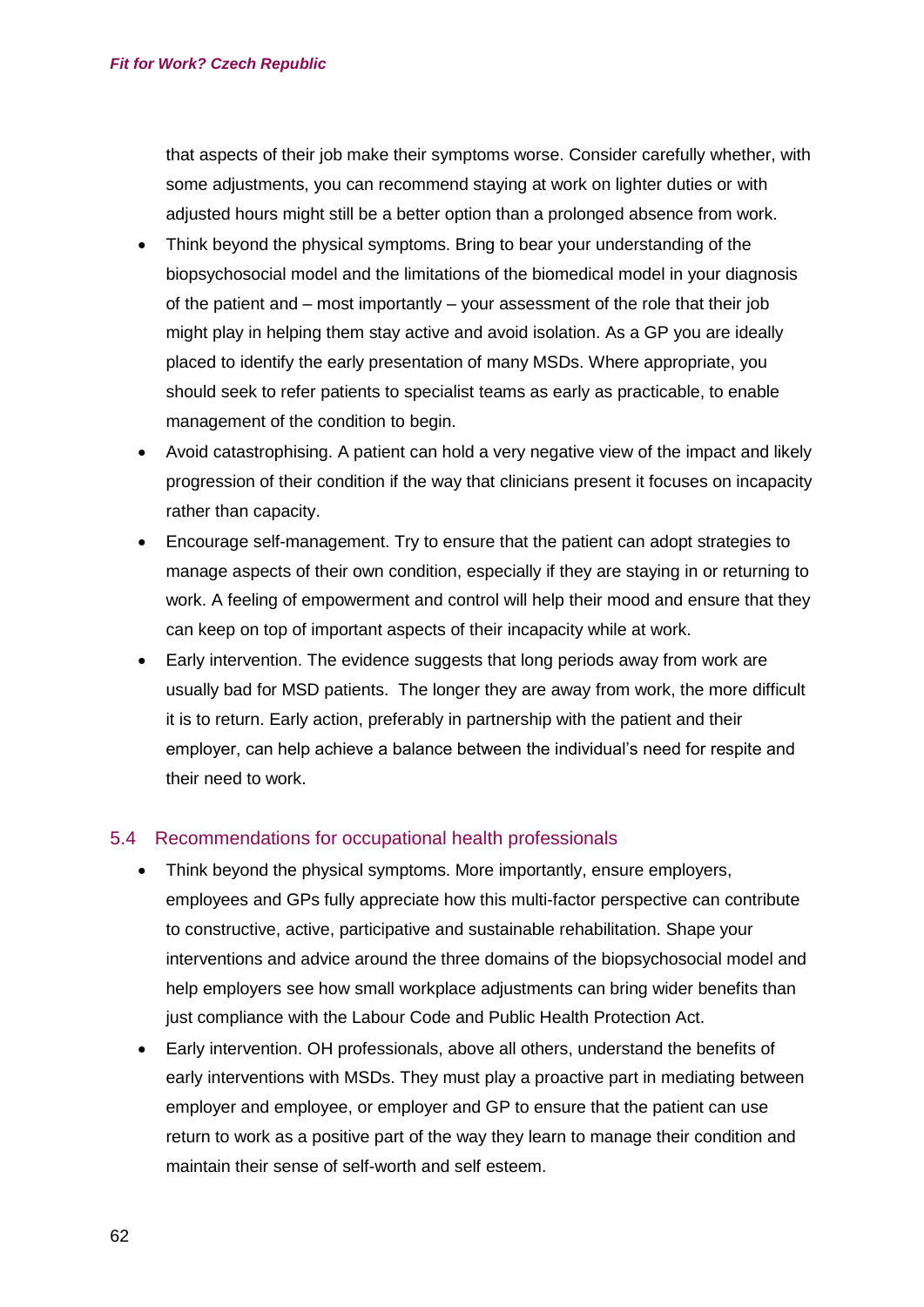that aspects of their job make their symptoms worse. Consider carefully whether, with some adjustments, you can recommend staying at work on lighter duties or with adjusted hours might still be a better option than a prolonged absence from work.

- Think beyond the physical symptoms. Bring to bear your understanding of the biopsychosocial model and the limitations of the biomedical model in your diagnosis of the patient and – most importantly – your assessment of the role that their job might play in helping them stay active and avoid isolation. As a GP you are ideally placed to identify the early presentation of many MSDs. Where appropriate, you should seek to refer patients to specialist teams as early as practicable, to enable management of the condition to begin.
- Avoid catastrophising. A patient can hold a very negative view of the impact and likely progression of their condition if the way that clinicians present it focuses on incapacity rather than capacity.
- Encourage self-management. Try to ensure that the patient can adopt strategies to manage aspects of their own condition, especially if they are staying in or returning to work. A feeling of empowerment and control will help their mood and ensure that they can keep on top of important aspects of their incapacity while at work.
- Early intervention. The evidence suggests that long periods away from work are usually bad for MSD patients. The longer they are away from work, the more difficult it is to return. Early action, preferably in partnership with the patient and their employer, can help achieve a balance between the individual's need for respite and their need to work.

## 5.4 Recommendations for occupational health professionals

- Think beyond the physical symptoms. More importantly, ensure employers, employees and GPs fully appreciate how this multi-factor perspective can contribute to constructive, active, participative and sustainable rehabilitation. Shape your interventions and advice around the three domains of the biopsychosocial model and help employers see how small workplace adjustments can bring wider benefits than just compliance with the Labour Code and Public Health Protection Act.
- Early intervention. OH professionals, above all others, understand the benefits of early interventions with MSDs. They must play a proactive part in mediating between employer and employee, or employer and GP to ensure that the patient can use return to work as a positive part of the way they learn to manage their condition and maintain their sense of self-worth and self esteem.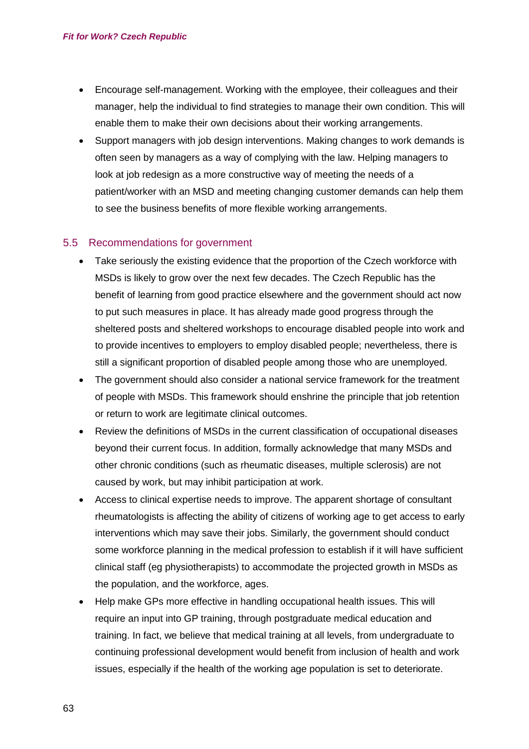- Encourage self-management. Working with the employee, their colleagues and their manager, help the individual to find strategies to manage their own condition. This will enable them to make their own decisions about their working arrangements.
- Support managers with job design interventions. Making changes to work demands is often seen by managers as a way of complying with the law. Helping managers to look at job redesign as a more constructive way of meeting the needs of a patient/worker with an MSD and meeting changing customer demands can help them to see the business benefits of more flexible working arrangements.

## 5.5 Recommendations for government

- Take seriously the existing evidence that the proportion of the Czech workforce with MSDs is likely to grow over the next few decades. The Czech Republic has the benefit of learning from good practice elsewhere and the government should act now to put such measures in place. It has already made good progress through the sheltered posts and sheltered workshops to encourage disabled people into work and to provide incentives to employers to employ disabled people; nevertheless, there is still a significant proportion of disabled people among those who are unemployed.
- The government should also consider a national service framework for the treatment of people with MSDs. This framework should enshrine the principle that job retention or return to work are legitimate clinical outcomes.
- Review the definitions of MSDs in the current classification of occupational diseases beyond their current focus. In addition, formally acknowledge that many MSDs and other chronic conditions (such as rheumatic diseases, multiple sclerosis) are not caused by work, but may inhibit participation at work.
- Access to clinical expertise needs to improve. The apparent shortage of consultant rheumatologists is affecting the ability of citizens of working age to get access to early interventions which may save their jobs. Similarly, the government should conduct some workforce planning in the medical profession to establish if it will have sufficient clinical staff (eg physiotherapists) to accommodate the projected growth in MSDs as the population, and the workforce, ages.
- Help make GPs more effective in handling occupational health issues. This will require an input into GP training, through postgraduate medical education and training. In fact, we believe that medical training at all levels, from undergraduate to continuing professional development would benefit from inclusion of health and work issues, especially if the health of the working age population is set to deteriorate.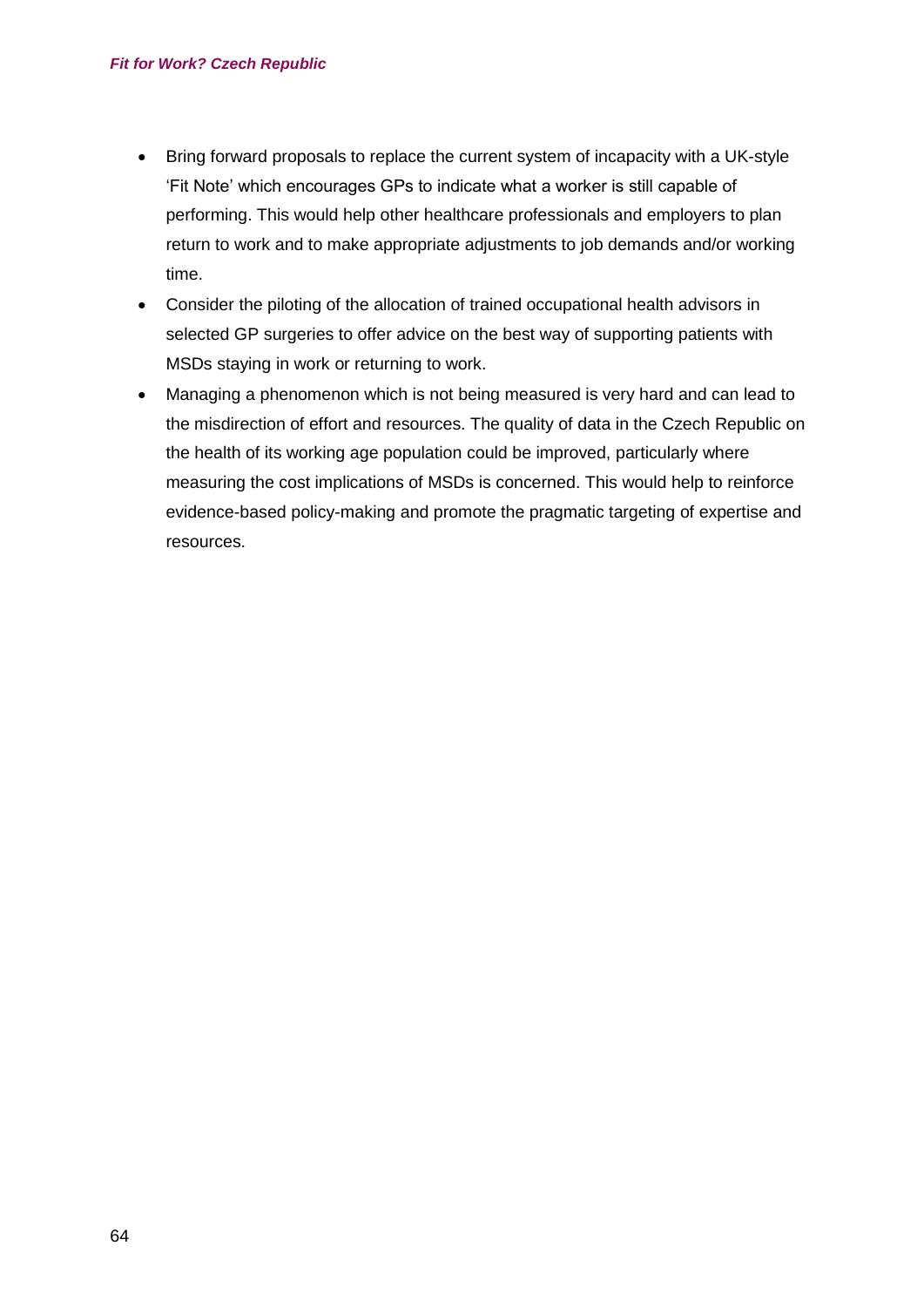- Bring forward proposals to replace the current system of incapacity with a UK-style 'Fit Note' which encourages GPs to indicate what a worker is still capable of performing. This would help other healthcare professionals and employers to plan return to work and to make appropriate adjustments to job demands and/or working time.
- Consider the piloting of the allocation of trained occupational health advisors in selected GP surgeries to offer advice on the best way of supporting patients with MSDs staying in work or returning to work.
- Managing a phenomenon which is not being measured is very hard and can lead to the misdirection of effort and resources. The quality of data in the Czech Republic on the health of its working age population could be improved, particularly where measuring the cost implications of MSDs is concerned. This would help to reinforce evidence-based policy-making and promote the pragmatic targeting of expertise and resources.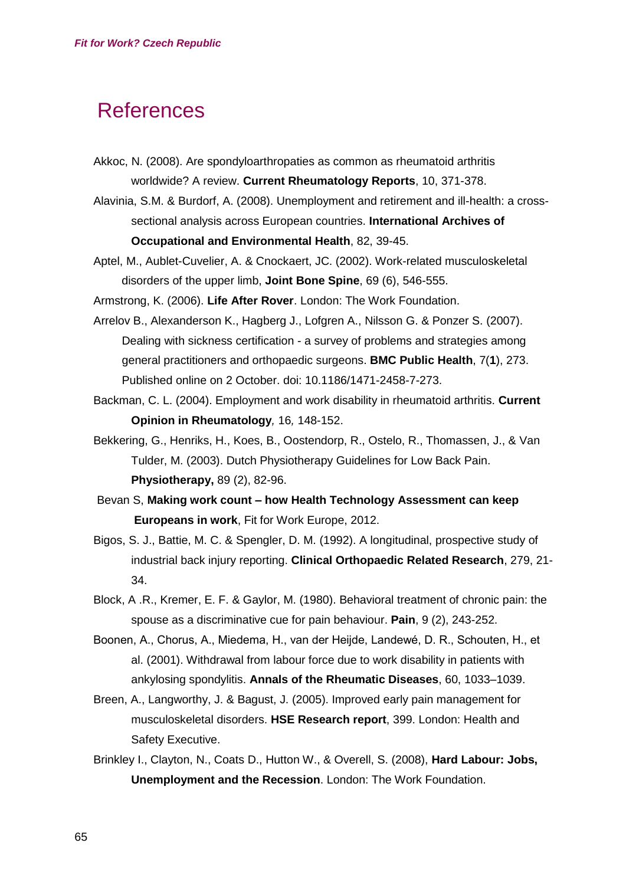# References

Akkoc, N. (2008). Are spondyloarthropaties as common as rheumatoid arthritis worldwide? A review. **Current Rheumatology Reports**, 10, 371-378.

Alavinia, S.M. & Burdorf, A. (2008). Unemployment and retirement and ill-health: a cross-sectional analysis across European countries. **International Archives of Occupational and Environmental Health**, 82, 39-45.

Aptel, M., Aublet-Cuvelier, A. & Cnockaert, JC. (2002). Work-related musculoskeletal disorders of the upper limb, **Joint Bone Spine**, 69 (6), 546-555.

Armstrong, K. (2006). **Life After Rover**. London: The Work Foundation.

Arrelov B., Alexanderson K., Hagberg J., Lofgren A., Nilsson G. & Ponzer S. (2007). Dealing with sickness certification - a survey of problems and strategies among general practitioners and orthopaedic surgeons. **BMC Public Health**, 7(**1**), 273. Published online on 2 October. doi: 10.1186/1471-2458-7-273.

Backman, C. L. (2004). Employment and work disability in rheumatoid arthritis. **Current Opinion in Rheumatology***,* 16*,* 148-152.

Bekkering, G., Henriks, H., Koes, B., Oostendorp, R., Ostelo, R., Thomassen, J., & Van Tulder, M. (2003). Dutch Physiotherapy Guidelines for Low Back Pain. **Physiotherapy,** 89 (2), 82-96.

Bevan S, **Making work count – how Health Technology Assessment can keep Europeans in work**, Fit for Work Europe, 2012.

Bigos, S. J., Battie, M. C. & Spengler, D. M. (1992). A longitudinal, prospective study of industrial back injury reporting. **Clinical Orthopaedic Related Research**, 279, 21-34.

Block, A .R., Kremer, E. F. & Gaylor, M. (1980). Behavioral treatment of chronic pain: the spouse as a discriminative cue for pain behaviour. **Pain**, 9 (2), 243-252.

Boonen, A., Chorus, A., Miedema, H., van der Heijde, Landewé, D. R., Schouten, H., et al. (2001). Withdrawal from labour force due to work disability in patients with ankylosing spondylitis. **Annals of the Rheumatic Diseases**, 60, 1033–1039.

Breen, A., Langworthy, J. & Bagust, J. (2005). Improved early pain management for musculoskeletal disorders. **HSE Research report**, 399. London: Health and Safety Executive.

Brinkley I., Clayton, N., Coats D., Hutton W., & Overell, S. (2008), **Hard Labour: Jobs, Unemployment and the Recession**. London: The Work Foundation.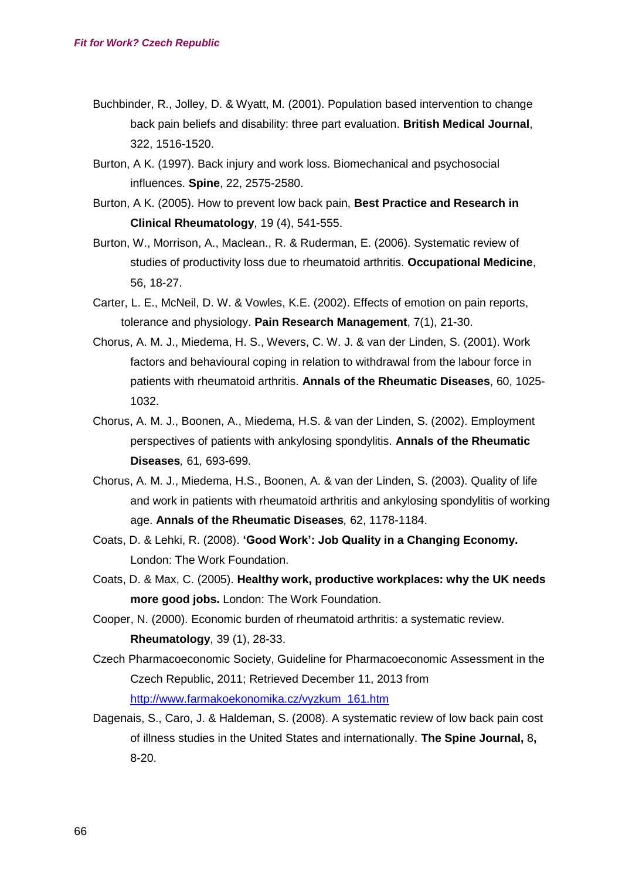Buchbinder, R., Jolley, D. & Wyatt, M. (2001). Population based intervention to change back pain beliefs and disability: three part evaluation. **British Medical Journal**, 322, 1516-1520.

Burton, A K. (1997). Back injury and work loss. Biomechanical and psychosocial influences. **Spine**, 22, 2575-2580.

Burton, A K. (2005). How to prevent low back pain, **Best Practice and Research in Clinical Rheumatology**, 19 (4), 541-555.

Burton, W., Morrison, A., Maclean., R. & Ruderman, E. (2006). Systematic review of studies of productivity loss due to rheumatoid arthritis. **Occupational Medicine**, 56, 18-27.

Carter, L. E., McNeil, D. W. & Vowles, K.E. (2002). Effects of emotion on pain reports, tolerance and physiology. **Pain Research Management**, 7(1), 21-30.

Chorus, A. M. J., Miedema, H. S., Wevers, C. W. J. & van der Linden, S. (2001). Work factors and behavioural coping in relation to withdrawal from the labour force in patients with rheumatoid arthritis. **Annals of the Rheumatic Diseases**, 60, 1025-1032.

Chorus, A. M. J., Boonen, A., Miedema, H.S. & van der Linden, S. (2002). Employment perspectives of patients with ankylosing spondylitis. **Annals of the Rheumatic Diseases***,* 61*,* 693-699.

Chorus, A. M. J., Miedema, H.S., Boonen, A. & van der Linden, S. (2003). Quality of life and work in patients with rheumatoid arthritis and ankylosing spondylitis of working age. **Annals of the Rheumatic Diseases***,* 62, 1178-1184.

Coats, D. & Lehki, R. (2008). **'Good Work': Job Quality in a Changing Economy.** London: The Work Foundation.

Coats, D. & Max, C. (2005). **Healthy work, productive workplaces: why the UK needs more good jobs.** London: The Work Foundation.

Cooper, N. (2000). Economic burden of rheumatoid arthritis: a systematic review. **Rheumatology**, 39 (1), 28-33.

Czech Pharmacoeconomic Society, Guideline for Pharmacoeconomic Assessment in the Czech Republic, 2011; Retrieved December 11, 2013 from http://www.farmakoekonomika.cz/vyzkum_161.htm

Dagenais, S., Caro, J. & Haldeman, S. (2008). A systematic review of low back pain cost of illness studies in the United States and internationally. **The Spine Journal,** 8**,** 8-20.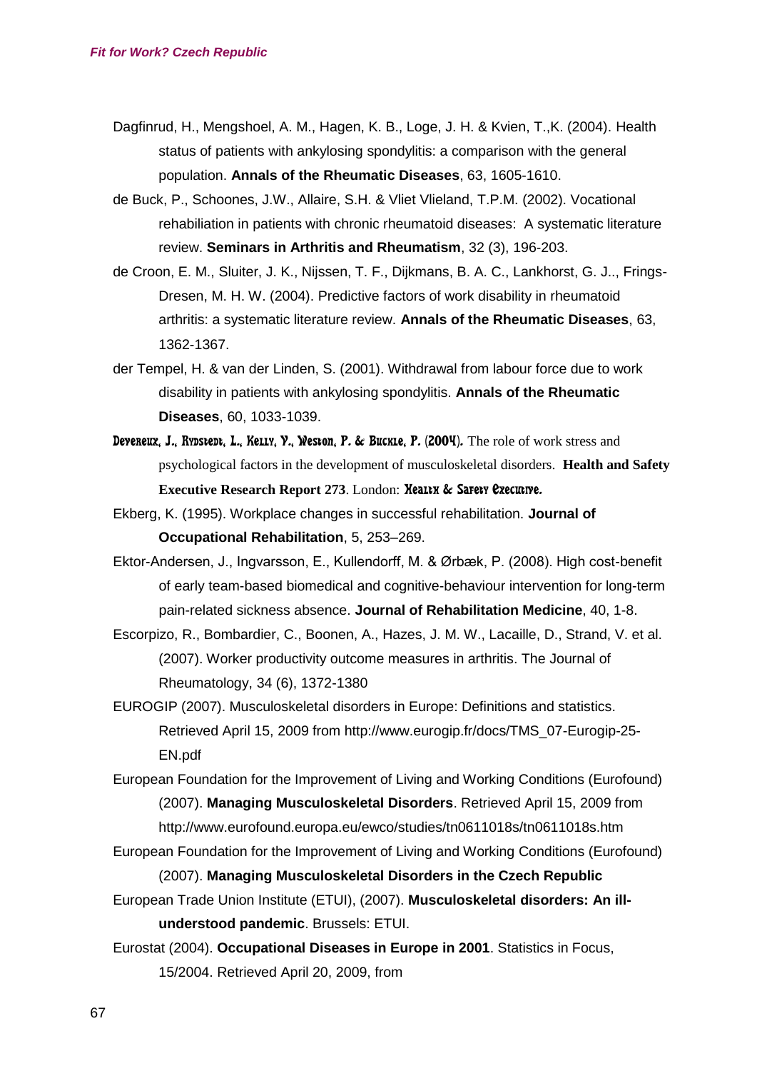Dagfinrud, H., Mengshoel, A. M., Hagen, K. B., Loge, J. H. & Kvien, T.,K. (2004). Health status of patients with ankylosing spondylitis: a comparison with the general population. **Annals of the Rheumatic Diseases**, 63, 1605-1610.

de Buck, P., Schoones, J.W., Allaire, S.H. & Vliet Vlieland, T.P.M. (2002). Vocational rehabiliation in patients with chronic rheumatoid diseases: A systematic literature review. **Seminars in Arthritis and Rheumatism**, 32 (3), 196-203.

de Croon, E. M., Sluiter, J. K., Nijssen, T. F., Dijkmans, B. A. C., Lankhorst, G. J.., Frings-Dresen, M. H. W. (2004). Predictive factors of work disability in rheumatoid arthritis: a systematic literature review. **Annals of the Rheumatic Diseases**, 63, 1362-1367.

der Tempel, H. & van der Linden, S. (2001). Withdrawal from labour force due to work disability in patients with ankylosing spondylitis. **Annals of the Rheumatic Diseases**, 60, 1033-1039.

Devereux, J., Rydstedt, L., Kelly, V., Weston, P. & Buckle, P. (2004). The role of work stress and psychological factors in the development of musculoskeletal disorders. **Health and Safety Executive Research Report 273**. London: Health & Safety Executive.

Ekberg, K. (1995). Workplace changes in successful rehabilitation. **Journal of Occupational Rehabilitation**, 5, 253–269.

Ektor-Andersen, J., Ingvarsson, E., Kullendorff, M. & Ørbæk, P. (2008). High cost-benefit of early team-based biomedical and cognitive-behaviour intervention for long-term pain-related sickness absence. **Journal of Rehabilitation Medicine**, 40, 1-8.

Escorpizo, R., Bombardier, C., Boonen, A., Hazes, J. M. W., Lacaille, D., Strand, V. et al. (2007). Worker productivity outcome measures in arthritis. The Journal of Rheumatology, 34 (6), 1372-1380

EUROGIP (2007). Musculoskeletal disorders in Europe: Definitions and statistics. Retrieved April 15, 2009 from http://www.eurogip.fr/docs/TMS_07-Eurogip-25-EN.pdf

European Foundation for the Improvement of Living and Working Conditions (Eurofound) (2007). **Managing Musculoskeletal Disorders**. Retrieved April 15, 2009 from http://www.eurofound.europa.eu/ewco/studies/tn0611018s/tn0611018s.htm

European Foundation for the Improvement of Living and Working Conditions (Eurofound) (2007). **Managing Musculoskeletal Disorders in the Czech Republic**

European Trade Union Institute (ETUI), (2007). **Musculoskeletal disorders: An ill-understood pandemic**. Brussels: ETUI.

Eurostat (2004). **Occupational Diseases in Europe in 2001**. Statistics in Focus, 15/2004. Retrieved April 20, 2009, from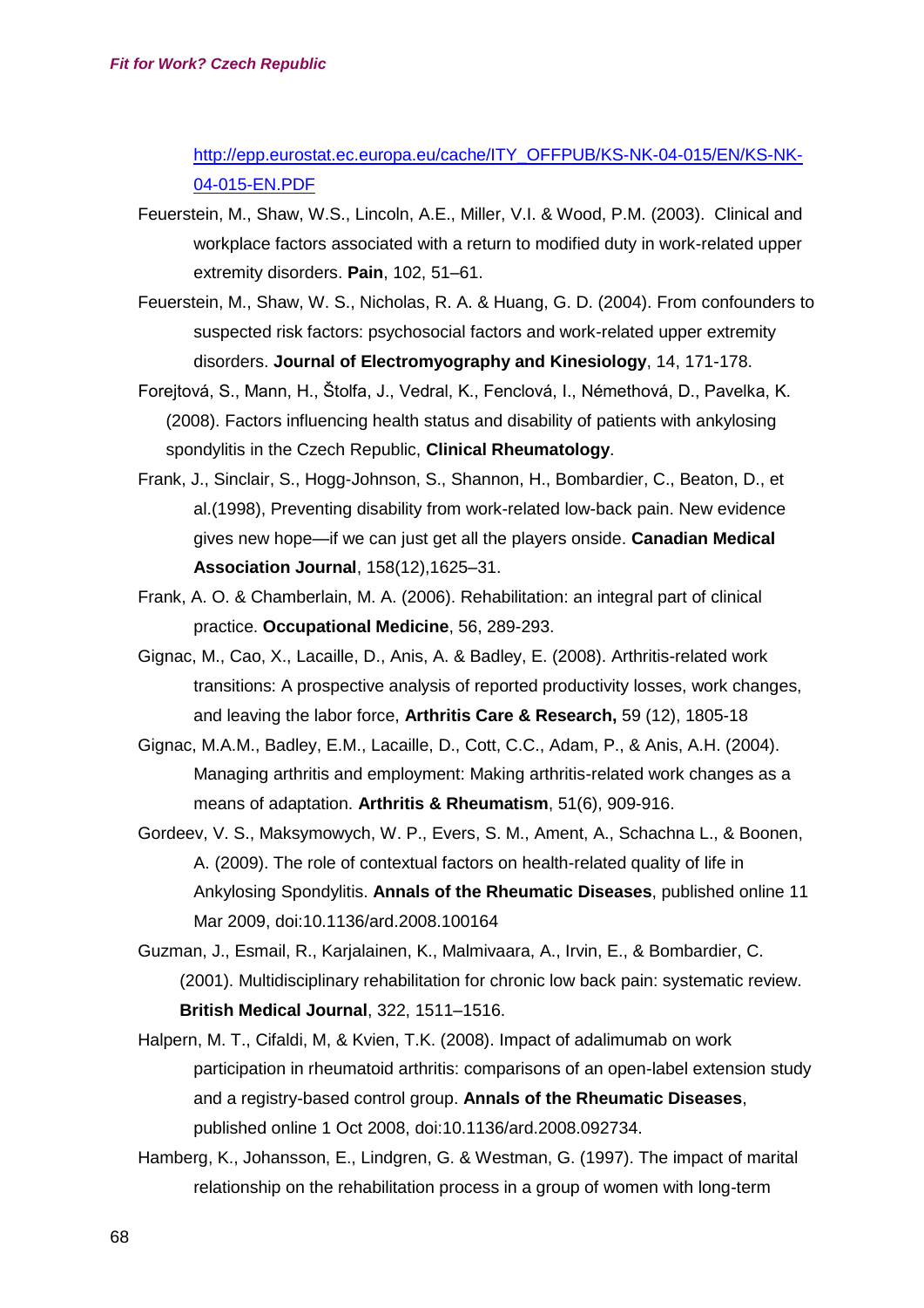http://epp.eurostat.ec.europa.eu/cache/ITY_OFFPUB/KS-NK-04-015/EN/KS-NK-04-015-EN.PDF

Feuerstein, M., Shaw, W.S., Lincoln, A.E., Miller, V.I. & Wood, P.M. (2003). Clinical and workplace factors associated with a return to modified duty in work-related upper extremity disorders. **Pain**, 102, 51–61.

Feuerstein, M., Shaw, W. S., Nicholas, R. A. & Huang, G. D. (2004). From confounders to suspected risk factors: psychosocial factors and work-related upper extremity disorders. **Journal of Electromyography and Kinesiology**, 14, 171-178.

Forejtová, S., Mann, H., Štolfa, J., Vedral, K., Fenclová, I., Némethová, D., Pavelka, K. (2008). Factors influencing health status and disability of patients with ankylosing spondylitis in the Czech Republic, **Clinical Rheumatology**.

Frank, J., Sinclair, S., Hogg-Johnson, S., Shannon, H., Bombardier, C., Beaton, D., et al.(1998), Preventing disability from work-related low-back pain. New evidence gives new hope—if we can just get all the players onside. **Canadian Medical Association Journal**, 158(12),1625–31.

Frank, A. O. & Chamberlain, M. A. (2006). Rehabilitation: an integral part of clinical practice. **Occupational Medicine**, 56, 289-293.

Gignac, M., Cao, X., Lacaille, D., Anis, A. & Badley, E. (2008). Arthritis-related work transitions: A prospective analysis of reported productivity losses, work changes, and leaving the labor force, **Arthritis Care & Research,** 59 (12), 1805-18

Gignac, M.A.M., Badley, E.M., Lacaille, D., Cott, C.C., Adam, P., & Anis, A.H. (2004). Managing arthritis and employment: Making arthritis-related work changes as a means of adaptation. **Arthritis & Rheumatism**, 51(6), 909-916.

Gordeev, V. S., Maksymowych, W. P., Evers, S. M., Ament, A., Schachna L., & Boonen, A. (2009). The role of contextual factors on health-related quality of life in Ankylosing Spondylitis. **Annals of the Rheumatic Diseases**, published online 11 Mar 2009, doi:10.1136/ard.2008.100164

Guzman, J., Esmail, R., Karjalainen, K., Malmivaara, A., Irvin, E., & Bombardier, C. (2001). Multidisciplinary rehabilitation for chronic low back pain: systematic review. **British Medical Journal**, 322, 1511–1516.

Halpern, M. T., Cifaldi, M, & Kvien, T.K. (2008). Impact of adalimumab on work participation in rheumatoid arthritis: comparisons of an open-label extension study and a registry-based control group. **Annals of the Rheumatic Diseases**, published online 1 Oct 2008, doi:10.1136/ard.2008.092734.

Hamberg, K., Johansson, E., Lindgren, G. & Westman, G. (1997). The impact of marital relationship on the rehabilitation process in a group of women with long-term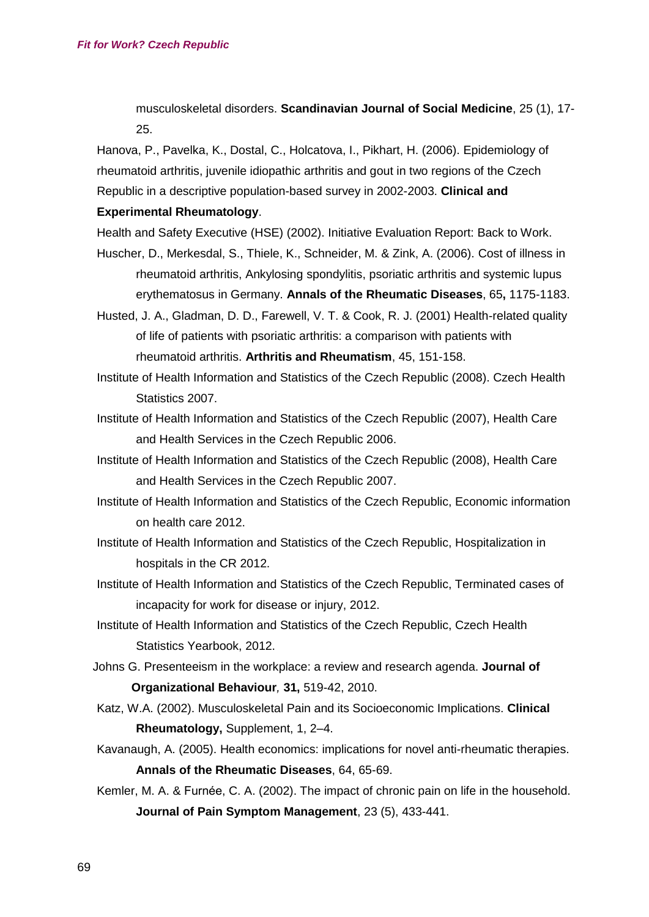musculoskeletal disorders. **Scandinavian Journal of Social Medicine**, 25 (1), 17-25.

Hanova, P., Pavelka, K., Dostal, C., Holcatova, I., Pikhart, H. (2006). Epidemiology of rheumatoid arthritis, juvenile idiopathic arthritis and gout in two regions of the Czech Republic in a descriptive population-based survey in 2002-2003. **Clinical and Experimental Rheumatology**.

Health and Safety Executive (HSE) (2002). Initiative Evaluation Report: Back to Work.

Huscher, D., Merkesdal, S., Thiele, K., Schneider, M. & Zink, A. (2006). Cost of illness in rheumatoid arthritis, Ankylosing spondylitis, psoriatic arthritis and systemic lupus erythematosus in Germany. **Annals of the Rheumatic Diseases**, 65**,** 1175-1183.

Husted, J. A., Gladman, D. D., Farewell, V. T. & Cook, R. J. (2001) Health-related quality of life of patients with psoriatic arthritis: a comparison with patients with rheumatoid arthritis. **Arthritis and Rheumatism**, 45, 151-158.

Institute of Health Information and Statistics of the Czech Republic (2008). Czech Health Statistics 2007.

Institute of Health Information and Statistics of the Czech Republic (2007), Health Care and Health Services in the Czech Republic 2006.

Institute of Health Information and Statistics of the Czech Republic (2008), Health Care and Health Services in the Czech Republic 2007.

Institute of Health Information and Statistics of the Czech Republic, Economic information on health care 2012.

Institute of Health Information and Statistics of the Czech Republic, Hospitalization in hospitals in the CR 2012.

Institute of Health Information and Statistics of the Czech Republic, Terminated cases of incapacity for work for disease or injury, 2012.

Institute of Health Information and Statistics of the Czech Republic, Czech Health Statistics Yearbook, 2012.

Johns G. Presenteeism in the workplace: a review and research agenda. **Journal of Organizational Behaviour***,* **31,** 519-42, 2010.

Katz, W.A. (2002). Musculoskeletal Pain and its Socioeconomic Implications. **Clinical Rheumatology,** Supplement, 1, 2–4.

Kavanaugh, A. (2005). Health economics: implications for novel anti-rheumatic therapies. **Annals of the Rheumatic Diseases**, 64, 65-69.

Kemler, M. A. & Furnée, C. A. (2002). The impact of chronic pain on life in the household. **Journal of Pain Symptom Management**, 23 (5), 433-441.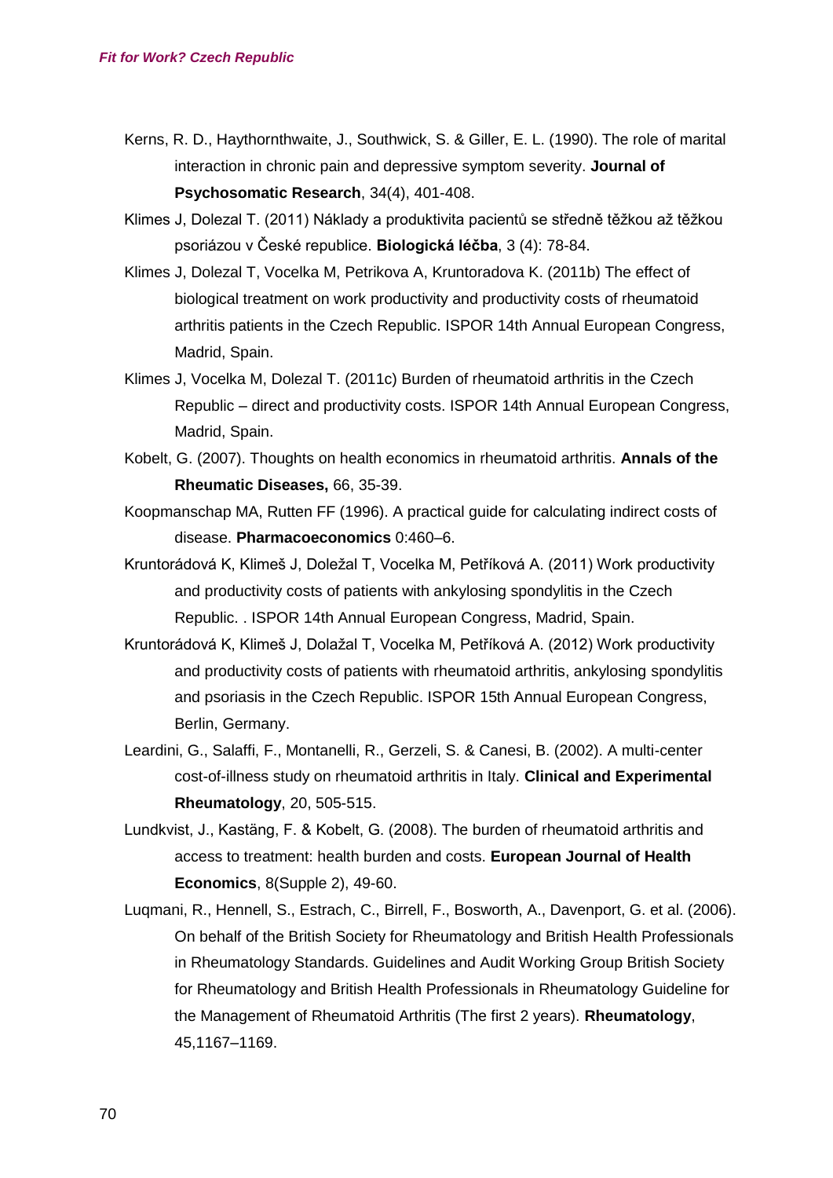Kerns, R. D., Haythornthwaite, J., Southwick, S. & Giller, E. L. (1990). The role of marital interaction in chronic pain and depressive symptom severity. **Journal of Psychosomatic Research**, 34(4), 401-408.

Klimes J, Dolezal T. (2011) Náklady a produktivita pacientů se středně těžkou až těžkou psoriázou v České republice. **Biologická léčba**, 3 (4): 78-84.

Klimes J, Dolezal T, Vocelka M, Petrikova A, Kruntoradova K. (2011b) The effect of biological treatment on work productivity and productivity costs of rheumatoid arthritis patients in the Czech Republic. ISPOR 14th Annual European Congress, Madrid, Spain.

Klimes J, Vocelka M, Dolezal T. (2011c) Burden of rheumatoid arthritis in the Czech Republic – direct and productivity costs. ISPOR 14th Annual European Congress, Madrid, Spain.

Kobelt, G. (2007). Thoughts on health economics in rheumatoid arthritis. **Annals of the Rheumatic Diseases,** 66, 35-39.

Koopmanschap MA, Rutten FF (1996). A practical guide for calculating indirect costs of disease. **Pharmacoeconomics** 0:460–6.

Kruntorádová K, Klimeš J, Doležal T, Vocelka M, Petříková A. (2011) Work productivity and productivity costs of patients with ankylosing spondylitis in the Czech Republic. . ISPOR 14th Annual European Congress, Madrid, Spain.

Kruntorádová K, Klimeš J, Dolažal T, Vocelka M, Petříková A. (2012) Work productivity and productivity costs of patients with rheumatoid arthritis, ankylosing spondylitis and psoriasis in the Czech Republic. ISPOR 15th Annual European Congress, Berlin, Germany.

Leardini, G., Salaffi, F., Montanelli, R., Gerzeli, S. & Canesi, B. (2002). A multi-center cost-of-illness study on rheumatoid arthritis in Italy. **Clinical and Experimental Rheumatology**, 20, 505-515.

Lundkvist, J., Kastäng, F. & Kobelt, G. (2008). The burden of rheumatoid arthritis and access to treatment: health burden and costs. **European Journal of Health Economics**, 8(Supple 2), 49-60.

Luqmani, R., Hennell, S., Estrach, C., Birrell, F., Bosworth, A., Davenport, G. et al. (2006). On behalf of the British Society for Rheumatology and British Health Professionals in Rheumatology Standards. Guidelines and Audit Working Group British Society for Rheumatology and British Health Professionals in Rheumatology Guideline for the Management of Rheumatoid Arthritis (The first 2 years). **Rheumatology**, 45,1167–1169.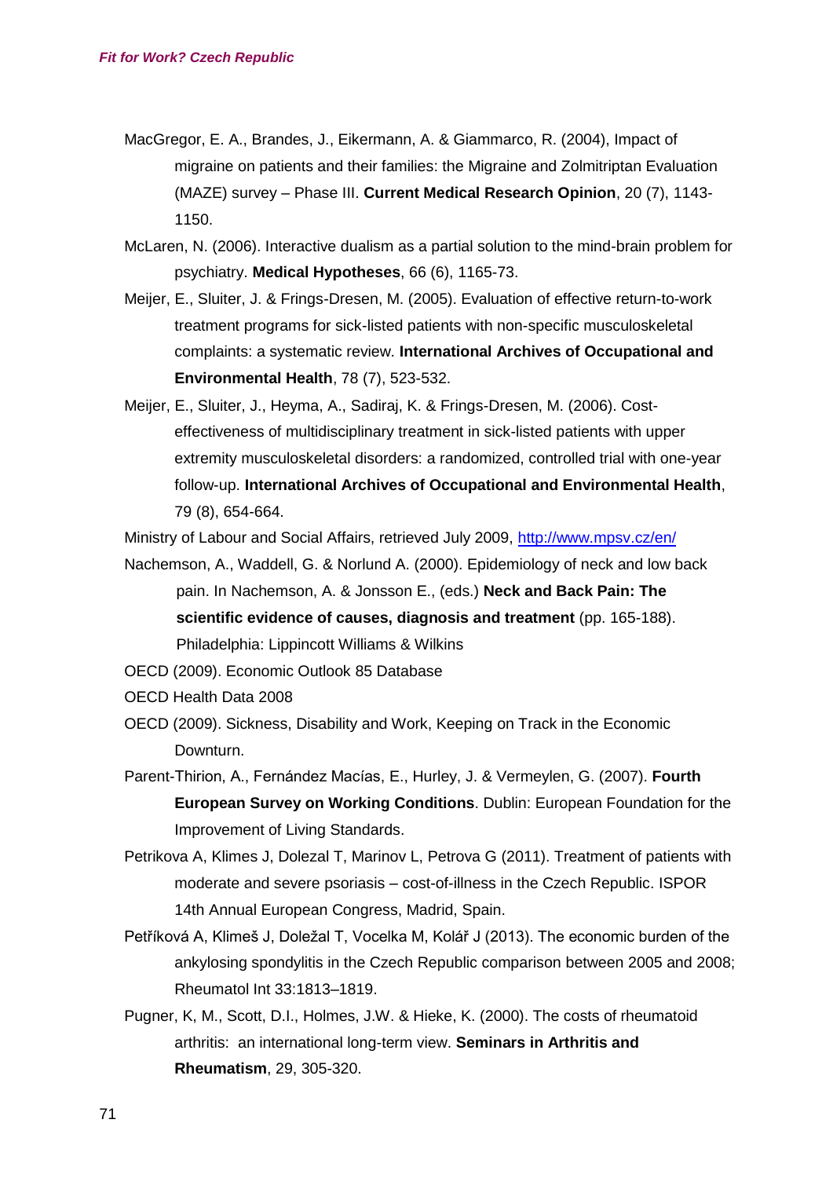MacGregor, E. A., Brandes, J., Eikermann, A. & Giammarco, R. (2004), Impact of migraine on patients and their families: the Migraine and Zolmitriptan Evaluation (MAZE) survey – Phase III. **Current Medical Research Opinion**, 20 (7), 1143-1150.

McLaren, N. (2006). Interactive dualism as a partial solution to the mind-brain problem for psychiatry. **Medical Hypotheses**, 66 (6), 1165-73.

Meijer, E., Sluiter, J. & Frings-Dresen, M. (2005). Evaluation of effective return-to-work treatment programs for sick-listed patients with non-specific musculoskeletal complaints: a systematic review. **International Archives of Occupational and Environmental Health**, 78 (7), 523-532.

Meijer, E., Sluiter, J., Heyma, A., Sadiraj, K. & Frings-Dresen, M. (2006). Cost-effectiveness of multidisciplinary treatment in sick-listed patients with upper extremity musculoskeletal disorders: a randomized, controlled trial with one-year follow-up. **International Archives of Occupational and Environmental Health**, 79 (8), 654-664.

Ministry of Labour and Social Affairs, retrieved July 2009, http://www.mpsv.cz/en/

Nachemson, A., Waddell, G. & Norlund A. (2000). Epidemiology of neck and low back pain. In Nachemson, A. & Jonsson E., (eds.) **Neck and Back Pain: The scientific evidence of causes, diagnosis and treatment** (pp. 165-188). Philadelphia: Lippincott Williams & Wilkins

OECD (2009). Economic Outlook 85 Database

OECD Health Data 2008

OECD (2009). Sickness, Disability and Work, Keeping on Track in the Economic Downturn.

Parent-Thirion, A., Fernández Macías, E., Hurley, J. & Vermeylen, G. (2007). **Fourth European Survey on Working Conditions**. Dublin: European Foundation for the Improvement of Living Standards.

Petrikova A, Klimes J, Dolezal T, Marinov L, Petrova G (2011). Treatment of patients with moderate and severe psoriasis – cost-of-illness in the Czech Republic. ISPOR 14th Annual European Congress, Madrid, Spain.

Petříková A, Klimeš J, Doležal T, Vocelka M, Kolář J (2013). The economic burden of the ankylosing spondylitis in the Czech Republic comparison between 2005 and 2008; Rheumatol Int 33:1813–1819.

Pugner, K, M., Scott, D.I., Holmes, J.W. & Hieke, K. (2000). The costs of rheumatoid arthritis: an international long-term view. **Seminars in Arthritis and Rheumatism**, 29, 305-320.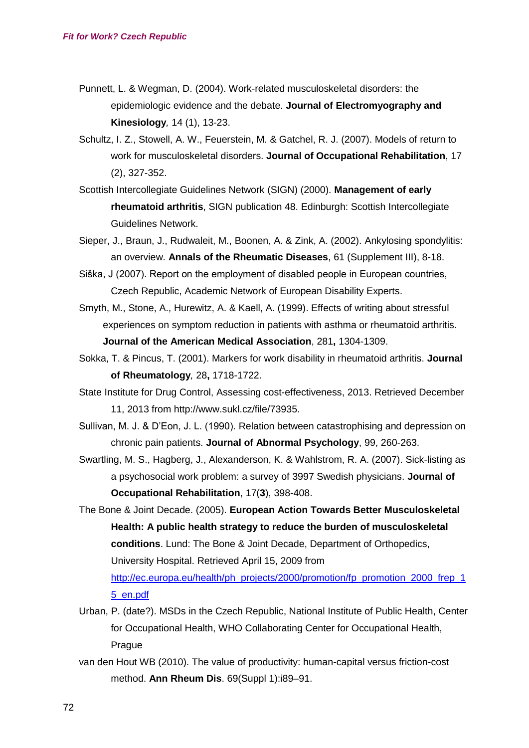Punnett, L. & Wegman, D. (2004). Work-related musculoskeletal disorders: the epidemiologic evidence and the debate. **Journal of Electromyography and Kinesiology***,* 14 (1), 13-23.

Schultz, I. Z., Stowell, A. W., Feuerstein, M. & Gatchel, R. J. (2007). Models of return to work for musculoskeletal disorders. **Journal of Occupational Rehabilitation**, 17 (2), 327-352.

Scottish Intercollegiate Guidelines Network (SIGN) (2000). **Management of early rheumatoid arthritis**, SIGN publication 48. Edinburgh: Scottish Intercollegiate Guidelines Network.

Sieper, J., Braun, J., Rudwaleit, M., Boonen, A. & Zink, A. (2002). Ankylosing spondylitis: an overview. **Annals of the Rheumatic Diseases**, 61 (Supplement III), 8-18.

Siška, J (2007). Report on the employment of disabled people in European countries, Czech Republic, Academic Network of European Disability Experts.

Smyth, M., Stone, A., Hurewitz, A. & Kaell, A. (1999). Effects of writing about stressful experiences on symptom reduction in patients with asthma or rheumatoid arthritis. **Journal of the American Medical Association**, 281**,** 1304-1309.

Sokka, T. & Pincus, T. (2001). Markers for work disability in rheumatoid arthritis. **Journal of Rheumatology***,* 28**,** 1718-1722.

State Institute for Drug Control, Assessing cost-effectiveness, 2013. Retrieved December 11, 2013 from http://www.sukl.cz/file/73935.

Sullivan, M. J. & D'Eon, J. L. (1990). Relation between catastrophising and depression on chronic pain patients. **Journal of Abnormal Psychology**, 99, 260-263.

Swartling, M. S., Hagberg, J., Alexanderson, K. & Wahlstrom, R. A. (2007). Sick-listing as a psychosocial work problem: a survey of 3997 Swedish physicians. **Journal of Occupational Rehabilitation**, 17(**3**), 398-408.

The Bone & Joint Decade. (2005). **European Action Towards Better Musculoskeletal Health: A public health strategy to reduce the burden of musculoskeletal conditions**. Lund: The Bone & Joint Decade, Department of Orthopedics, University Hospital. Retrieved April 15, 2009 from http://ec.europa.eu/health/ph_projects/2000/promotion/fp_promotion_2000_frep_15_en.pdf

Urban, P. (date?). MSDs in the Czech Republic, National Institute of Public Health, Center for Occupational Health, WHO Collaborating Center for Occupational Health, Prague

van den Hout WB (2010). The value of productivity: human-capital versus friction-cost method. **Ann Rheum Dis**. 69(Suppl 1):i89–91.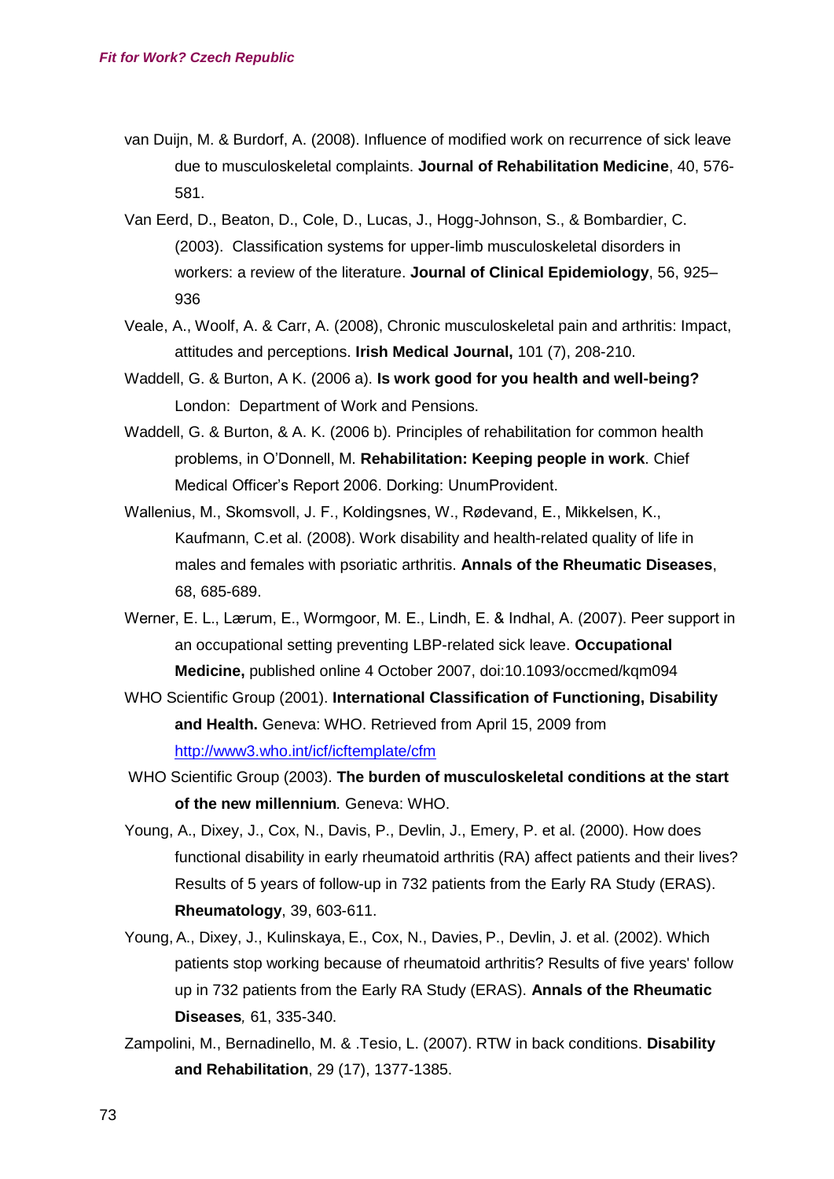van Duijn, M. & Burdorf, A. (2008). Influence of modified work on recurrence of sick leave due to musculoskeletal complaints. **Journal of Rehabilitation Medicine**, 40, 576-581.

Van Eerd, D., Beaton, D., Cole, D., Lucas, J., Hogg-Johnson, S., & Bombardier, C. (2003). Classification systems for upper-limb musculoskeletal disorders in workers: a review of the literature. **Journal of Clinical Epidemiology**, 56, 925–936

Veale, A., Woolf, A. & Carr, A. (2008), Chronic musculoskeletal pain and arthritis: Impact, attitudes and perceptions. **Irish Medical Journal,** 101 (7), 208-210.

Waddell, G. & Burton, A K. (2006 a). **Is work good for you health and well-being?** London: Department of Work and Pensions.

Waddell, G. & Burton, & A. K. (2006 b). Principles of rehabilitation for common health problems, in O'Donnell, M. **Rehabilitation: Keeping people in work**. Chief Medical Officer's Report 2006. Dorking: UnumProvident.

Wallenius, M., Skomsvoll, J. F., Koldingsnes, W., Rødevand, E., Mikkelsen, K., Kaufmann, C.et al. (2008). Work disability and health-related quality of life in males and females with psoriatic arthritis. **Annals of the Rheumatic Diseases**, 68, 685-689.

Werner, E. L., Lærum, E., Wormgoor, M. E., Lindh, E. & Indhal, A. (2007). Peer support in an occupational setting preventing LBP-related sick leave. **Occupational Medicine,** published online 4 October 2007, doi:10.1093/occmed/kqm094

WHO Scientific Group (2001). **International Classification of Functioning, Disability and Health.** Geneva: WHO. Retrieved from April 15, 2009 from http://www3.who.int/icf/icftemplate/cfm

WHO Scientific Group (2003). **The burden of musculoskeletal conditions at the start of the new millennium***.* Geneva: WHO.

Young, A., Dixey, J., Cox, N., Davis, P., Devlin, J., Emery, P. et al. (2000). How does functional disability in early rheumatoid arthritis (RA) affect patients and their lives? Results of 5 years of follow-up in 732 patients from the Early RA Study (ERAS). **Rheumatology**, 39, 603-611.

Young, A., Dixey, J., Kulinskaya, E., Cox, N., Davies, P., Devlin, J. et al. (2002). Which patients stop working because of rheumatoid arthritis? Results of five years' follow up in 732 patients from the Early RA Study (ERAS). **Annals of the Rheumatic Diseases***,* 61, 335-340.

Zampolini, M., Bernadinello, M. & .Tesio, L. (2007). RTW in back conditions. **Disability and Rehabilitation**, 29 (17), 1377-1385.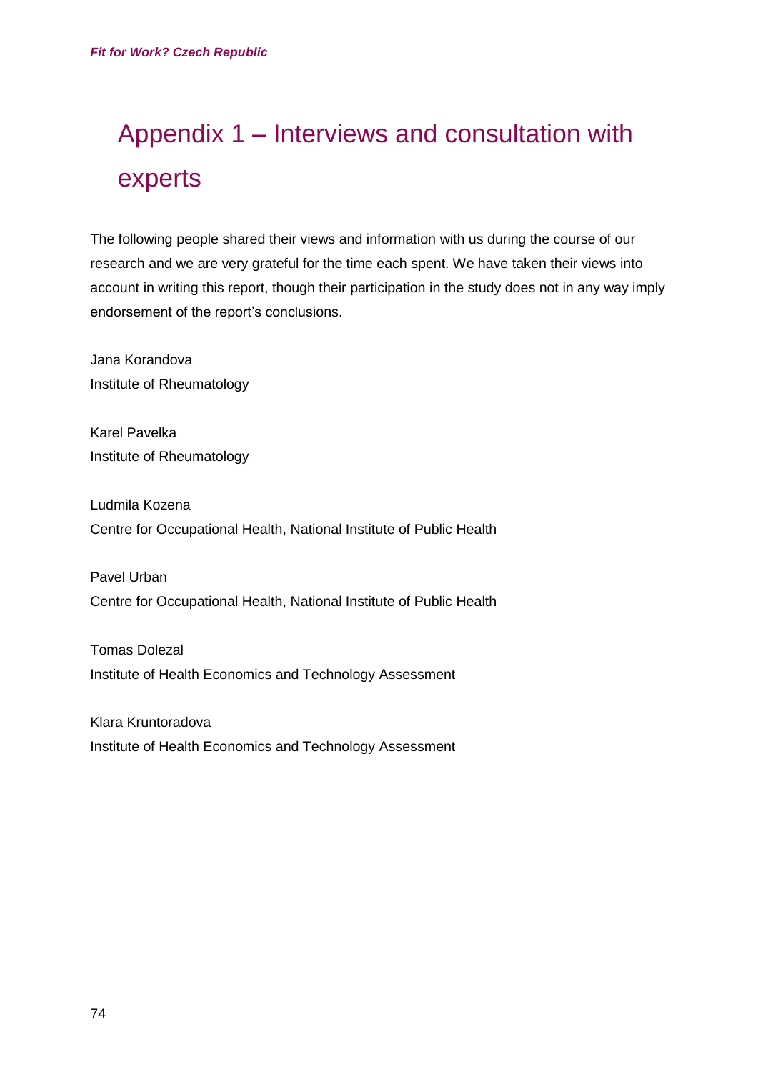# Appendix 1 – Interviews and consultation with experts

The following people shared their views and information with us during the course of our research and we are very grateful for the time each spent. We have taken their views into account in writing this report, though their participation in the study does not in any way imply endorsement of the report's conclusions.

Jana Korandova
Institute of Rheumatology

Karel Pavelka
Institute of Rheumatology

Ludmila Kozena
Centre for Occupational Health, National Institute of Public Health

Pavel Urban
Centre for Occupational Health, National Institute of Public Health

Tomas Dolezal
Institute of Health Economics and Technology Assessment

Klara Kruntoradova
Institute of Health Economics and Technology Assessment